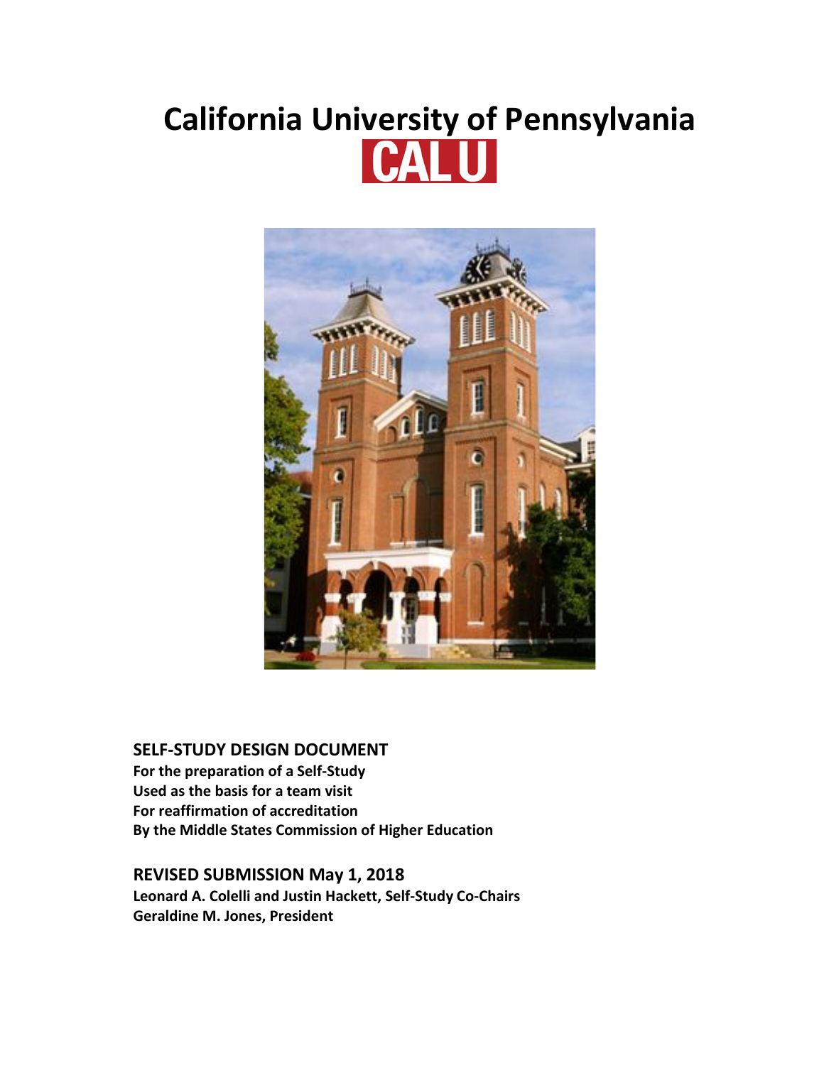# California University of Pennsylvania

CAL U

**SELF-STUDY DESIGN DOCUMENT**

**For the preparation of a Self-Study**
**Used as the basis for a team visit**
**For reaffirmation of accreditation**
**By the Middle States Commission of Higher Education**

**REVISED SUBMISSION May 1, 2018**

**Leonard A. Colelli and Justin Hackett, Self-Study Co-Chairs**
**Geraldine M. Jones, President**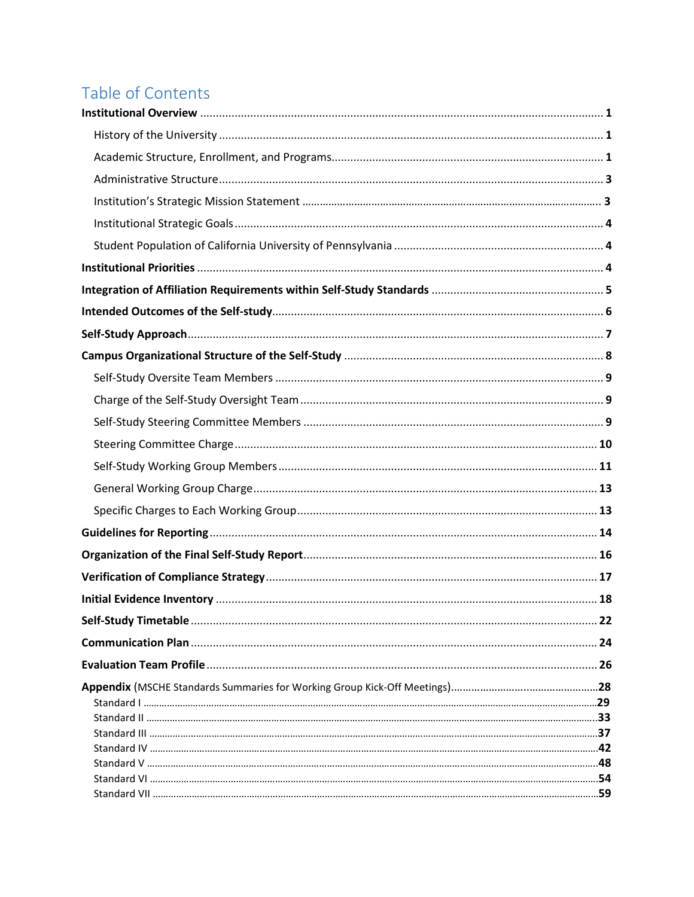# Table of Contents

**Institutional Overview** ..... 1

- History of the University ..... 1
- Academic Structure, Enrollment, and Programs ..... 1
- Administrative Structure ..... 3
- Institution's Strategic Mission Statement ..... 3
- Institutional Strategic Goals ..... 4
- Student Population of California University of Pennsylvania ..... 4

**Institutional Priorities** ..... 4

**Integration of Affiliation Requirements within Self-Study Standards** ..... 5

**Intended Outcomes of the Self-study** ..... 6

**Self-Study Approach** ..... 7

**Campus Organizational Structure of the Self-Study** ..... 8

- Self-Study Oversite Team Members ..... 9
- Charge of the Self-Study Oversight Team ..... 9
- Self-Study Steering Committee Members ..... 9
- Steering Committee Charge ..... 10
- Self-Study Working Group Members ..... 11
- General Working Group Charge ..... 13
- Specific Charges to Each Working Group ..... 13

**Guidelines for Reporting** ..... 14

**Organization of the Final Self-Study Report** ..... 16

**Verification of Compliance Strategy** ..... 17

**Initial Evidence Inventory** ..... 18

**Self-Study Timetable** ..... 22

**Communication Plan** ..... 24

**Evaluation Team Profile** ..... 26

**Appendix** (MSCHE Standards Summaries for Working Group Kick-Off Meetings) ..... 28

- Standard I ..... 29
- Standard II ..... 33
- Standard III ..... 37
- Standard IV ..... 42
- Standard V ..... 48
- Standard VI ..... 54
- Standard VII ..... 59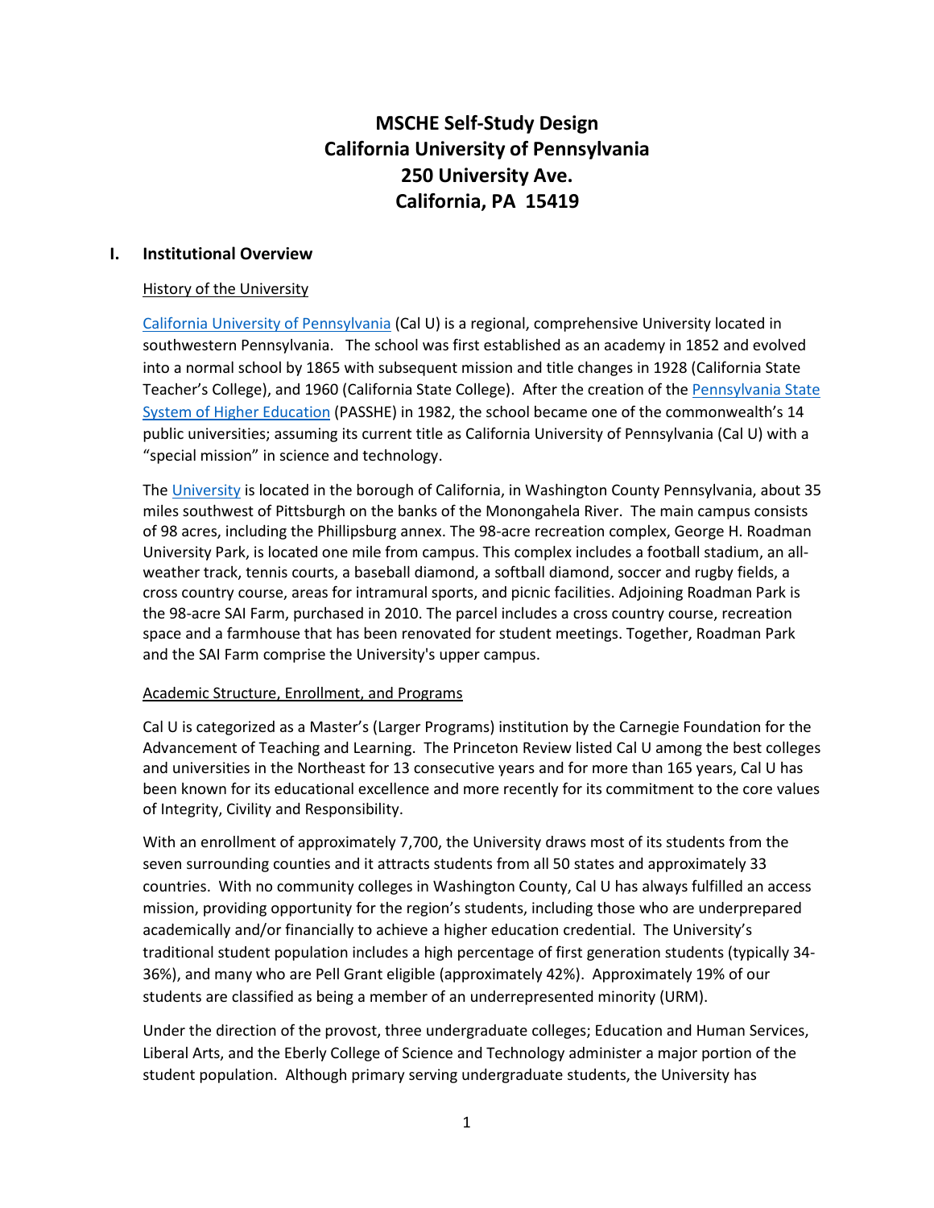# MSCHE Self-Study Design
# California University of Pennsylvania
# 250 University Ave.
# California, PA 15419

## I. Institutional Overview

### History of the University

California University of Pennsylvania (Cal U) is a regional, comprehensive University located in southwestern Pennsylvania. The school was first established as an academy in 1852 and evolved into a normal school by 1865 with subsequent mission and title changes in 1928 (California State Teacher's College), and 1960 (California State College). After the creation of the Pennsylvania State System of Higher Education (PASSHE) in 1982, the school became one of the commonwealth's 14 public universities; assuming its current title as California University of Pennsylvania (Cal U) with a "special mission" in science and technology.

The University is located in the borough of California, in Washington County Pennsylvania, about 35 miles southwest of Pittsburgh on the banks of the Monongahela River. The main campus consists of 98 acres, including the Phillipsburg annex. The 98-acre recreation complex, George H. Roadman University Park, is located one mile from campus. This complex includes a football stadium, an all-weather track, tennis courts, a baseball diamond, a softball diamond, soccer and rugby fields, a cross country course, areas for intramural sports, and picnic facilities. Adjoining Roadman Park is the 98-acre SAI Farm, purchased in 2010. The parcel includes a cross country course, recreation space and a farmhouse that has been renovated for student meetings. Together, Roadman Park and the SAI Farm comprise the University's upper campus.

### Academic Structure, Enrollment, and Programs

Cal U is categorized as a Master's (Larger Programs) institution by the Carnegie Foundation for the Advancement of Teaching and Learning. The Princeton Review listed Cal U among the best colleges and universities in the Northeast for 13 consecutive years and for more than 165 years, Cal U has been known for its educational excellence and more recently for its commitment to the core values of Integrity, Civility and Responsibility.

With an enrollment of approximately 7,700, the University draws most of its students from the seven surrounding counties and it attracts students from all 50 states and approximately 33 countries. With no community colleges in Washington County, Cal U has always fulfilled an access mission, providing opportunity for the region's students, including those who are underprepared academically and/or financially to achieve a higher education credential. The University's traditional student population includes a high percentage of first generation students (typically 34-36%), and many who are Pell Grant eligible (approximately 42%). Approximately 19% of our students are classified as being a member of an underrepresented minority (URM).

Under the direction of the provost, three undergraduate colleges; Education and Human Services, Liberal Arts, and the Eberly College of Science and Technology administer a major portion of the student population. Although primary serving undergraduate students, the University has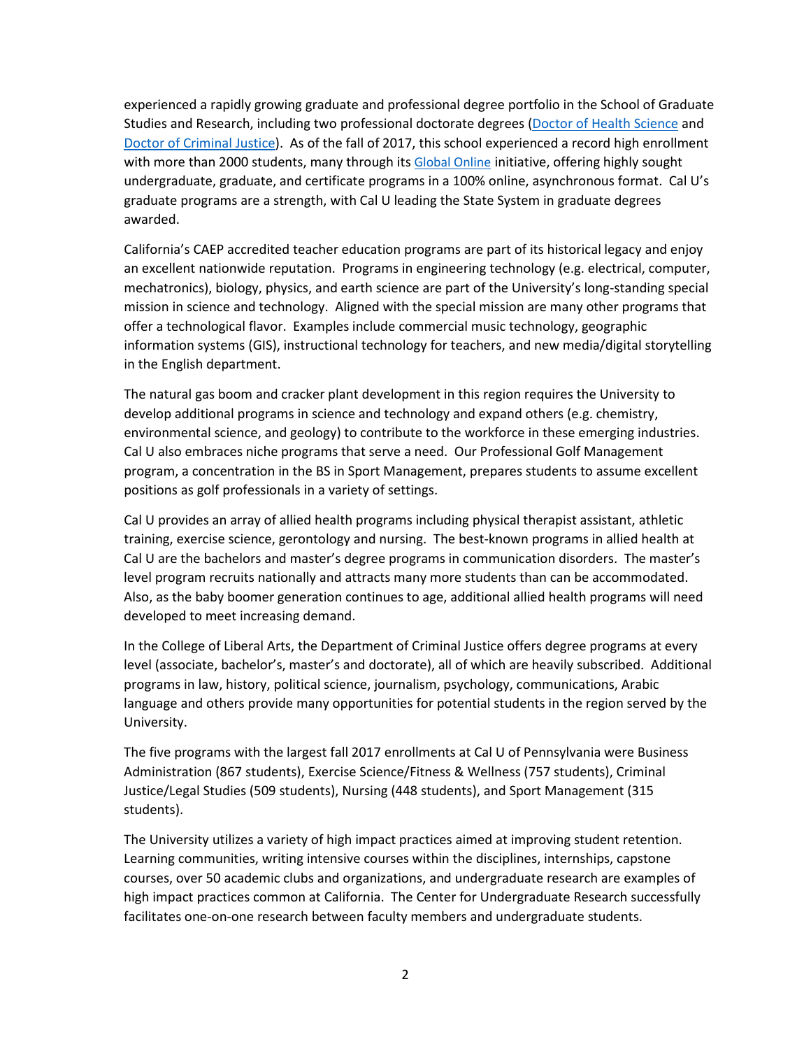experienced a rapidly growing graduate and professional degree portfolio in the School of Graduate Studies and Research, including two professional doctorate degrees (Doctor of Health Science and Doctor of Criminal Justice). As of the fall of 2017, this school experienced a record high enrollment with more than 2000 students, many through its Global Online initiative, offering highly sought undergraduate, graduate, and certificate programs in a 100% online, asynchronous format. Cal U's graduate programs are a strength, with Cal U leading the State System in graduate degrees awarded.

California's CAEP accredited teacher education programs are part of its historical legacy and enjoy an excellent nationwide reputation. Programs in engineering technology (e.g. electrical, computer, mechatronics), biology, physics, and earth science are part of the University's long-standing special mission in science and technology. Aligned with the special mission are many other programs that offer a technological flavor. Examples include commercial music technology, geographic information systems (GIS), instructional technology for teachers, and new media/digital storytelling in the English department.

The natural gas boom and cracker plant development in this region requires the University to develop additional programs in science and technology and expand others (e.g. chemistry, environmental science, and geology) to contribute to the workforce in these emerging industries. Cal U also embraces niche programs that serve a need. Our Professional Golf Management program, a concentration in the BS in Sport Management, prepares students to assume excellent positions as golf professionals in a variety of settings.

Cal U provides an array of allied health programs including physical therapist assistant, athletic training, exercise science, gerontology and nursing. The best-known programs in allied health at Cal U are the bachelors and master's degree programs in communication disorders. The master's level program recruits nationally and attracts many more students than can be accommodated. Also, as the baby boomer generation continues to age, additional allied health programs will need developed to meet increasing demand.

In the College of Liberal Arts, the Department of Criminal Justice offers degree programs at every level (associate, bachelor's, master's and doctorate), all of which are heavily subscribed. Additional programs in law, history, political science, journalism, psychology, communications, Arabic language and others provide many opportunities for potential students in the region served by the University.

The five programs with the largest fall 2017 enrollments at Cal U of Pennsylvania were Business Administration (867 students), Exercise Science/Fitness & Wellness (757 students), Criminal Justice/Legal Studies (509 students), Nursing (448 students), and Sport Management (315 students).

The University utilizes a variety of high impact practices aimed at improving student retention. Learning communities, writing intensive courses within the disciplines, internships, capstone courses, over 50 academic clubs and organizations, and undergraduate research are examples of high impact practices common at California. The Center for Undergraduate Research successfully facilitates one-on-one research between faculty members and undergraduate students.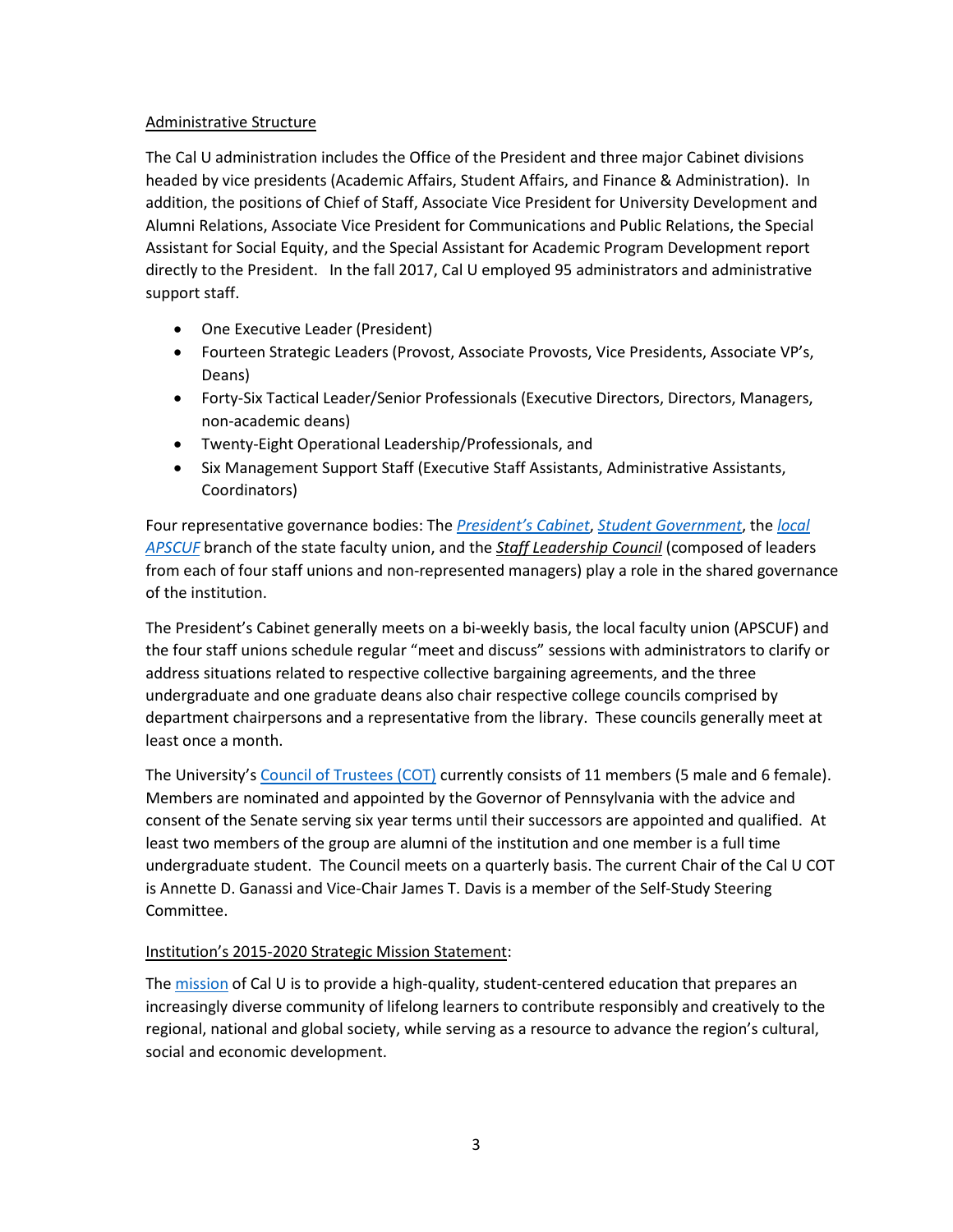Administrative Structure

The Cal U administration includes the Office of the President and three major Cabinet divisions headed by vice presidents (Academic Affairs, Student Affairs, and Finance & Administration). In addition, the positions of Chief of Staff, Associate Vice President for University Development and Alumni Relations, Associate Vice President for Communications and Public Relations, the Special Assistant for Social Equity, and the Special Assistant for Academic Program Development report directly to the President. In the fall 2017, Cal U employed 95 administrators and administrative support staff.

- One Executive Leader (President)
- Fourteen Strategic Leaders (Provost, Associate Provosts, Vice Presidents, Associate VP's, Deans)
- Forty-Six Tactical Leader/Senior Professionals (Executive Directors, Directors, Managers, non-academic deans)
- Twenty-Eight Operational Leadership/Professionals, and
- Six Management Support Staff (Executive Staff Assistants, Administrative Assistants, Coordinators)

Four representative governance bodies: The *President's Cabinet*, *Student Government*, the *local APSCUF* branch of the state faculty union, and the *Staff Leadership Council* (composed of leaders from each of four staff unions and non-represented managers) play a role in the shared governance of the institution.

The President's Cabinet generally meets on a bi-weekly basis, the local faculty union (APSCUF) and the four staff unions schedule regular "meet and discuss" sessions with administrators to clarify or address situations related to respective collective bargaining agreements, and the three undergraduate and one graduate deans also chair respective college councils comprised by department chairpersons and a representative from the library. These councils generally meet at least once a month.

The University's Council of Trustees (COT) currently consists of 11 members (5 male and 6 female). Members are nominated and appointed by the Governor of Pennsylvania with the advice and consent of the Senate serving six year terms until their successors are appointed and qualified. At least two members of the group are alumni of the institution and one member is a full time undergraduate student. The Council meets on a quarterly basis. The current Chair of the Cal U COT is Annette D. Ganassi and Vice-Chair James T. Davis is a member of the Self-Study Steering Committee.

Institution's 2015-2020 Strategic Mission Statement:

The mission of Cal U is to provide a high-quality, student-centered education that prepares an increasingly diverse community of lifelong learners to contribute responsibly and creatively to the regional, national and global society, while serving as a resource to advance the region's cultural, social and economic development.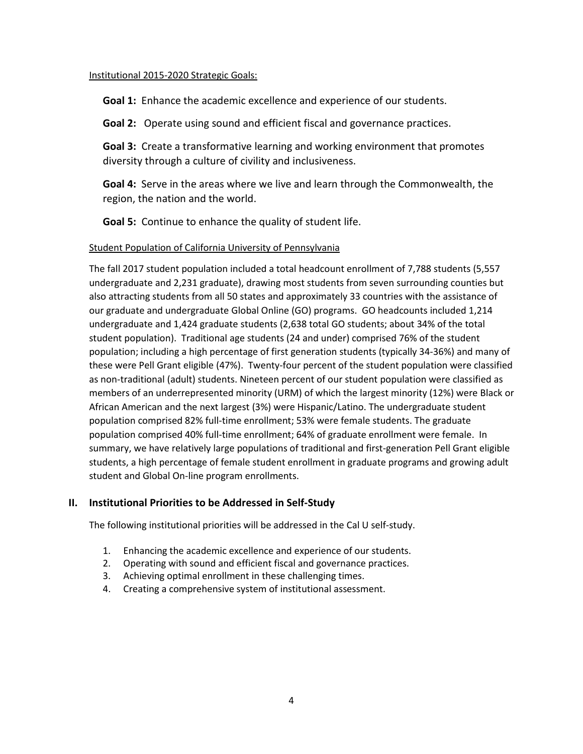Institutional 2015-2020 Strategic Goals:

**Goal 1:** Enhance the academic excellence and experience of our students.

**Goal 2:** Operate using sound and efficient fiscal and governance practices.

**Goal 3:** Create a transformative learning and working environment that promotes diversity through a culture of civility and inclusiveness.

**Goal 4:** Serve in the areas where we live and learn through the Commonwealth, the region, the nation and the world.

**Goal 5:** Continue to enhance the quality of student life.

Student Population of California University of Pennsylvania

The fall 2017 student population included a total headcount enrollment of 7,788 students (5,557 undergraduate and 2,231 graduate), drawing most students from seven surrounding counties but also attracting students from all 50 states and approximately 33 countries with the assistance of our graduate and undergraduate Global Online (GO) programs. GO headcounts included 1,214 undergraduate and 1,424 graduate students (2,638 total GO students; about 34% of the total student population). Traditional age students (24 and under) comprised 76% of the student population; including a high percentage of first generation students (typically 34-36%) and many of these were Pell Grant eligible (47%). Twenty-four percent of the student population were classified as non-traditional (adult) students. Nineteen percent of our student population were classified as members of an underrepresented minority (URM) of which the largest minority (12%) were Black or African American and the next largest (3%) were Hispanic/Latino. The undergraduate student population comprised 82% full-time enrollment; 53% were female students. The graduate population comprised 40% full-time enrollment; 64% of graduate enrollment were female. In summary, we have relatively large populations of traditional and first-generation Pell Grant eligible students, a high percentage of female student enrollment in graduate programs and growing adult student and Global On-line program enrollments.

## II. Institutional Priorities to be Addressed in Self-Study

The following institutional priorities will be addressed in the Cal U self-study.

1. Enhancing the academic excellence and experience of our students.
2. Operating with sound and efficient fiscal and governance practices.
3. Achieving optimal enrollment in these challenging times.
4. Creating a comprehensive system of institutional assessment.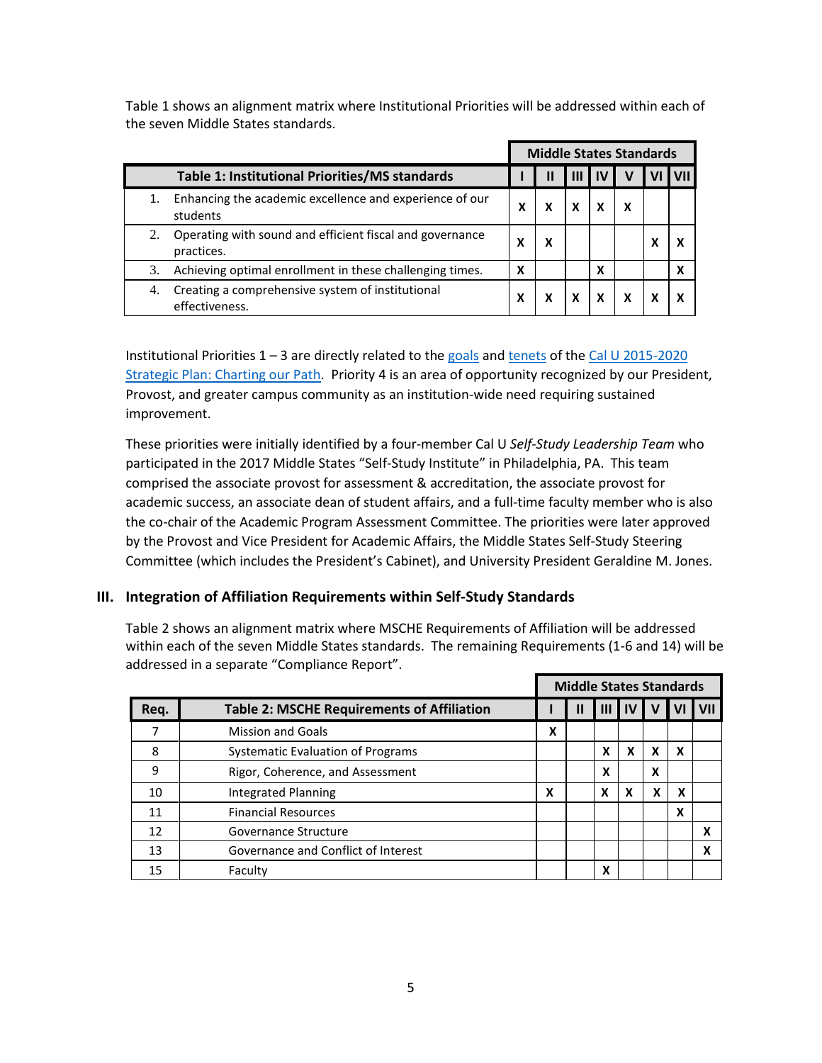Table 1 shows an alignment matrix where Institutional Priorities will be addressed within each of the seven Middle States standards.

| Table 1: Institutional Priorities/MS standards | Middle States Standards | | | | | | |
|---|---|---|---|---|---|---|---|
| | I | II | III | IV | V | VI | VII |
| 1. Enhancing the academic excellence and experience of our students | X | X | X | X | X | | |
| 2. Operating with sound and efficient fiscal and governance practices. | X | X | | | | X | X |
| 3. Achieving optimal enrollment in these challenging times. | X | | | X | | | X |
| 4. Creating a comprehensive system of institutional effectiveness. | X | X | X | X | X | X | X |

Institutional Priorities 1 – 3 are directly related to the goals and tenets of the Cal U 2015-2020 Strategic Plan: Charting our Path. Priority 4 is an area of opportunity recognized by our President, Provost, and greater campus community as an institution-wide need requiring sustained improvement.

These priorities were initially identified by a four-member Cal U *Self-Study Leadership Team* who participated in the 2017 Middle States "Self-Study Institute" in Philadelphia, PA. This team comprised the associate provost for assessment & accreditation, the associate provost for academic success, an associate dean of student affairs, and a full-time faculty member who is also the co-chair of the Academic Program Assessment Committee. The priorities were later approved by the Provost and Vice President for Academic Affairs, the Middle States Self-Study Steering Committee (which includes the President's Cabinet), and University President Geraldine M. Jones.

## III. Integration of Affiliation Requirements within Self-Study Standards

Table 2 shows an alignment matrix where MSCHE Requirements of Affiliation will be addressed within each of the seven Middle States standards. The remaining Requirements (1-6 and 14) will be addressed in a separate "Compliance Report".

| Req. | Table 2: MSCHE Requirements of Affiliation | Middle States Standards | | | | | | |
|---|---|---|---|---|---|---|---|---|
| | | I | II | III | IV | V | VI | VII |
| 7 | Mission and Goals | X | | | | | | |
| 8 | Systematic Evaluation of Programs | | | X | X | X | X | |
| 9 | Rigor, Coherence, and Assessment | | | X | | X | | |
| 10 | Integrated Planning | X | | X | X | X | X | |
| 11 | Financial Resources | | | | | | X | |
| 12 | Governance Structure | | | | | | | X |
| 13 | Governance and Conflict of Interest | | | | | | | X |
| 15 | Faculty | | | X | | | | |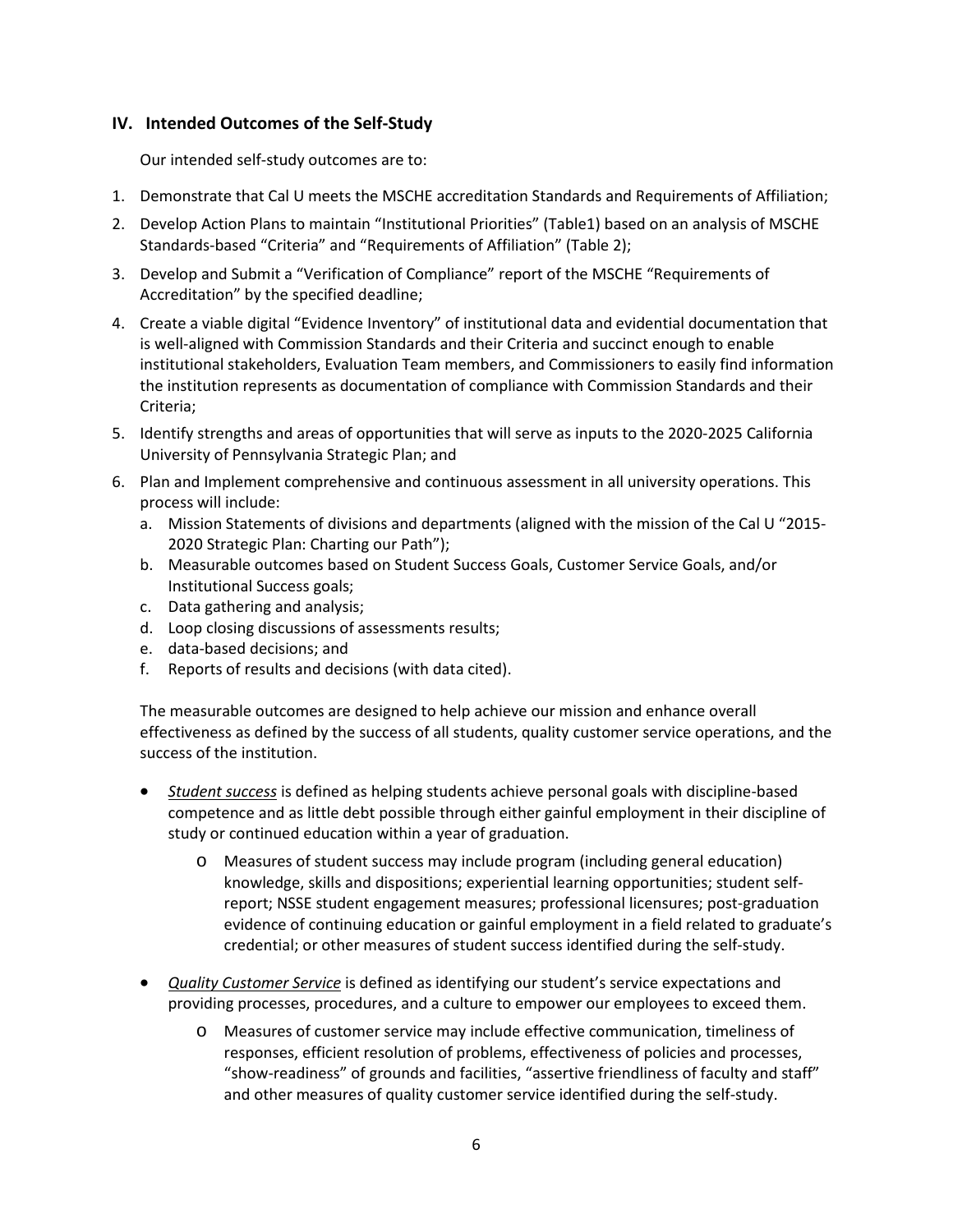## IV. Intended Outcomes of the Self-Study

Our intended self-study outcomes are to:

1. Demonstrate that Cal U meets the MSCHE accreditation Standards and Requirements of Affiliation;
2. Develop Action Plans to maintain "Institutional Priorities" (Table1) based on an analysis of MSCHE Standards-based "Criteria" and "Requirements of Affiliation" (Table 2);
3. Develop and Submit a "Verification of Compliance" report of the MSCHE "Requirements of Accreditation" by the specified deadline;
4. Create a viable digital "Evidence Inventory" of institutional data and evidential documentation that is well-aligned with Commission Standards and their Criteria and succinct enough to enable institutional stakeholders, Evaluation Team members, and Commissioners to easily find information the institution represents as documentation of compliance with Commission Standards and their Criteria;
5. Identify strengths and areas of opportunities that will serve as inputs to the 2020-2025 California University of Pennsylvania Strategic Plan; and
6. Plan and Implement comprehensive and continuous assessment in all university operations. This process will include:
   a. Mission Statements of divisions and departments (aligned with the mission of the Cal U "2015-2020 Strategic Plan: Charting our Path");
   b. Measurable outcomes based on Student Success Goals, Customer Service Goals, and/or Institutional Success goals;
   c. Data gathering and analysis;
   d. Loop closing discussions of assessments results;
   e. data-based decisions; and
   f. Reports of results and decisions (with data cited).

The measurable outcomes are designed to help achieve our mission and enhance overall effectiveness as defined by the success of all students, quality customer service operations, and the success of the institution.

- *Student success* is defined as helping students achieve personal goals with discipline-based competence and as little debt possible through either gainful employment in their discipline of study or continued education within a year of graduation.
  - Measures of student success may include program (including general education) knowledge, skills and dispositions; experiential learning opportunities; student self-report; NSSE student engagement measures; professional licensures; post-graduation evidence of continuing education or gainful employment in a field related to graduate's credential; or other measures of student success identified during the self-study.
- *Quality Customer Service* is defined as identifying our student's service expectations and providing processes, procedures, and a culture to empower our employees to exceed them.
  - Measures of customer service may include effective communication, timeliness of responses, efficient resolution of problems, effectiveness of policies and processes, "show-readiness" of grounds and facilities, "assertive friendliness of faculty and staff" and other measures of quality customer service identified during the self-study.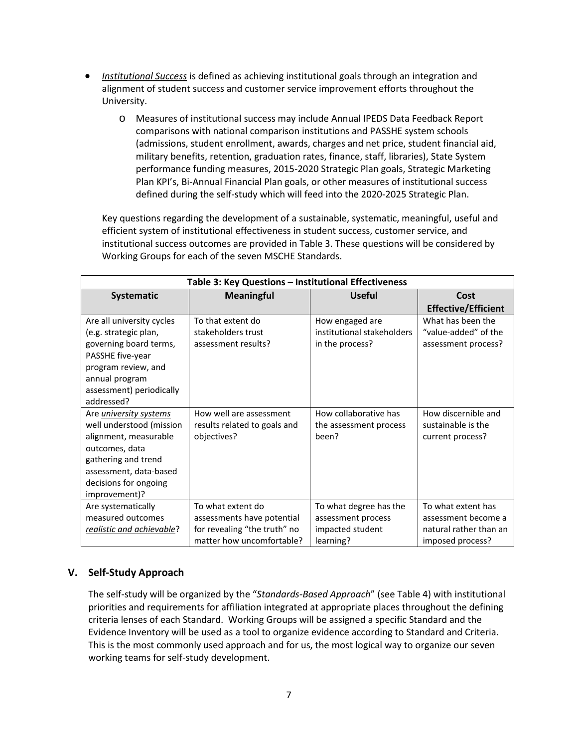- *Institutional Success* is defined as achieving institutional goals through an integration and alignment of student success and customer service improvement efforts throughout the University.
  - Measures of institutional success may include Annual IPEDS Data Feedback Report comparisons with national comparison institutions and PASSHE system schools (admissions, student enrollment, awards, charges and net price, student financial aid, military benefits, retention, graduation rates, finance, staff, libraries), State System performance funding measures, 2015-2020 Strategic Plan goals, Strategic Marketing Plan KPI's, Bi-Annual Financial Plan goals, or other measures of institutional success defined during the self-study which will feed into the 2020-2025 Strategic Plan.

Key questions regarding the development of a sustainable, systematic, meaningful, useful and efficient system of institutional effectiveness in student success, customer service, and institutional success outcomes are provided in Table 3. These questions will be considered by Working Groups for each of the seven MSCHE Standards.

**Table 3: Key Questions – Institutional Effectiveness**

| Systematic | Meaningful | Useful | Cost Effective/Efficient |
|---|---|---|---|
| Are all university cycles (e.g. strategic plan, governing board terms, PASSHE five-year program review, and annual program assessment) periodically addressed? | To that extent do stakeholders trust assessment results? | How engaged are institutional stakeholders in the process? | What has been the "value-added" of the assessment process? |
| Are *university systems* well understood (mission alignment, measurable outcomes, data gathering and trend assessment, data-based decisions for ongoing improvement)? | How well are assessment results related to goals and objectives? | How collaborative has the assessment process been? | How discernible and sustainable is the current process? |
| Are systematically measured outcomes *realistic and achievable*? | To what extent do assessments have potential for revealing "the truth" no matter how uncomfortable? | To what degree has the assessment process impacted student learning? | To what extent has assessment become a natural rather than an imposed process? |

## V. Self-Study Approach

The self-study will be organized by the "*Standards-Based Approach*" (see Table 4) with institutional priorities and requirements for affiliation integrated at appropriate places throughout the defining criteria lenses of each Standard. Working Groups will be assigned a specific Standard and the Evidence Inventory will be used as a tool to organize evidence according to Standard and Criteria. This is the most commonly used approach and for us, the most logical way to organize our seven working teams for self-study development.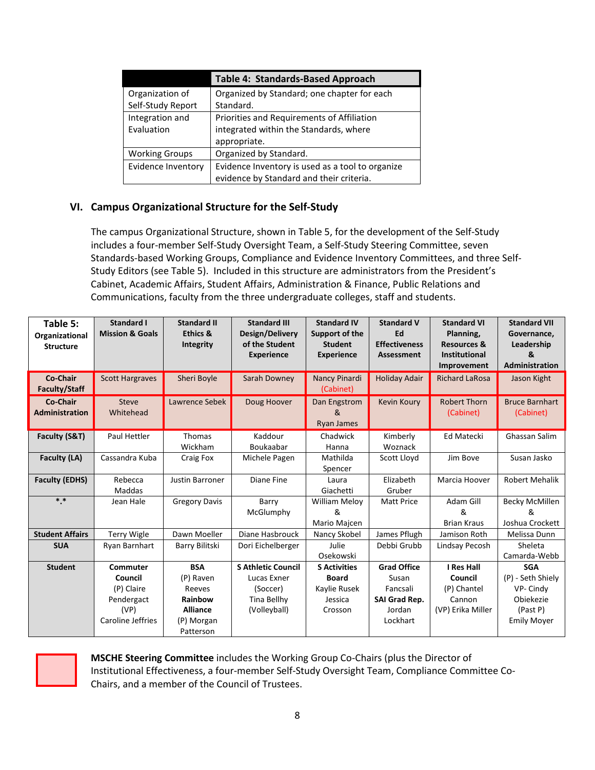| | Table 4: Standards-Based Approach |
|---|---|
| Organization of Self-Study Report | Organized by Standard; one chapter for each Standard. |
| Integration and Evaluation | Priorities and Requirements of Affiliation integrated within the Standards, where appropriate. |
| Working Groups | Organized by Standard. |
| Evidence Inventory | Evidence Inventory is used as a tool to organize evidence by Standard and their criteria. |

## VI. Campus Organizational Structure for the Self-Study

The campus Organizational Structure, shown in Table 5, for the development of the Self-Study includes a four-member Self-Study Oversight Team, a Self-Study Steering Committee, seven Standards-based Working Groups, Compliance and Evidence Inventory Committees, and three Self-Study Editors (see Table 5). Included in this structure are administrators from the President's Cabinet, Academic Affairs, Student Affairs, Administration & Finance, Public Relations and Communications, faculty from the three undergraduate colleges, staff and students.

| Table 5: Organizational Structure | Standard I Mission & Goals | Standard II Ethics & Integrity | Standard III Design/Delivery of the Student Experience | Standard IV Support of the Student Experience | Standard V Ed Effectiveness Assessment | Standard VI Planning, Resources & Institutional Improvement | Standard VII Governance, Leadership & Administration |
|---|---|---|---|---|---|---|---|
| **Co-Chair Faculty/Staff** | Scott Hargraves | Sheri Boyle | Sarah Downey | Nancy Pinardi (Cabinet) | Holiday Adair | Richard LaRosa | Jason Kight |
| **Co-Chair Administration** | Steve Whitehead | Lawrence Sebek | Doug Hoover | Dan Engstrom & Ryan James | Kevin Koury | Robert Thorn (Cabinet) | Bruce Barnhart (Cabinet) |
| **Faculty (S&T)** | Paul Hettler | Thomas Wickham | Kaddour Boukaabar | Chadwick Hanna | Kimberly Woznack | Ed Matecki | Ghassan Salim |
| **Faculty (LA)** | Cassandra Kuba | Craig Fox | Michele Pagen | Mathilda Spencer | Scott Lloyd | Jim Bove | Susan Jasko |
| **Faculty (EDHS)** | Rebecca Maddas | Justin Barroner | Diane Fine | Laura Giachetti | Elizabeth Gruber | Marcia Hoover | Robert Mehalik |
| *.* | Jean Hale | Gregory Davis | Barry McGlumphy | William Meloy & Mario Majcen | Matt Price | Adam Gill & Brian Kraus | Becky McMillen & Joshua Crockett |
| **Student Affairs** | Terry Wigle | Dawn Moeller | Diane Hasbrouck | Nancy Skobel | James Pflugh | Jamison Roth | Melissa Dunn |
| **SUA** | Ryan Barnhart | Barry Bilitski | Dori Eichelberger | Julie Osekowski | Debbi Grubb | Lindsay Pecosh | Sheleta Camarda-Webb |
| **Student** | **Commuter Council** (P) Claire Pendergact (VP) Caroline Jeffries | **BSA** (P) Raven Reeves **Rainbow Alliance** (P) Morgan Patterson | **S Athletic Council** Lucas Exner (Soccer) Tina Bellhy (Volleyball) | **S Activities Board** Kaylie Rusek Jessica Crosson | **Grad Office** Susan Fancsali **SAI Grad Rep.** Jordan Lockhart | **I Res Hall Council** (P) Chantel Cannon (VP) Erika Miller | **SGA** (P) - Seth Shiely VP- Cindy Obiekezie (Past P) Emily Moyer |

**MSCHE Steering Committee** includes the Working Group Co-Chairs (plus the Director of Institutional Effectiveness, a four-member Self-Study Oversight Team, Compliance Committee Co-Chairs, and a member of the Council of Trustees.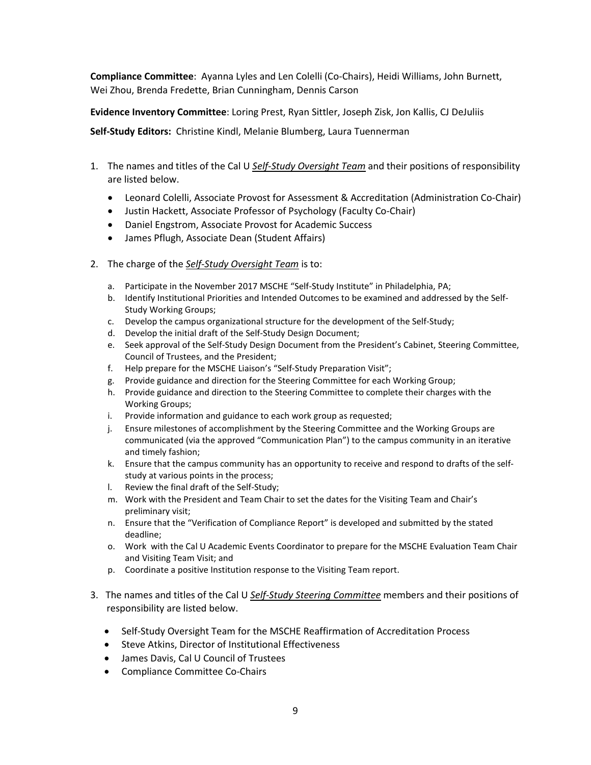**Compliance Committee**: Ayanna Lyles and Len Colelli (Co-Chairs), Heidi Williams, John Burnett, Wei Zhou, Brenda Fredette, Brian Cunningham, Dennis Carson

**Evidence Inventory Committee**: Loring Prest, Ryan Sittler, Joseph Zisk, Jon Kallis, CJ DeJuliis

**Self-Study Editors:** Christine Kindl, Melanie Blumberg, Laura Tuennerman

1. The names and titles of the Cal U ***Self-Study Oversight Team*** and their positions of responsibility are listed below.
   - Leonard Colelli, Associate Provost for Assessment & Accreditation (Administration Co-Chair)
   - Justin Hackett, Associate Professor of Psychology (Faculty Co-Chair)
   - Daniel Engstrom, Associate Provost for Academic Success
   - James Pflugh, Associate Dean (Student Affairs)

2. The charge of the ***Self-Study Oversight Team*** is to:
   a. Participate in the November 2017 MSCHE "Self-Study Institute" in Philadelphia, PA;
   b. Identify Institutional Priorities and Intended Outcomes to be examined and addressed by the Self-Study Working Groups;
   c. Develop the campus organizational structure for the development of the Self-Study;
   d. Develop the initial draft of the Self-Study Design Document;
   e. Seek approval of the Self-Study Design Document from the President's Cabinet, Steering Committee, Council of Trustees, and the President;
   f. Help prepare for the MSCHE Liaison's "Self-Study Preparation Visit";
   g. Provide guidance and direction for the Steering Committee for each Working Group;
   h. Provide guidance and direction to the Steering Committee to complete their charges with the Working Groups;
   i. Provide information and guidance to each work group as requested;
   j. Ensure milestones of accomplishment by the Steering Committee and the Working Groups are communicated (via the approved "Communication Plan") to the campus community in an iterative and timely fashion;
   k. Ensure that the campus community has an opportunity to receive and respond to drafts of the self-study at various points in the process;
   l. Review the final draft of the Self-Study;
   m. Work with the President and Team Chair to set the dates for the Visiting Team and Chair's preliminary visit;
   n. Ensure that the "Verification of Compliance Report" is developed and submitted by the stated deadline;
   o. Work with the Cal U Academic Events Coordinator to prepare for the MSCHE Evaluation Team Chair and Visiting Team Visit; and
   p. Coordinate a positive Institution response to the Visiting Team report.

3. The names and titles of the Cal U ***Self-Study Steering Committee*** members and their positions of responsibility are listed below.
   - Self-Study Oversight Team for the MSCHE Reaffirmation of Accreditation Process
   - Steve Atkins, Director of Institutional Effectiveness
   - James Davis, Cal U Council of Trustees
   - Compliance Committee Co-Chairs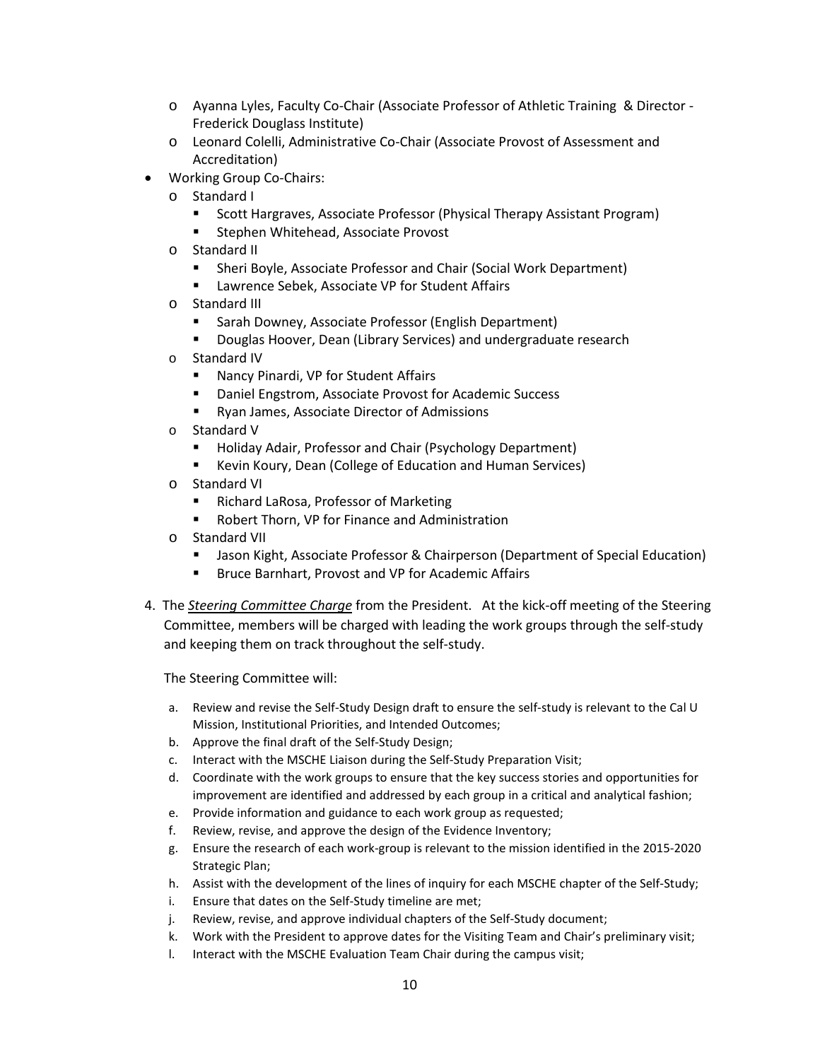- Ayanna Lyles, Faculty Co-Chair (Associate Professor of Athletic Training & Director - Frederick Douglass Institute)
  - Leonard Colelli, Administrative Co-Chair (Associate Provost of Assessment and Accreditation)
- Working Group Co-Chairs:
  - Standard I
    - Scott Hargraves, Associate Professor (Physical Therapy Assistant Program)
    - Stephen Whitehead, Associate Provost
  - Standard II
    - Sheri Boyle, Associate Professor and Chair (Social Work Department)
    - Lawrence Sebek, Associate VP for Student Affairs
  - Standard III
    - Sarah Downey, Associate Professor (English Department)
    - Douglas Hoover, Dean (Library Services) and undergraduate research
  - Standard IV
    - Nancy Pinardi, VP for Student Affairs
    - Daniel Engstrom, Associate Provost for Academic Success
    - Ryan James, Associate Director of Admissions
  - Standard V
    - Holiday Adair, Professor and Chair (Psychology Department)
    - Kevin Koury, Dean (College of Education and Human Services)
  - Standard VI
    - Richard LaRosa, Professor of Marketing
    - Robert Thorn, VP for Finance and Administration
  - Standard VII
    - Jason Kight, Associate Professor & Chairperson (Department of Special Education)
    - Bruce Barnhart, Provost and VP for Academic Affairs

4. The ***Steering Committee Charge*** from the President. At the kick-off meeting of the Steering Committee, members will be charged with leading the work groups through the self-study and keeping them on track throughout the self-study.

   The Steering Committee will:

   a. Review and revise the Self-Study Design draft to ensure the self-study is relevant to the Cal U Mission, Institutional Priorities, and Intended Outcomes;
   b. Approve the final draft of the Self-Study Design;
   c. Interact with the MSCHE Liaison during the Self-Study Preparation Visit;
   d. Coordinate with the work groups to ensure that the key success stories and opportunities for improvement are identified and addressed by each group in a critical and analytical fashion;
   e. Provide information and guidance to each work group as requested;
   f. Review, revise, and approve the design of the Evidence Inventory;
   g. Ensure the research of each work-group is relevant to the mission identified in the 2015-2020 Strategic Plan;
   h. Assist with the development of the lines of inquiry for each MSCHE chapter of the Self-Study;
   i. Ensure that dates on the Self-Study timeline are met;
   j. Review, revise, and approve individual chapters of the Self-Study document;
   k. Work with the President to approve dates for the Visiting Team and Chair's preliminary visit;
   l. Interact with the MSCHE Evaluation Team Chair during the campus visit;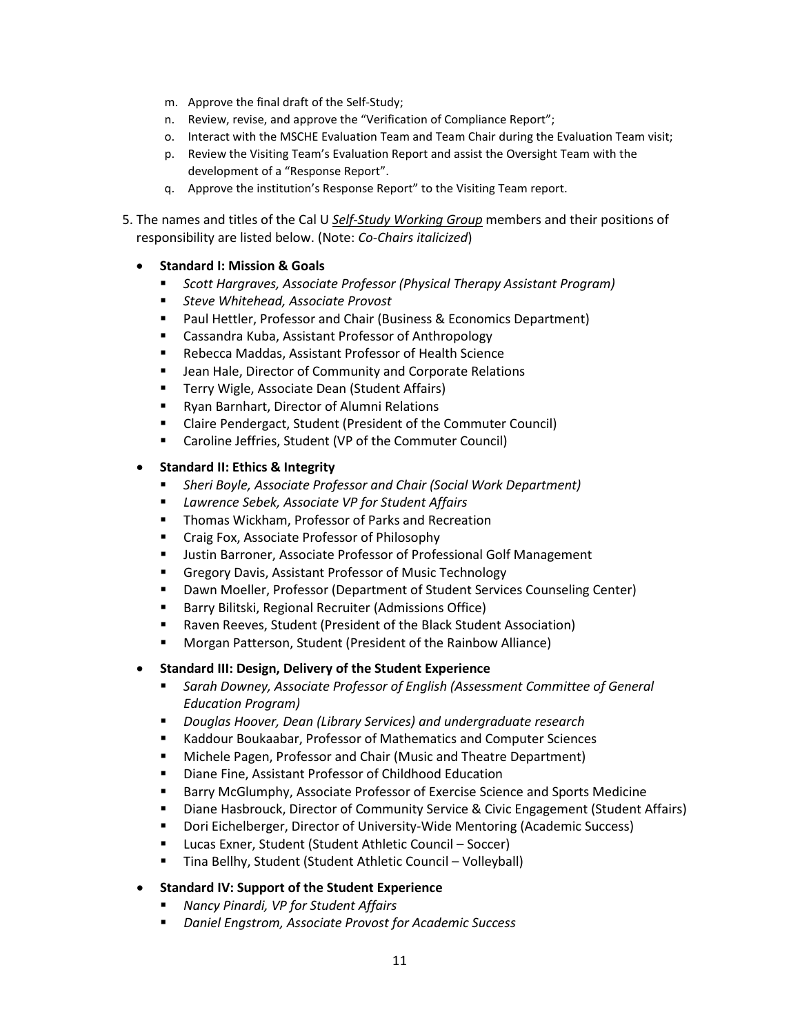m. Approve the final draft of the Self-Study;
n. Review, revise, and approve the "Verification of Compliance Report";
o. Interact with the MSCHE Evaluation Team and Team Chair during the Evaluation Team visit;
p. Review the Visiting Team's Evaluation Report and assist the Oversight Team with the development of a "Response Report".
q. Approve the institution's Response Report" to the Visiting Team report.

5. The names and titles of the Cal U ***Self-Study Working Group*** members and their positions of responsibility are listed below. (Note: *Co-Chairs italicized*)

- **Standard I: Mission & Goals**
  - *Scott Hargraves, Associate Professor (Physical Therapy Assistant Program)*
  - *Steve Whitehead, Associate Provost*
  - Paul Hettler, Professor and Chair (Business & Economics Department)
  - Cassandra Kuba, Assistant Professor of Anthropology
  - Rebecca Maddas, Assistant Professor of Health Science
  - Jean Hale, Director of Community and Corporate Relations
  - Terry Wigle, Associate Dean (Student Affairs)
  - Ryan Barnhart, Director of Alumni Relations
  - Claire Pendergact, Student (President of the Commuter Council)
  - Caroline Jeffries, Student (VP of the Commuter Council)

- **Standard II: Ethics & Integrity**
  - *Sheri Boyle, Associate Professor and Chair (Social Work Department)*
  - *Lawrence Sebek, Associate VP for Student Affairs*
  - Thomas Wickham, Professor of Parks and Recreation
  - Craig Fox, Associate Professor of Philosophy
  - Justin Barroner, Associate Professor of Professional Golf Management
  - Gregory Davis, Assistant Professor of Music Technology
  - Dawn Moeller, Professor (Department of Student Services Counseling Center)
  - Barry Bilitski, Regional Recruiter (Admissions Office)
  - Raven Reeves, Student (President of the Black Student Association)
  - Morgan Patterson, Student (President of the Rainbow Alliance)

- **Standard III: Design, Delivery of the Student Experience**
  - *Sarah Downey, Associate Professor of English (Assessment Committee of General Education Program)*
  - *Douglas Hoover, Dean (Library Services) and undergraduate research*
  - Kaddour Boukaabar, Professor of Mathematics and Computer Sciences
  - Michele Pagen, Professor and Chair (Music and Theatre Department)
  - Diane Fine, Assistant Professor of Childhood Education
  - Barry McGlumphy, Associate Professor of Exercise Science and Sports Medicine
  - Diane Hasbrouck, Director of Community Service & Civic Engagement (Student Affairs)
  - Dori Eichelberger, Director of University-Wide Mentoring (Academic Success)
  - Lucas Exner, Student (Student Athletic Council – Soccer)
  - Tina Bellhy, Student (Student Athletic Council – Volleyball)

- **Standard IV: Support of the Student Experience**
  - *Nancy Pinardi, VP for Student Affairs*
  - *Daniel Engstrom, Associate Provost for Academic Success*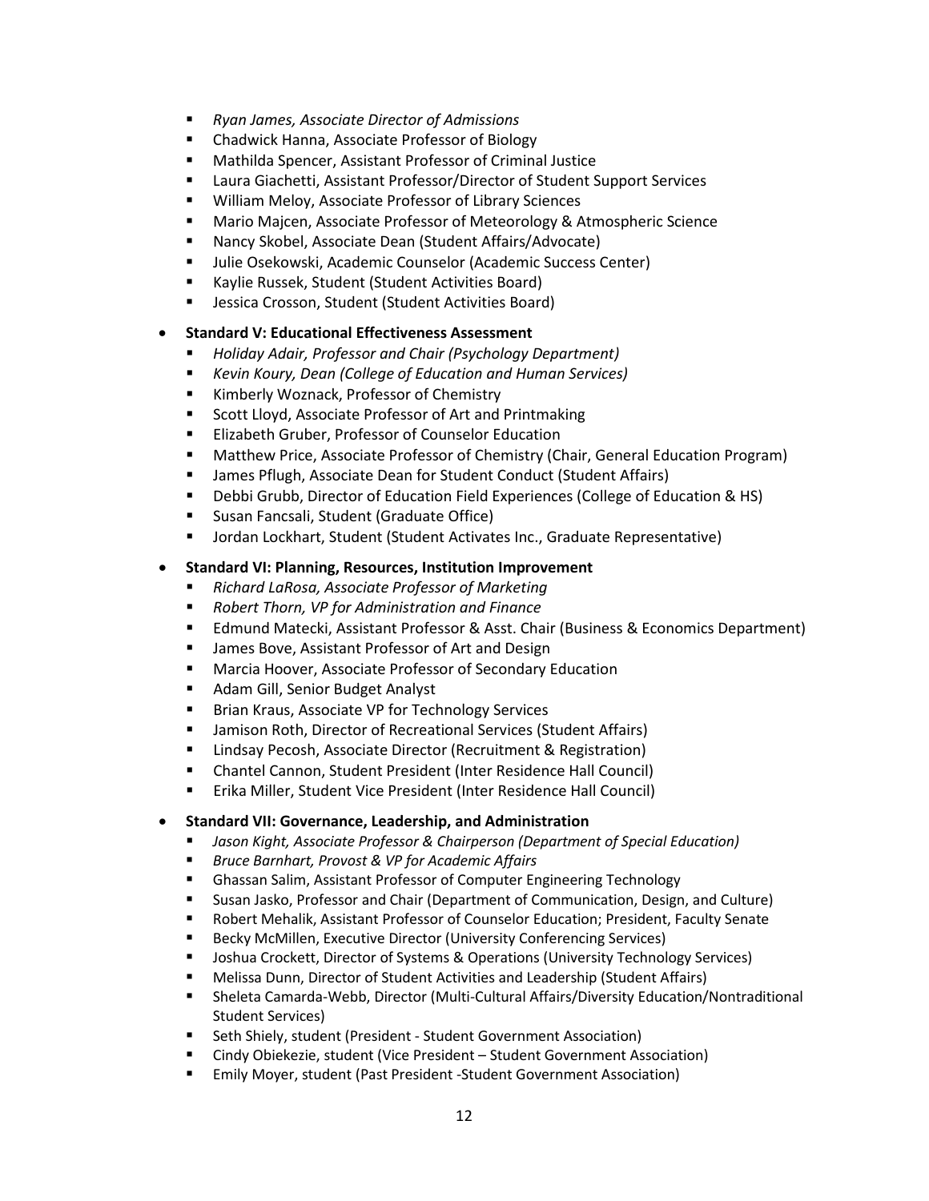- *Ryan James, Associate Director of Admissions*
- Chadwick Hanna, Associate Professor of Biology
- Mathilda Spencer, Assistant Professor of Criminal Justice
- Laura Giachetti, Assistant Professor/Director of Student Support Services
- William Meloy, Associate Professor of Library Sciences
- Mario Majcen, Associate Professor of Meteorology & Atmospheric Science
- Nancy Skobel, Associate Dean (Student Affairs/Advocate)
- Julie Osekowski, Academic Counselor (Academic Success Center)
- Kaylie Russek, Student (Student Activities Board)
- Jessica Crosson, Student (Student Activities Board)

- **Standard V: Educational Effectiveness Assessment**
  - *Holiday Adair, Professor and Chair (Psychology Department)*
  - *Kevin Koury, Dean (College of Education and Human Services)*
  - Kimberly Woznack, Professor of Chemistry
  - Scott Lloyd, Associate Professor of Art and Printmaking
  - Elizabeth Gruber, Professor of Counselor Education
  - Matthew Price, Associate Professor of Chemistry (Chair, General Education Program)
  - James Pflugh, Associate Dean for Student Conduct (Student Affairs)
  - Debbi Grubb, Director of Education Field Experiences (College of Education & HS)
  - Susan Fancsali, Student (Graduate Office)
  - Jordan Lockhart, Student (Student Activates Inc., Graduate Representative)

- **Standard VI: Planning, Resources, Institution Improvement**
  - *Richard LaRosa, Associate Professor of Marketing*
  - *Robert Thorn, VP for Administration and Finance*
  - Edmund Matecki, Assistant Professor & Asst. Chair (Business & Economics Department)
  - James Bove, Assistant Professor of Art and Design
  - Marcia Hoover, Associate Professor of Secondary Education
  - Adam Gill, Senior Budget Analyst
  - Brian Kraus, Associate VP for Technology Services
  - Jamison Roth, Director of Recreational Services (Student Affairs)
  - Lindsay Pecosh, Associate Director (Recruitment & Registration)
  - Chantel Cannon, Student President (Inter Residence Hall Council)
  - Erika Miller, Student Vice President (Inter Residence Hall Council)

- **Standard VII: Governance, Leadership, and Administration**
  - *Jason Kight, Associate Professor & Chairperson (Department of Special Education)*
  - *Bruce Barnhart, Provost & VP for Academic Affairs*
  - Ghassan Salim, Assistant Professor of Computer Engineering Technology
  - Susan Jasko, Professor and Chair (Department of Communication, Design, and Culture)
  - Robert Mehalik, Assistant Professor of Counselor Education; President, Faculty Senate
  - Becky McMillen, Executive Director (University Conferencing Services)
  - Joshua Crockett, Director of Systems & Operations (University Technology Services)
  - Melissa Dunn, Director of Student Activities and Leadership (Student Affairs)
  - Sheleta Camarda-Webb, Director (Multi-Cultural Affairs/Diversity Education/Nontraditional Student Services)
  - Seth Shiely, student (President - Student Government Association)
  - Cindy Obiekezie, student (Vice President – Student Government Association)
  - Emily Moyer, student (Past President -Student Government Association)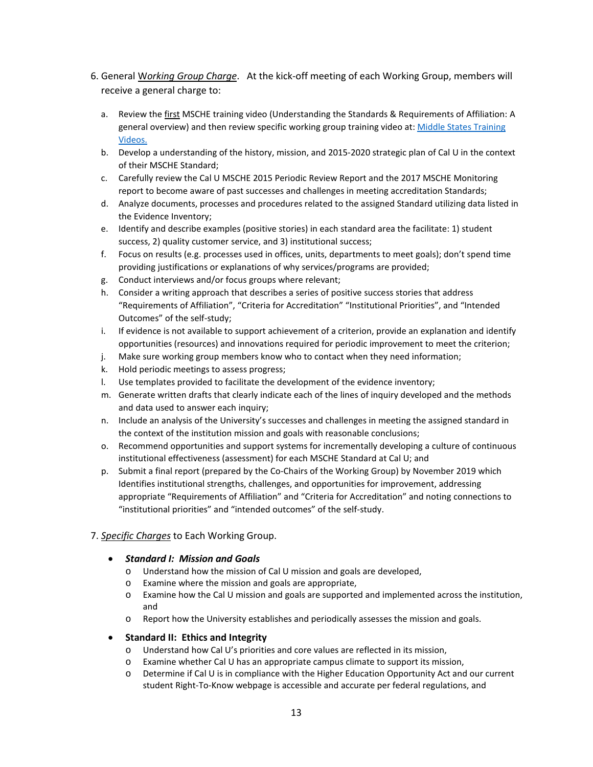6. General <u>Working Group Charge</u>. At the kick-off meeting of each Working Group, members will receive a general charge to:

   a. Review the <u>first</u> MSCHE training video (Understanding the Standards & Requirements of Affiliation: A general overview) and then review specific working group training video at: [Middle States Training Videos.]()
   b. Develop a understanding of the history, mission, and 2015-2020 strategic plan of Cal U in the context of their MSCHE Standard;
   c. Carefully review the Cal U MSCHE 2015 Periodic Review Report and the 2017 MSCHE Monitoring report to become aware of past successes and challenges in meeting accreditation Standards;
   d. Analyze documents, processes and procedures related to the assigned Standard utilizing data listed in the Evidence Inventory;
   e. Identify and describe examples (positive stories) in each standard area the facilitate: 1) student success, 2) quality customer service, and 3) institutional success;
   f. Focus on results (e.g. processes used in offices, units, departments to meet goals); don't spend time providing justifications or explanations of why services/programs are provided;
   g. Conduct interviews and/or focus groups where relevant;
   h. Consider a writing approach that describes a series of positive success stories that address "Requirements of Affiliation", "Criteria for Accreditation" "Institutional Priorities", and "Intended Outcomes" of the self-study;
   i. If evidence is not available to support achievement of a criterion, provide an explanation and identify opportunities (resources) and innovations required for periodic improvement to meet the criterion;
   j. Make sure working group members know who to contact when they need information;
   k. Hold periodic meetings to assess progress;
   l. Use templates provided to facilitate the development of the evidence inventory;
   m. Generate written drafts that clearly indicate each of the lines of inquiry developed and the methods and data used to answer each inquiry;
   n. Include an analysis of the University's successes and challenges in meeting the assigned standard in the context of the institution mission and goals with reasonable conclusions;
   o. Recommend opportunities and support systems for incrementally developing a culture of continuous institutional effectiveness (assessment) for each MSCHE Standard at Cal U; and
   p. Submit a final report (prepared by the Co-Chairs of the Working Group) by November 2019 which Identifies institutional strengths, challenges, and opportunities for improvement, addressing appropriate "Requirements of Affiliation" and "Criteria for Accreditation" and noting connections to "institutional priorities" and "intended outcomes" of the self-study.

7. *<u>Specific Charges</u>* to Each Working Group.

   - ***Standard I: Mission and Goals***
     - Understand how the mission of Cal U mission and goals are developed,
     - Examine where the mission and goals are appropriate,
     - Examine how the Cal U mission and goals are supported and implemented across the institution, and
     - Report how the University establishes and periodically assesses the mission and goals.
   - **Standard II: Ethics and Integrity**
     - Understand how Cal U's priorities and core values are reflected in its mission,
     - Examine whether Cal U has an appropriate campus climate to support its mission,
     - Determine if Cal U is in compliance with the Higher Education Opportunity Act and our current student Right-To-Know webpage is accessible and accurate per federal regulations, and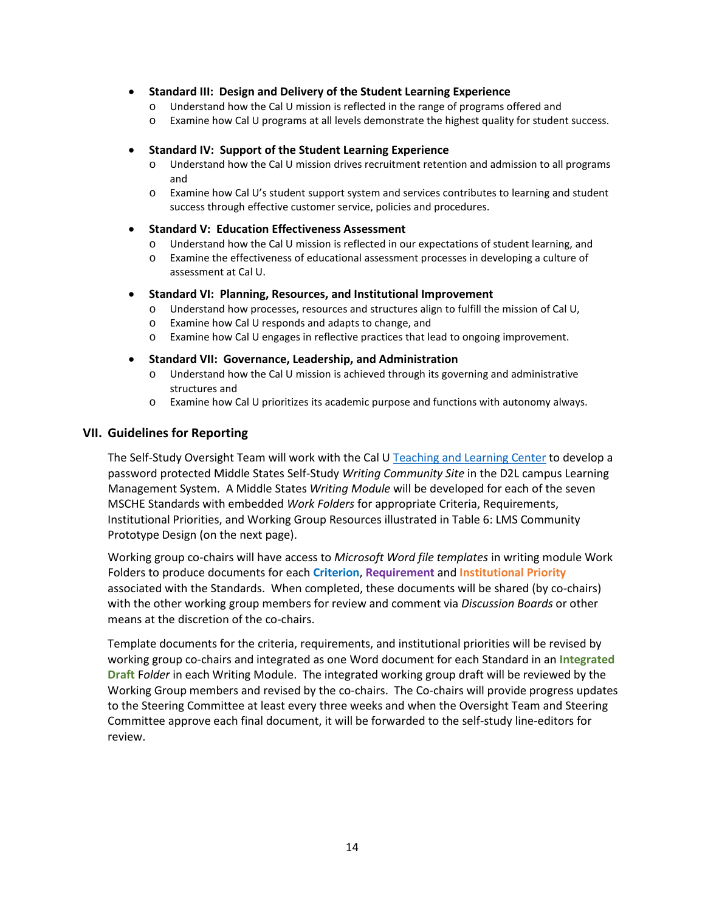- **Standard III: Design and Delivery of the Student Learning Experience**
  - Understand how the Cal U mission is reflected in the range of programs offered and
  - Examine how Cal U programs at all levels demonstrate the highest quality for student success.

- **Standard IV: Support of the Student Learning Experience**
  - Understand how the Cal U mission drives recruitment retention and admission to all programs and
  - Examine how Cal U's student support system and services contributes to learning and student success through effective customer service, policies and procedures.

- **Standard V: Education Effectiveness Assessment**
  - Understand how the Cal U mission is reflected in our expectations of student learning, and
  - Examine the effectiveness of educational assessment processes in developing a culture of assessment at Cal U.

- **Standard VI: Planning, Resources, and Institutional Improvement**
  - Understand how processes, resources and structures align to fulfill the mission of Cal U,
  - Examine how Cal U responds and adapts to change, and
  - Examine how Cal U engages in reflective practices that lead to ongoing improvement.

- **Standard VII: Governance, Leadership, and Administration**
  - Understand how the Cal U mission is achieved through its governing and administrative structures and
  - Examine how Cal U prioritizes its academic purpose and functions with autonomy always.

## VII. Guidelines for Reporting

The Self-Study Oversight Team will work with the Cal U Teaching and Learning Center to develop a password protected Middle States Self-Study *Writing Community Site* in the D2L campus Learning Management System. A Middle States *Writing Module* will be developed for each of the seven MSCHE Standards with embedded *Work Folders* for appropriate Criteria, Requirements, Institutional Priorities, and Working Group Resources illustrated in Table 6: LMS Community Prototype Design (on the next page).

Working group co-chairs will have access to *Microsoft Word file templates* in writing module Work Folders to produce documents for each **Criterion**, **Requirement** and **Institutional Priority** associated with the Standards. When completed, these documents will be shared (by co-chairs) with the other working group members for review and comment via *Discussion Boards* or other means at the discretion of the co-chairs.

Template documents for the criteria, requirements, and institutional priorities will be revised by working group co-chairs and integrated as one Word document for each Standard in an **Integrated Draft** F*older* in each Writing Module. The integrated working group draft will be reviewed by the Working Group members and revised by the co-chairs. The Co-chairs will provide progress updates to the Steering Committee at least every three weeks and when the Oversight Team and Steering Committee approve each final document, it will be forwarded to the self-study line-editors for review.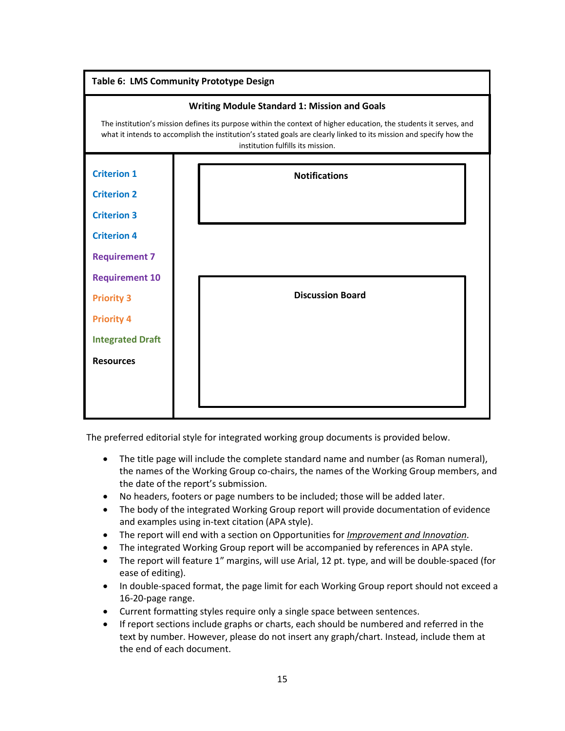**Table 6: LMS Community Prototype Design**

| **Writing Module Standard 1: Mission and Goals** | |
|---|---|
| The institution's mission defines its purpose within the context of higher education, the students it serves, and what it intends to accomplish the institution's stated goals are clearly linked to its mission and specify how the institution fulfills its mission. | |
| **Criterion 1**<br>**Criterion 2**<br>**Criterion 3**<br>**Criterion 4**<br>**Requirement 7**<br>**Requirement 10**<br>**Priority 3**<br>**Priority 4**<br>**Integrated Draft**<br>**Resources** | **Notifications**<br><br>**Discussion Board** |

The preferred editorial style for integrated working group documents is provided below.

- The title page will include the complete standard name and number (as Roman numeral), the names of the Working Group co-chairs, the names of the Working Group members, and the date of the report's submission.
- No headers, footers or page numbers to be included; those will be added later.
- The body of the integrated Working Group report will provide documentation of evidence and examples using in-text citation (APA style).
- The report will end with a section on Opportunities for ***Improvement and Innovation***.
- The integrated Working Group report will be accompanied by references in APA style.
- The report will feature 1" margins, will use Arial, 12 pt. type, and will be double-spaced (for ease of editing).
- In double-spaced format, the page limit for each Working Group report should not exceed a 16-20-page range.
- Current formatting styles require only a single space between sentences.
- If report sections include graphs or charts, each should be numbered and referred in the text by number. However, please do not insert any graph/chart. Instead, include them at the end of each document.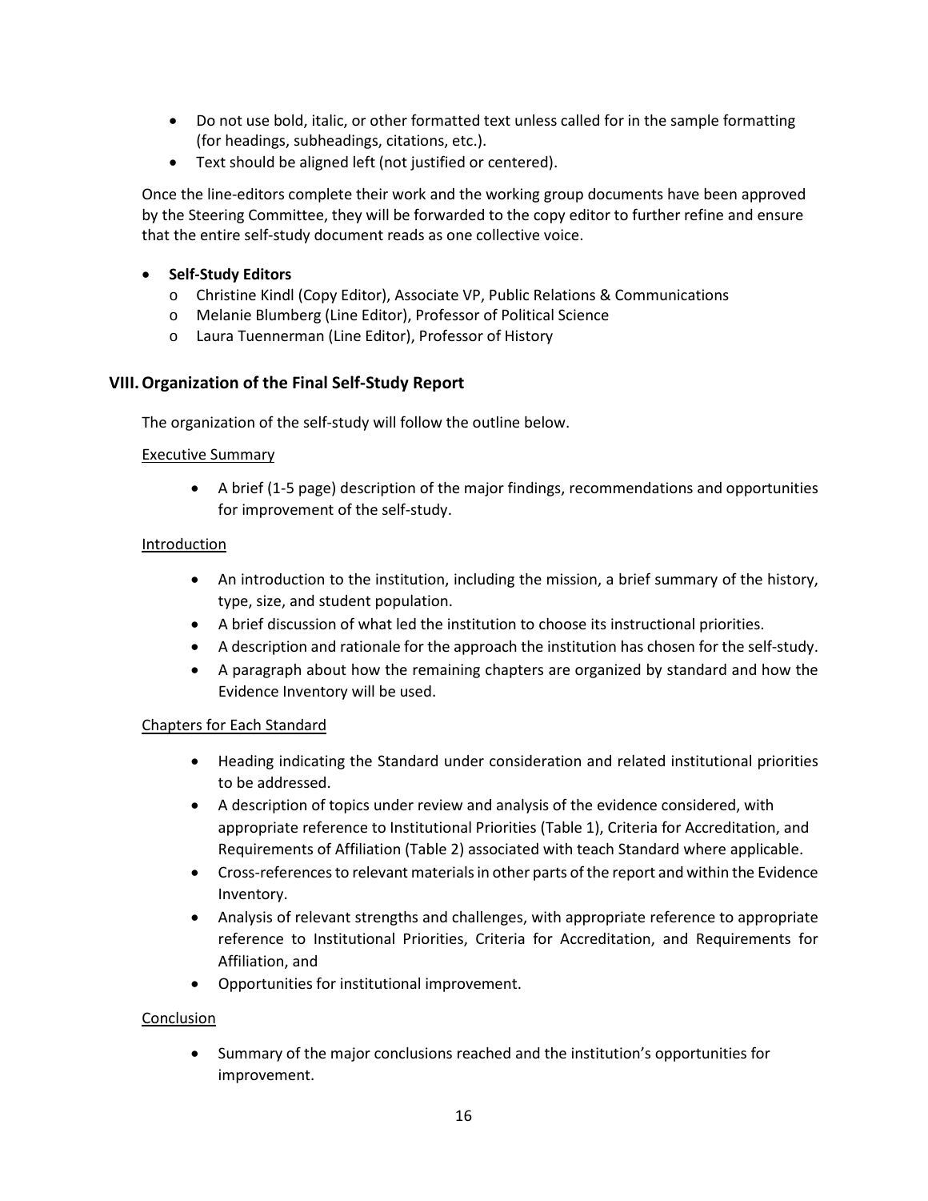- Do not use bold, italic, or other formatted text unless called for in the sample formatting (for headings, subheadings, citations, etc.).
- Text should be aligned left (not justified or centered).

Once the line-editors complete their work and the working group documents have been approved by the Steering Committee, they will be forwarded to the copy editor to further refine and ensure that the entire self-study document reads as one collective voice.

- **Self-Study Editors**
  - Christine Kindl (Copy Editor), Associate VP, Public Relations & Communications
  - Melanie Blumberg (Line Editor), Professor of Political Science
  - Laura Tuennerman (Line Editor), Professor of History

## VIII. Organization of the Final Self-Study Report

The organization of the self-study will follow the outline below.

Executive Summary

- A brief (1-5 page) description of the major findings, recommendations and opportunities for improvement of the self-study.

Introduction

- An introduction to the institution, including the mission, a brief summary of the history, type, size, and student population.
- A brief discussion of what led the institution to choose its instructional priorities.
- A description and rationale for the approach the institution has chosen for the self-study.
- A paragraph about how the remaining chapters are organized by standard and how the Evidence Inventory will be used.

Chapters for Each Standard

- Heading indicating the Standard under consideration and related institutional priorities to be addressed.
- A description of topics under review and analysis of the evidence considered, with appropriate reference to Institutional Priorities (Table 1), Criteria for Accreditation, and Requirements of Affiliation (Table 2) associated with teach Standard where applicable.
- Cross-references to relevant materials in other parts of the report and within the Evidence Inventory.
- Analysis of relevant strengths and challenges, with appropriate reference to appropriate reference to Institutional Priorities, Criteria for Accreditation, and Requirements for Affiliation, and
- Opportunities for institutional improvement.

Conclusion

- Summary of the major conclusions reached and the institution's opportunities for improvement.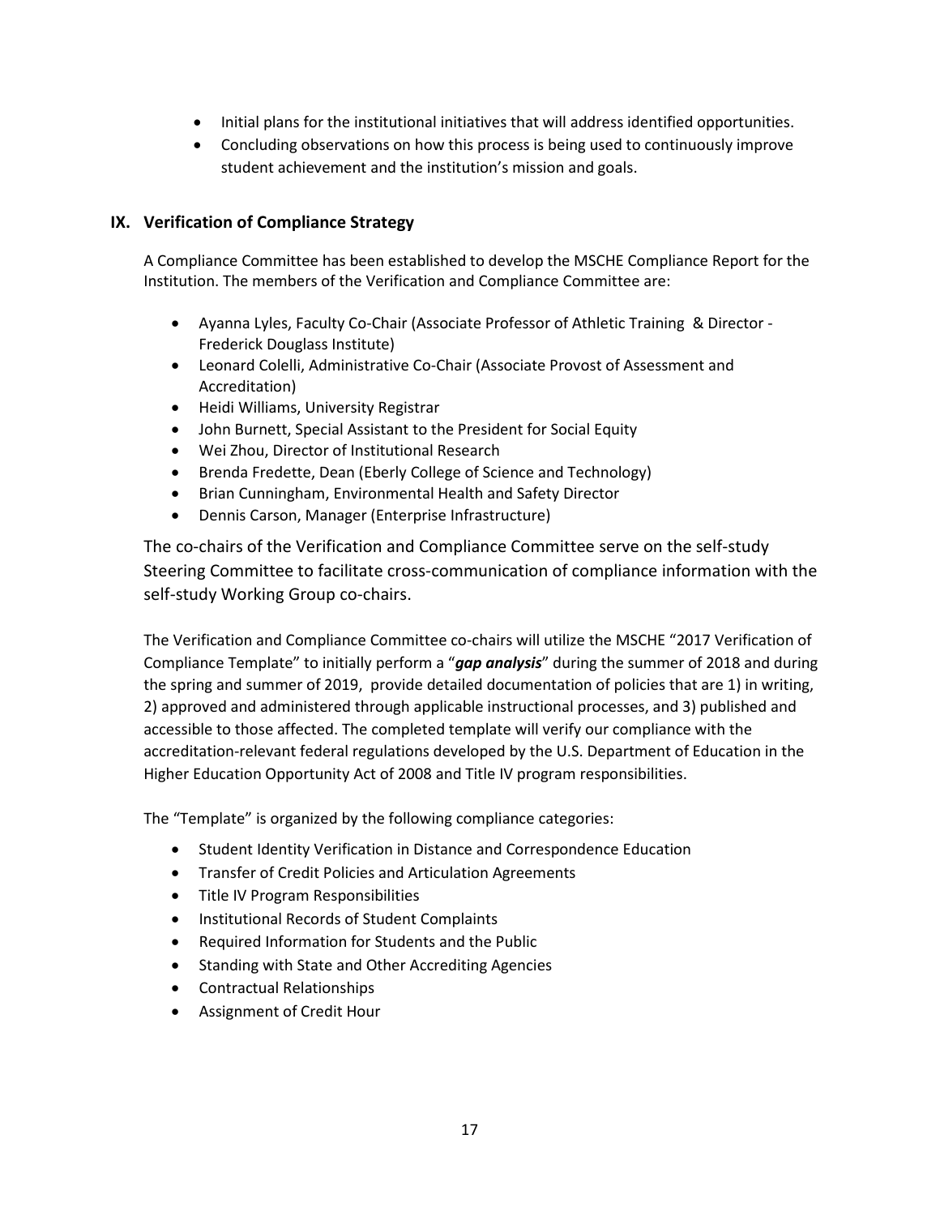- Initial plans for the institutional initiatives that will address identified opportunities.
- Concluding observations on how this process is being used to continuously improve student achievement and the institution's mission and goals.

## IX. Verification of Compliance Strategy

A Compliance Committee has been established to develop the MSCHE Compliance Report for the Institution. The members of the Verification and Compliance Committee are:

- Ayanna Lyles, Faculty Co-Chair (Associate Professor of Athletic Training & Director - Frederick Douglass Institute)
- Leonard Colelli, Administrative Co-Chair (Associate Provost of Assessment and Accreditation)
- Heidi Williams, University Registrar
- John Burnett, Special Assistant to the President for Social Equity
- Wei Zhou, Director of Institutional Research
- Brenda Fredette, Dean (Eberly College of Science and Technology)
- Brian Cunningham, Environmental Health and Safety Director
- Dennis Carson, Manager (Enterprise Infrastructure)

The co-chairs of the Verification and Compliance Committee serve on the self-study Steering Committee to facilitate cross-communication of compliance information with the self-study Working Group co-chairs.

The Verification and Compliance Committee co-chairs will utilize the MSCHE "2017 Verification of Compliance Template" to initially perform a "***gap analysis***" during the summer of 2018 and during the spring and summer of 2019, provide detailed documentation of policies that are 1) in writing, 2) approved and administered through applicable instructional processes, and 3) published and accessible to those affected. The completed template will verify our compliance with the accreditation-relevant federal regulations developed by the U.S. Department of Education in the Higher Education Opportunity Act of 2008 and Title IV program responsibilities.

The "Template" is organized by the following compliance categories:

- Student Identity Verification in Distance and Correspondence Education
- Transfer of Credit Policies and Articulation Agreements
- Title IV Program Responsibilities
- Institutional Records of Student Complaints
- Required Information for Students and the Public
- Standing with State and Other Accrediting Agencies
- Contractual Relationships
- Assignment of Credit Hour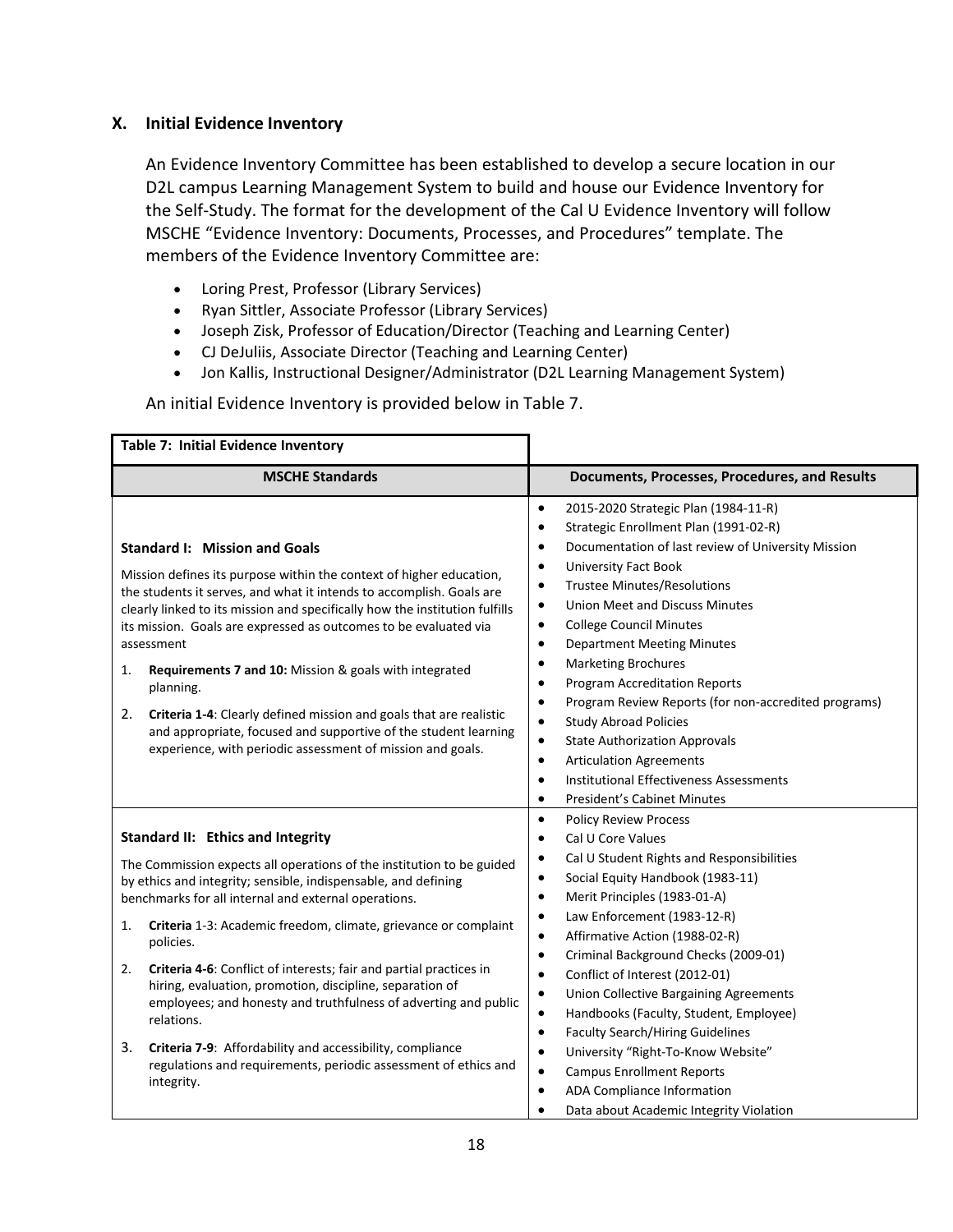## X. Initial Evidence Inventory

An Evidence Inventory Committee has been established to develop a secure location in our D2L campus Learning Management System to build and house our Evidence Inventory for the Self-Study. The format for the development of the Cal U Evidence Inventory will follow MSCHE "Evidence Inventory: Documents, Processes, and Procedures" template. The members of the Evidence Inventory Committee are:

- Loring Prest, Professor (Library Services)
- Ryan Sittler, Associate Professor (Library Services)
- Joseph Zisk, Professor of Education/Director (Teaching and Learning Center)
- CJ DeJuliis, Associate Director (Teaching and Learning Center)
- Jon Kallis, Instructional Designer/Administrator (D2L Learning Management System)

An initial Evidence Inventory is provided below in Table 7.

**Table 7: Initial Evidence Inventory**

| MSCHE Standards | Documents, Processes, Procedures, and Results |
|---|---|
| **Standard I: Mission and Goals**<br><br>Mission defines its purpose within the context of higher education, the students it serves, and what it intends to accomplish. Goals are clearly linked to its mission and specifically how the institution fulfills its mission. Goals are expressed as outcomes to be evaluated via assessment<br><br>1. **Requirements 7 and 10:** Mission & goals with integrated planning.<br>2. **Criteria 1-4**: Clearly defined mission and goals that are realistic and appropriate, focused and supportive of the student learning experience, with periodic assessment of mission and goals. | • 2015-2020 Strategic Plan (1984-11-R)<br>• Strategic Enrollment Plan (1991-02-R)<br>• Documentation of last review of University Mission<br>• University Fact Book<br>• Trustee Minutes/Resolutions<br>• Union Meet and Discuss Minutes<br>• College Council Minutes<br>• Department Meeting Minutes<br>• Marketing Brochures<br>• Program Accreditation Reports<br>• Program Review Reports (for non-accredited programs)<br>• Study Abroad Policies<br>• State Authorization Approvals<br>• Articulation Agreements<br>• Institutional Effectiveness Assessments<br>• President's Cabinet Minutes |
| **Standard II: Ethics and Integrity**<br><br>The Commission expects all operations of the institution to be guided by ethics and integrity; sensible, indispensable, and defining benchmarks for all internal and external operations.<br><br>1. **Criteria** 1-3: Academic freedom, climate, grievance or complaint policies.<br>2. **Criteria 4-6**: Conflict of interests; fair and partial practices in hiring, evaluation, promotion, discipline, separation of employees; and honesty and truthfulness of adverting and public relations.<br>3. **Criteria 7-9**: Affordability and accessibility, compliance regulations and requirements, periodic assessment of ethics and integrity. | • Policy Review Process<br>• Cal U Core Values<br>• Cal U Student Rights and Responsibilities<br>• Social Equity Handbook (1983-11)<br>• Merit Principles (1983-01-A)<br>• Law Enforcement (1983-12-R)<br>• Affirmative Action (1988-02-R)<br>• Criminal Background Checks (2009-01)<br>• Conflict of Interest (2012-01)<br>• Union Collective Bargaining Agreements<br>• Handbooks (Faculty, Student, Employee)<br>• Faculty Search/Hiring Guidelines<br>• University "Right-To-Know Website"<br>• Campus Enrollment Reports<br>• ADA Compliance Information<br>• Data about Academic Integrity Violation |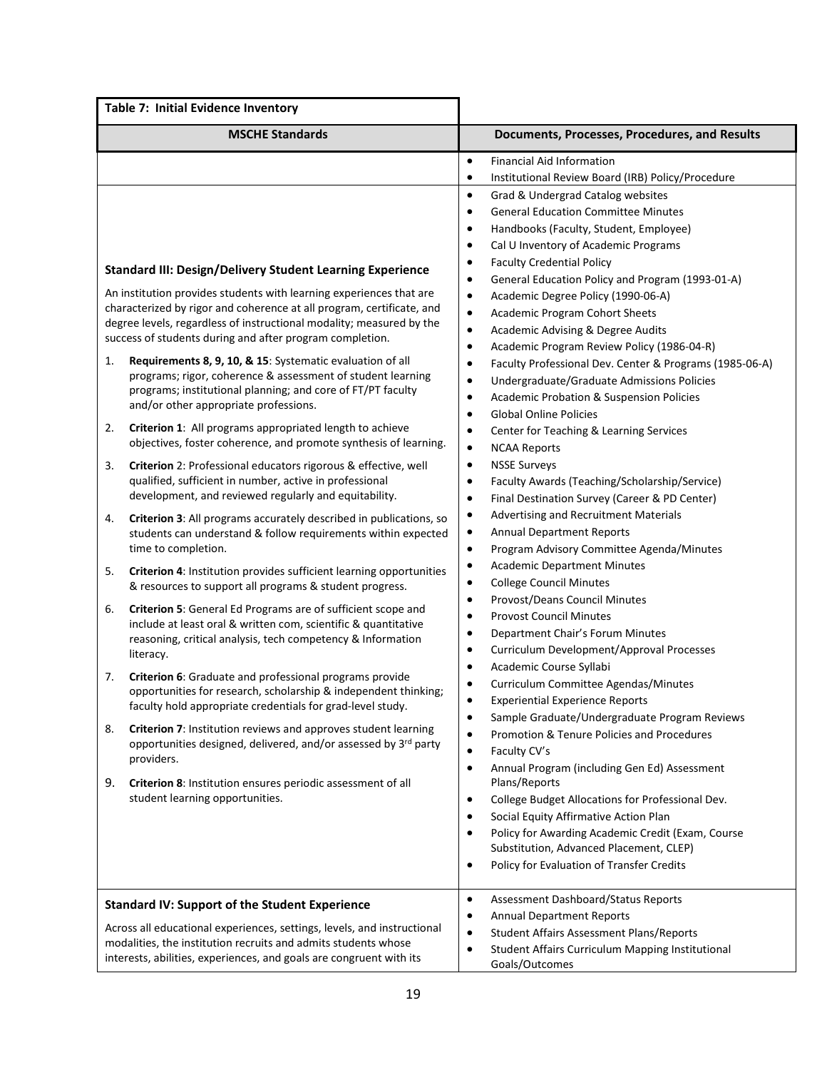| Table 7: Initial Evidence Inventory | |
|---|---|
| **MSCHE Standards** | **Documents, Processes, Procedures, and Results** |
| | • Financial Aid Information<br>• Institutional Review Board (IRB) Policy/Procedure |
| **Standard III: Design/Delivery Student Learning Experience**<br><br>An institution provides students with learning experiences that are characterized by rigor and coherence at all program, certificate, and degree levels, regardless of instructional modality; measured by the success of students during and after program completion.<br><br>1. **Requirements 8, 9, 10, & 15**: Systematic evaluation of all programs; rigor, coherence & assessment of student learning programs; institutional planning; and core of FT/PT faculty and/or other appropriate professions.<br>2. **Criterion 1**: All programs appropriated length to achieve objectives, foster coherence, and promote synthesis of learning.<br>3. **Criterion** 2: Professional educators rigorous & effective, well qualified, sufficient in number, active in professional development, and reviewed regularly and equitability.<br>4. **Criterion 3**: All programs accurately described in publications, so students can understand & follow requirements within expected time to completion.<br>5. **Criterion 4**: Institution provides sufficient learning opportunities & resources to support all programs & student progress.<br>6. **Criterion 5**: General Ed Programs are of sufficient scope and include at least oral & written com, scientific & quantitative reasoning, critical analysis, tech competency & Information literacy.<br>7. **Criterion 6**: Graduate and professional programs provide opportunities for research, scholarship & independent thinking; faculty hold appropriate credentials for grad-level study.<br>8. **Criterion 7**: Institution reviews and approves student learning opportunities designed, delivered, and/or assessed by 3rd party providers.<br>9. **Criterion 8**: Institution ensures periodic assessment of all student learning opportunities. | • Grad & Undergrad Catalog websites<br>• General Education Committee Minutes<br>• Handbooks (Faculty, Student, Employee)<br>• Cal U Inventory of Academic Programs<br>• Faculty Credential Policy<br>• General Education Policy and Program (1993-01-A)<br>• Academic Degree Policy (1990-06-A)<br>• Academic Program Cohort Sheets<br>• Academic Advising & Degree Audits<br>• Academic Program Review Policy (1986-04-R)<br>• Faculty Professional Dev. Center & Programs (1985-06-A)<br>• Undergraduate/Graduate Admissions Policies<br>• Academic Probation & Suspension Policies<br>• Global Online Policies<br>• Center for Teaching & Learning Services<br>• NCAA Reports<br>• NSSE Surveys<br>• Faculty Awards (Teaching/Scholarship/Service)<br>• Final Destination Survey (Career & PD Center)<br>• Advertising and Recruitment Materials<br>• Annual Department Reports<br>• Program Advisory Committee Agenda/Minutes<br>• Academic Department Minutes<br>• College Council Minutes<br>• Provost/Deans Council Minutes<br>• Provost Council Minutes<br>• Department Chair's Forum Minutes<br>• Curriculum Development/Approval Processes<br>• Academic Course Syllabi<br>• Curriculum Committee Agendas/Minutes<br>• Experiential Experience Reports<br>• Sample Graduate/Undergraduate Program Reviews<br>• Promotion & Tenure Policies and Procedures<br>• Faculty CV's<br>• Annual Program (including Gen Ed) Assessment Plans/Reports<br>• College Budget Allocations for Professional Dev.<br>• Social Equity Affirmative Action Plan<br>• Policy for Awarding Academic Credit (Exam, Course Substitution, Advanced Placement, CLEP)<br>• Policy for Evaluation of Transfer Credits |
| **Standard IV: Support of the Student Experience**<br><br>Across all educational experiences, settings, levels, and instructional modalities, the institution recruits and admits students whose interests, abilities, experiences, and goals are congruent with its | • Assessment Dashboard/Status Reports<br>• Annual Department Reports<br>• Student Affairs Assessment Plans/Reports<br>• Student Affairs Curriculum Mapping Institutional Goals/Outcomes |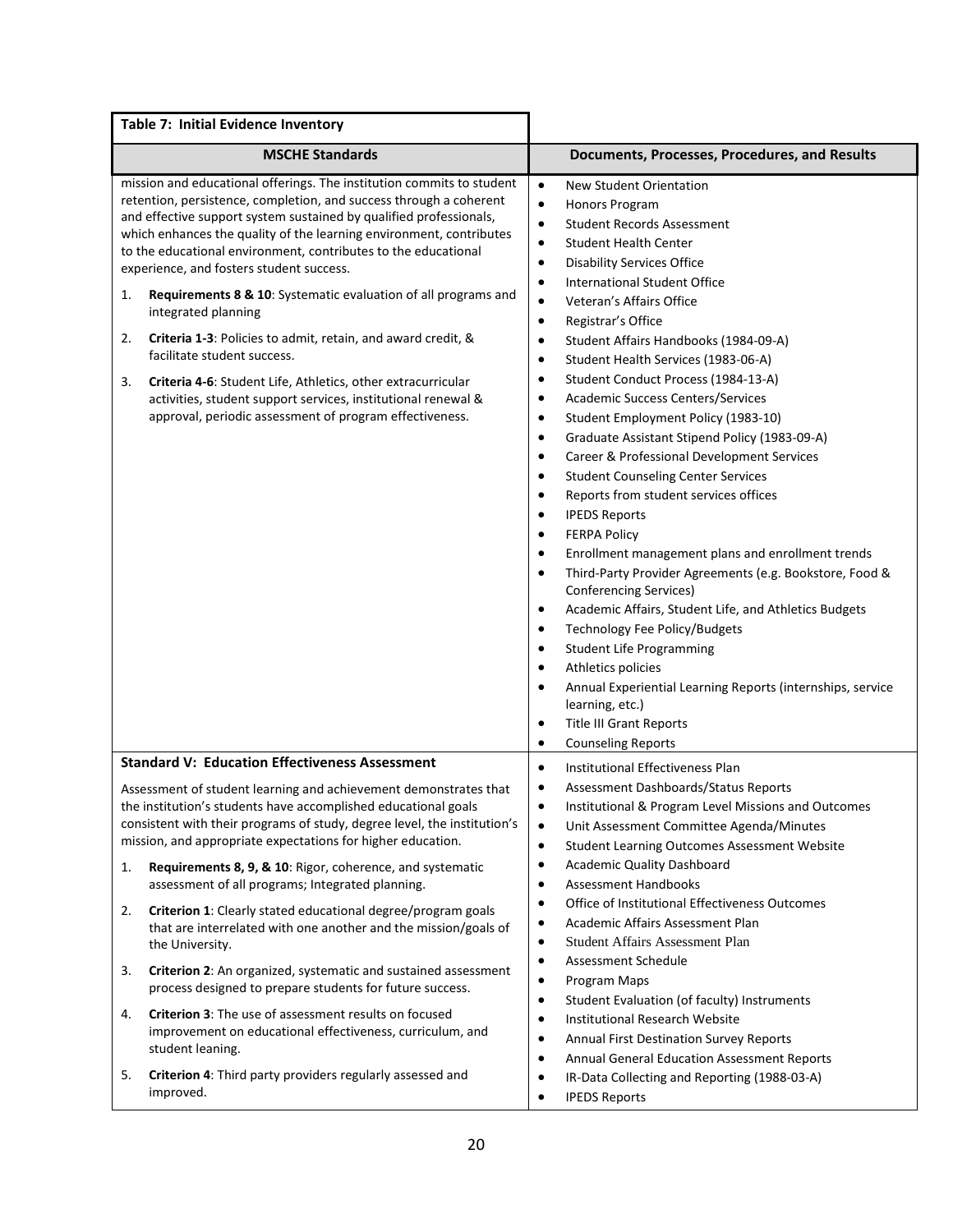| Table 7: Initial Evidence Inventory | |
|---|---|
| **MSCHE Standards** | **Documents, Processes, Procedures, and Results** |
| mission and educational offerings. The institution commits to student retention, persistence, completion, and success through a coherent and effective support system sustained by qualified professionals, which enhances the quality of the learning environment, contributes to the educational environment, contributes to the educational experience, and fosters student success.<br><br>1. **Requirements 8 & 10**: Systematic evaluation of all programs and integrated planning<br>2. **Criteria 1-3**: Policies to admit, retain, and award credit, & facilitate student success.<br>3. **Criteria 4-6**: Student Life, Athletics, other extracurricular activities, student support services, institutional renewal & approval, periodic assessment of program effectiveness. | • New Student Orientation<br>• Honors Program<br>• Student Records Assessment<br>• Student Health Center<br>• Disability Services Office<br>• International Student Office<br>• Veteran's Affairs Office<br>• Registrar's Office<br>• Student Affairs Handbooks (1984-09-A)<br>• Student Health Services (1983-06-A)<br>• Student Conduct Process (1984-13-A)<br>• Academic Success Centers/Services<br>• Student Employment Policy (1983-10)<br>• Graduate Assistant Stipend Policy (1983-09-A)<br>• Career & Professional Development Services<br>• Student Counseling Center Services<br>• Reports from student services offices<br>• IPEDS Reports<br>• FERPA Policy<br>• Enrollment management plans and enrollment trends<br>• Third-Party Provider Agreements (e.g. Bookstore, Food & Conferencing Services)<br>• Academic Affairs, Student Life, and Athletics Budgets<br>• Technology Fee Policy/Budgets<br>• Student Life Programming<br>• Athletics policies<br>• Annual Experiential Learning Reports (internships, service learning, etc.)<br>• Title III Grant Reports<br>• Counseling Reports |
| **Standard V: Education Effectiveness Assessment**<br><br>Assessment of student learning and achievement demonstrates that the institution's students have accomplished educational goals consistent with their programs of study, degree level, the institution's mission, and appropriate expectations for higher education.<br><br>1. **Requirements 8, 9, & 10**: Rigor, coherence, and systematic assessment of all programs; Integrated planning.<br>2. **Criterion 1**: Clearly stated educational degree/program goals that are interrelated with one another and the mission/goals of the University.<br>3. **Criterion 2**: An organized, systematic and sustained assessment process designed to prepare students for future success.<br>4. **Criterion 3**: The use of assessment results on focused improvement on educational effectiveness, curriculum, and student leaning.<br>5. **Criterion 4**: Third party providers regularly assessed and improved. | • Institutional Effectiveness Plan<br>• Assessment Dashboards/Status Reports<br>• Institutional & Program Level Missions and Outcomes<br>• Unit Assessment Committee Agenda/Minutes<br>• Student Learning Outcomes Assessment Website<br>• Academic Quality Dashboard<br>• Assessment Handbooks<br>• Office of Institutional Effectiveness Outcomes<br>• Academic Affairs Assessment Plan<br>• Student Affairs Assessment Plan<br>• Assessment Schedule<br>• Program Maps<br>• Student Evaluation (of faculty) Instruments<br>• Institutional Research Website<br>• Annual First Destination Survey Reports<br>• Annual General Education Assessment Reports<br>• IR-Data Collecting and Reporting (1988-03-A)<br>• IPEDS Reports |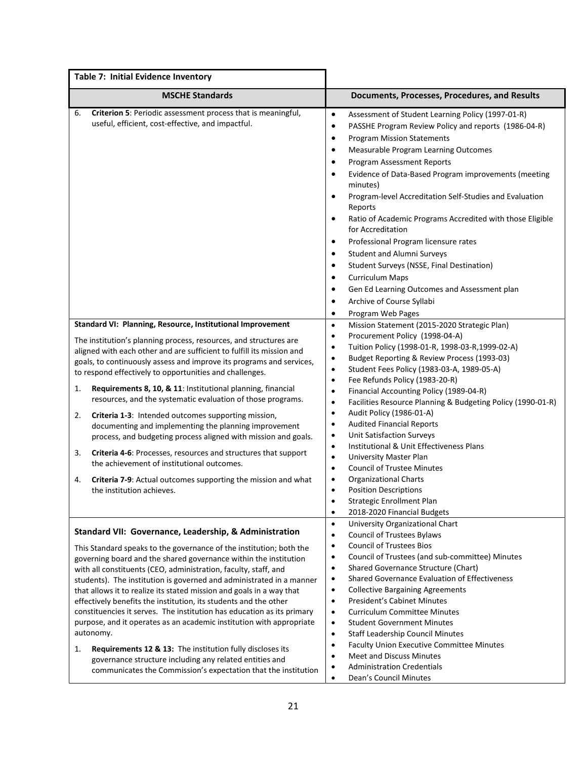| Table 7: Initial Evidence Inventory | |
|---|---|
| **MSCHE Standards** | **Documents, Processes, Procedures, and Results** |
| 6. **Criterion 5**: Periodic assessment process that is meaningful, useful, efficient, cost-effective, and impactful. | • Assessment of Student Learning Policy (1997-01-R)<br>• PASSHE Program Review Policy and reports (1986-04-R)<br>• Program Mission Statements<br>• Measurable Program Learning Outcomes<br>• Program Assessment Reports<br>• Evidence of Data-Based Program improvements (meeting minutes)<br>• Program-level Accreditation Self-Studies and Evaluation Reports<br>• Ratio of Academic Programs Accredited with those Eligible for Accreditation<br>• Professional Program licensure rates<br>• Student and Alumni Surveys<br>• Student Surveys (NSSE, Final Destination)<br>• Curriculum Maps<br>• Gen Ed Learning Outcomes and Assessment plan<br>• Archive of Course Syllabi<br>• Program Web Pages |
| **Standard VI: Planning, Resource, Institutional Improvement**<br><br>The institution's planning process, resources, and structures are aligned with each other and are sufficient to fulfill its mission and goals, to continuously assess and improve its programs and services, to respond effectively to opportunities and challenges.<br><br>1. **Requirements 8, 10, & 11**: Institutional planning, financial resources, and the systematic evaluation of those programs.<br><br>2. **Criteria 1-3**: Intended outcomes supporting mission, documenting and implementing the planning improvement process, and budgeting process aligned with mission and goals.<br><br>3. **Criteria 4-6**: Processes, resources and structures that support the achievement of institutional outcomes.<br><br>4. **Criteria 7-9**: Actual outcomes supporting the mission and what the institution achieves. | • Mission Statement (2015-2020 Strategic Plan)<br>• Procurement Policy (1998-04-A)<br>• Tuition Policy (1998-01-R, 1998-03-R,1999-02-A)<br>• Budget Reporting & Review Process (1993-03)<br>• Student Fees Policy (1983-03-A, 1989-05-A)<br>• Fee Refunds Policy (1983-20-R)<br>• Financial Accounting Policy (1989-04-R)<br>• Facilities Resource Planning & Budgeting Policy (1990-01-R)<br>• Audit Policy (1986-01-A)<br>• Audited Financial Reports<br>• Unit Satisfaction Surveys<br>• Institutional & Unit Effectiveness Plans<br>• University Master Plan<br>• Council of Trustee Minutes<br>• Organizational Charts<br>• Position Descriptions<br>• Strategic Enrollment Plan<br>• 2018-2020 Financial Budgets |
| **Standard VII: Governance, Leadership, & Administration**<br><br>This Standard speaks to the governance of the institution; both the governing board and the shared governance within the institution with all constituents (CEO, administration, faculty, staff, and students). The institution is governed and administrated in a manner that allows it to realize its stated mission and goals in a way that effectively benefits the institution, its students and the other constituencies it serves. The institution has education as its primary purpose, and it operates as an academic institution with appropriate autonomy.<br><br>1. **Requirements 12 & 13:** The institution fully discloses its governance structure including any related entities and communicates the Commission's expectation that the institution | • University Organizational Chart<br>• Council of Trustees Bylaws<br>• Council of Trustees Bios<br>• Council of Trustees (and sub-committee) Minutes<br>• Shared Governance Structure (Chart)<br>• Shared Governance Evaluation of Effectiveness<br>• Collective Bargaining Agreements<br>• President's Cabinet Minutes<br>• Curriculum Committee Minutes<br>• Student Government Minutes<br>• Staff Leadership Council Minutes<br>• Faculty Union Executive Committee Minutes<br>• Meet and Discuss Minutes<br>• Administration Credentials<br>• Dean's Council Minutes |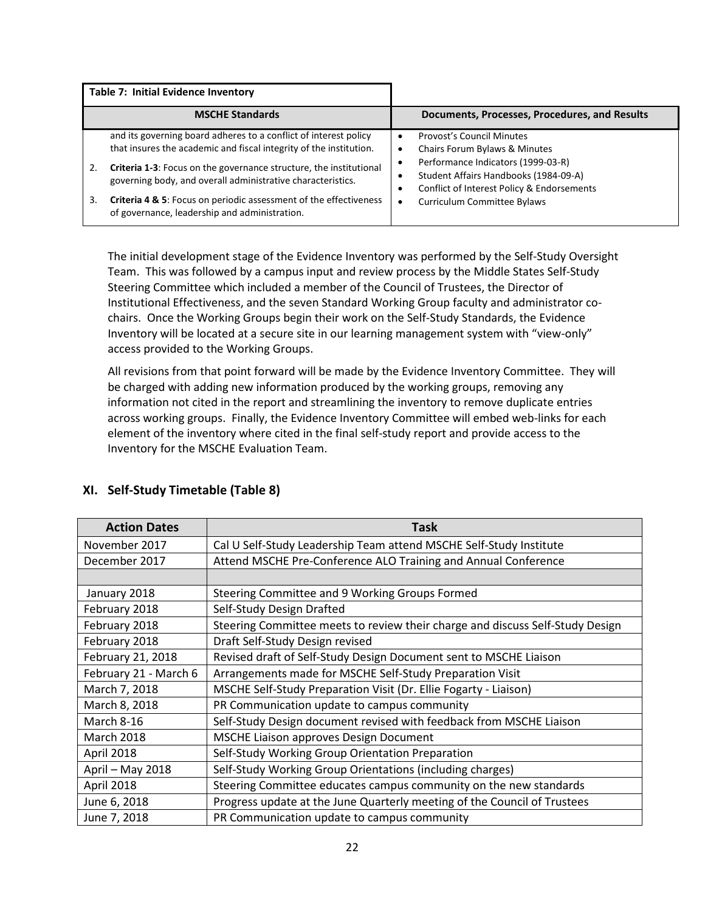| Table 7: Initial Evidence Inventory | |
|---|---|
| **MSCHE Standards** | **Documents, Processes, Procedures, and Results** |
| and its governing board adheres to a conflict of interest policy that insures the academic and fiscal integrity of the institution.<br>2. **Criteria 1-3**: Focus on the governance structure, the institutional governing body, and overall administrative characteristics.<br>3. **Criteria 4 & 5**: Focus on periodic assessment of the effectiveness of governance, leadership and administration. | • Provost's Council Minutes<br>• Chairs Forum Bylaws & Minutes<br>• Performance Indicators (1999-03-R)<br>• Student Affairs Handbooks (1984-09-A)<br>• Conflict of Interest Policy & Endorsements<br>• Curriculum Committee Bylaws |

The initial development stage of the Evidence Inventory was performed by the Self-Study Oversight Team. This was followed by a campus input and review process by the Middle States Self-Study Steering Committee which included a member of the Council of Trustees, the Director of Institutional Effectiveness, and the seven Standard Working Group faculty and administrator co-chairs. Once the Working Groups begin their work on the Self-Study Standards, the Evidence Inventory will be located at a secure site in our learning management system with "view-only" access provided to the Working Groups.

All revisions from that point forward will be made by the Evidence Inventory Committee. They will be charged with adding new information produced by the working groups, removing any information not cited in the report and streamlining the inventory to remove duplicate entries across working groups. Finally, the Evidence Inventory Committee will embed web-links for each element of the inventory where cited in the final self-study report and provide access to the Inventory for the MSCHE Evaluation Team.

## XI. Self-Study Timetable (Table 8)

| Action Dates | Task |
|---|---|
| November 2017 | Cal U Self-Study Leadership Team attend MSCHE Self-Study Institute |
| December 2017 | Attend MSCHE Pre-Conference ALO Training and Annual Conference |
| | |
| January 2018 | Steering Committee and 9 Working Groups Formed |
| February 2018 | Self-Study Design Drafted |
| February 2018 | Steering Committee meets to review their charge and discuss Self-Study Design |
| February 2018 | Draft Self-Study Design revised |
| February 21, 2018 | Revised draft of Self-Study Design Document sent to MSCHE Liaison |
| February 21 - March 6 | Arrangements made for MSCHE Self-Study Preparation Visit |
| March 7, 2018 | MSCHE Self-Study Preparation Visit (Dr. Ellie Fogarty - Liaison) |
| March 8, 2018 | PR Communication update to campus community |
| March 8-16 | Self-Study Design document revised with feedback from MSCHE Liaison |
| March 2018 | MSCHE Liaison approves Design Document |
| April 2018 | Self-Study Working Group Orientation Preparation |
| April – May 2018 | Self-Study Working Group Orientations (including charges) |
| April 2018 | Steering Committee educates campus community on the new standards |
| June 6, 2018 | Progress update at the June Quarterly meeting of the Council of Trustees |
| June 7, 2018 | PR Communication update to campus community |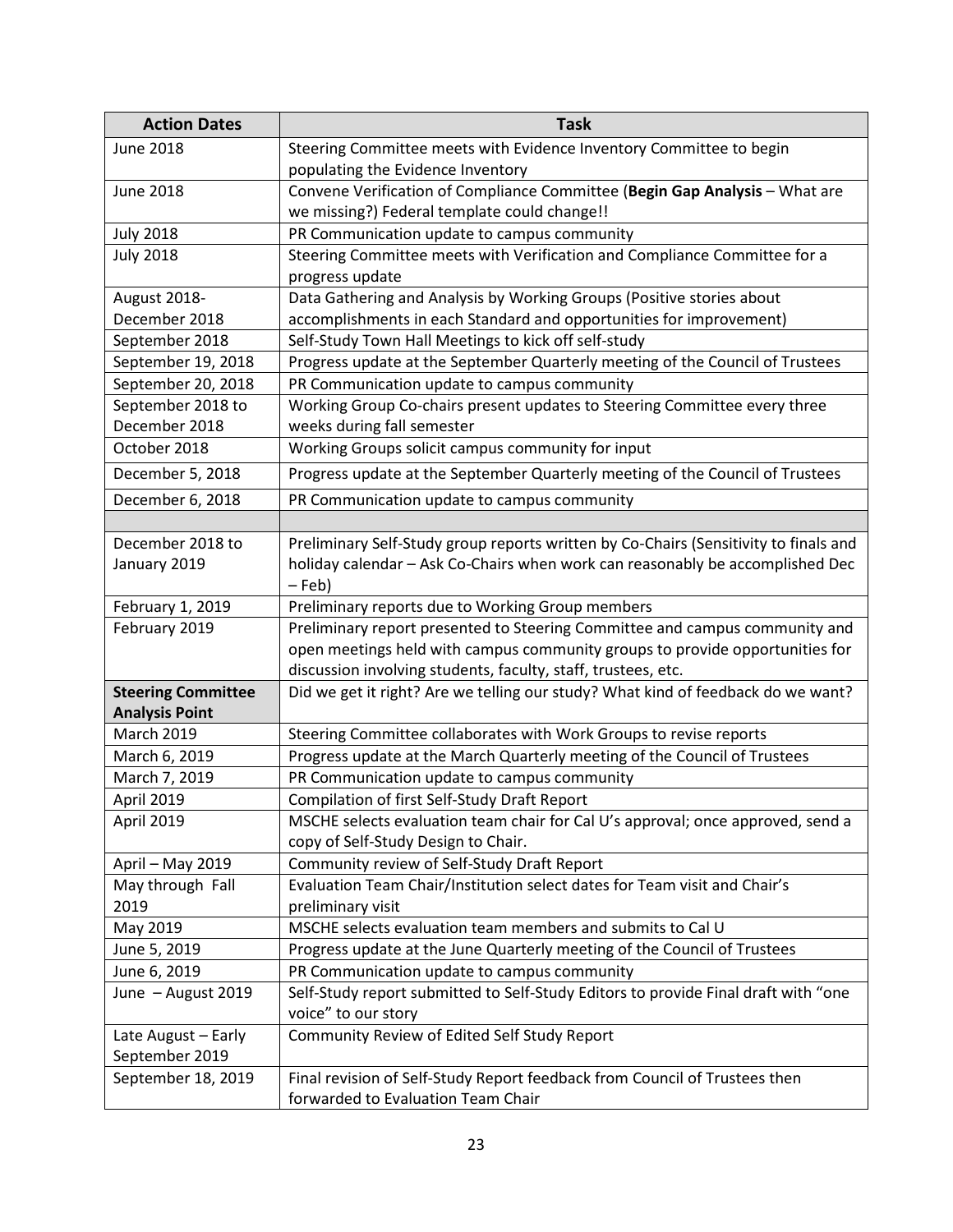| Action Dates | Task |
| --- | --- |
| June 2018 | Steering Committee meets with Evidence Inventory Committee to begin populating the Evidence Inventory |
| June 2018 | Convene Verification of Compliance Committee (**Begin Gap Analysis** – What are we missing?) Federal template could change!! |
| July 2018 | PR Communication update to campus community |
| July 2018 | Steering Committee meets with Verification and Compliance Committee for a progress update |
| August 2018- December 2018 | Data Gathering and Analysis by Working Groups (Positive stories about accomplishments in each Standard and opportunities for improvement) |
| September 2018 | Self-Study Town Hall Meetings to kick off self-study |
| September 19, 2018 | Progress update at the September Quarterly meeting of the Council of Trustees |
| September 20, 2018 | PR Communication update to campus community |
| September 2018 to December 2018 | Working Group Co-chairs present updates to Steering Committee every three weeks during fall semester |
| October 2018 | Working Groups solicit campus community for input |
| December 5, 2018 | Progress update at the September Quarterly meeting of the Council of Trustees |
| December 6, 2018 | PR Communication update to campus community |
| | |
| December 2018 to January 2019 | Preliminary Self-Study group reports written by Co-Chairs (Sensitivity to finals and holiday calendar – Ask Co-Chairs when work can reasonably be accomplished Dec – Feb) |
| February 1, 2019 | Preliminary reports due to Working Group members |
| February 2019 | Preliminary report presented to Steering Committee and campus community and open meetings held with campus community groups to provide opportunities for discussion involving students, faculty, staff, trustees, etc. |
| **Steering Committee Analysis Point** | Did we get it right? Are we telling our study? What kind of feedback do we want? |
| March 2019 | Steering Committee collaborates with Work Groups to revise reports |
| March 6, 2019 | Progress update at the March Quarterly meeting of the Council of Trustees |
| March 7, 2019 | PR Communication update to campus community |
| April 2019 | Compilation of first Self-Study Draft Report |
| April 2019 | MSCHE selects evaluation team chair for Cal U's approval; once approved, send a copy of Self-Study Design to Chair. |
| April – May 2019 | Community review of Self-Study Draft Report |
| May through Fall 2019 | Evaluation Team Chair/Institution select dates for Team visit and Chair's preliminary visit |
| May 2019 | MSCHE selects evaluation team members and submits to Cal U |
| June 5, 2019 | Progress update at the June Quarterly meeting of the Council of Trustees |
| June 6, 2019 | PR Communication update to campus community |
| June – August 2019 | Self-Study report submitted to Self-Study Editors to provide Final draft with "one voice" to our story |
| Late August – Early September 2019 | Community Review of Edited Self Study Report |
| September 18, 2019 | Final revision of Self-Study Report feedback from Council of Trustees then forwarded to Evaluation Team Chair |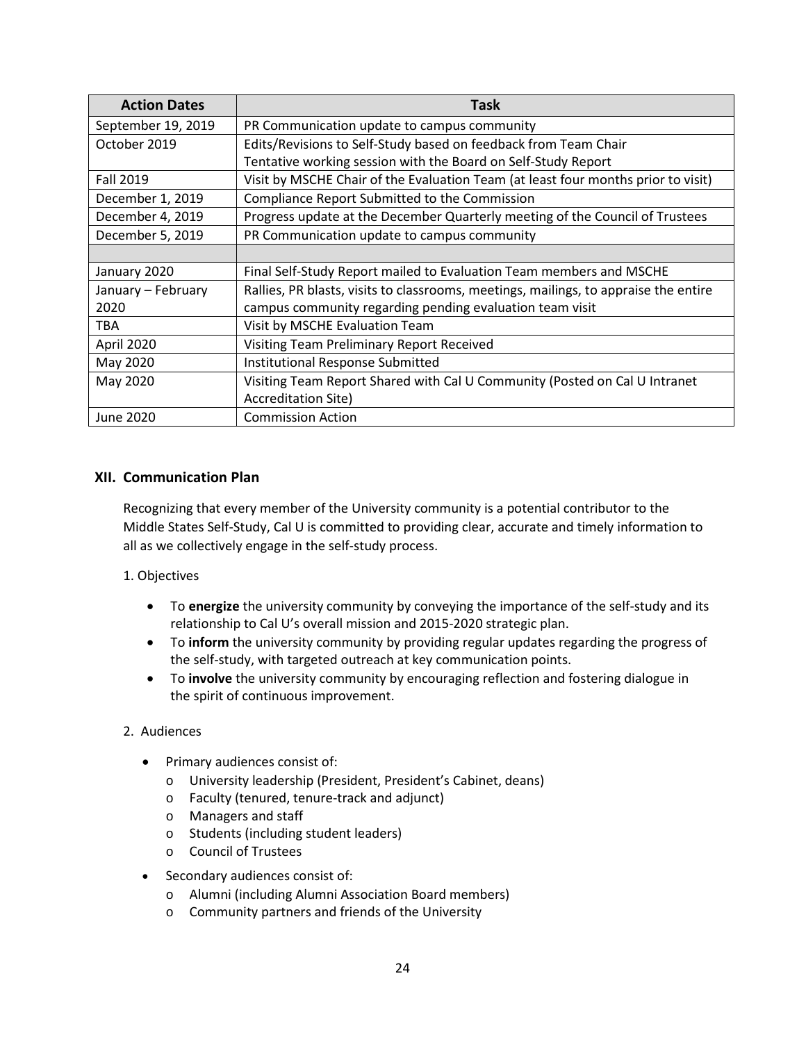| Action Dates | Task |
|---|---|
| September 19, 2019 | PR Communication update to campus community |
| October 2019 | Edits/Revisions to Self-Study based on feedback from Team Chair<br>Tentative working session with the Board on Self-Study Report |
| Fall 2019 | Visit by MSCHE Chair of the Evaluation Team (at least four months prior to visit) |
| December 1, 2019 | Compliance Report Submitted to the Commission |
| December 4, 2019 | Progress update at the December Quarterly meeting of the Council of Trustees |
| December 5, 2019 | PR Communication update to campus community |
| | |
| January 2020 | Final Self-Study Report mailed to Evaluation Team members and MSCHE |
| January – February 2020 | Rallies, PR blasts, visits to classrooms, meetings, mailings, to appraise the entire campus community regarding pending evaluation team visit |
| TBA | Visit by MSCHE Evaluation Team |
| April 2020 | Visiting Team Preliminary Report Received |
| May 2020 | Institutional Response Submitted |
| May 2020 | Visiting Team Report Shared with Cal U Community (Posted on Cal U Intranet Accreditation Site) |
| June 2020 | Commission Action |

## XII. Communication Plan

Recognizing that every member of the University community is a potential contributor to the Middle States Self-Study, Cal U is committed to providing clear, accurate and timely information to all as we collectively engage in the self-study process.

1. Objectives

- To **energize** the university community by conveying the importance of the self-study and its relationship to Cal U's overall mission and 2015-2020 strategic plan.
- To **inform** the university community by providing regular updates regarding the progress of the self-study, with targeted outreach at key communication points.
- To **involve** the university community by encouraging reflection and fostering dialogue in the spirit of continuous improvement.

2. Audiences

- Primary audiences consist of:
  - University leadership (President, President's Cabinet, deans)
  - Faculty (tenured, tenure-track and adjunct)
  - Managers and staff
  - Students (including student leaders)
  - Council of Trustees
- Secondary audiences consist of:
  - Alumni (including Alumni Association Board members)
  - Community partners and friends of the University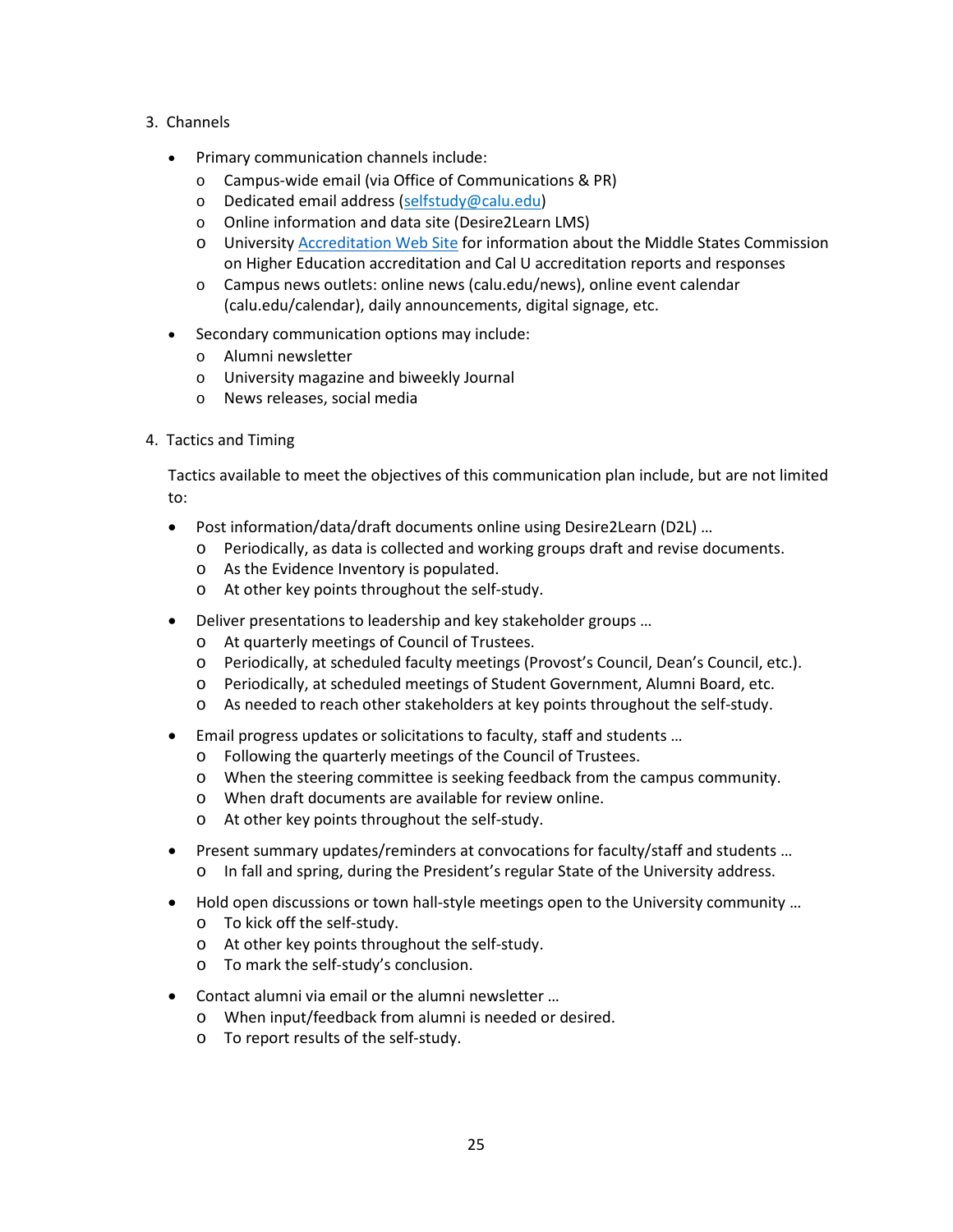3. Channels

- Primary communication channels include:
  - Campus-wide email (via Office of Communications & PR)
  - Dedicated email address (selfstudy@calu.edu)
  - Online information and data site (Desire2Learn LMS)
  - University Accreditation Web Site for information about the Middle States Commission on Higher Education accreditation and Cal U accreditation reports and responses
  - Campus news outlets: online news (calu.edu/news), online event calendar (calu.edu/calendar), daily announcements, digital signage, etc.
- Secondary communication options may include:
  - Alumni newsletter
  - University magazine and biweekly Journal
  - News releases, social media

4. Tactics and Timing

Tactics available to meet the objectives of this communication plan include, but are not limited to:

- Post information/data/draft documents online using Desire2Learn (D2L) …
  - Periodically, as data is collected and working groups draft and revise documents.
  - As the Evidence Inventory is populated.
  - At other key points throughout the self-study.
- Deliver presentations to leadership and key stakeholder groups …
  - At quarterly meetings of Council of Trustees.
  - Periodically, at scheduled faculty meetings (Provost's Council, Dean's Council, etc.).
  - Periodically, at scheduled meetings of Student Government, Alumni Board, etc.
  - As needed to reach other stakeholders at key points throughout the self-study.
- Email progress updates or solicitations to faculty, staff and students …
  - Following the quarterly meetings of the Council of Trustees.
  - When the steering committee is seeking feedback from the campus community.
  - When draft documents are available for review online.
  - At other key points throughout the self-study.
- Present summary updates/reminders at convocations for faculty/staff and students …
  - In fall and spring, during the President's regular State of the University address.
- Hold open discussions or town hall-style meetings open to the University community …
  - To kick off the self-study.
  - At other key points throughout the self-study.
  - To mark the self-study's conclusion.
- Contact alumni via email or the alumni newsletter …
  - When input/feedback from alumni is needed or desired.
  - To report results of the self-study.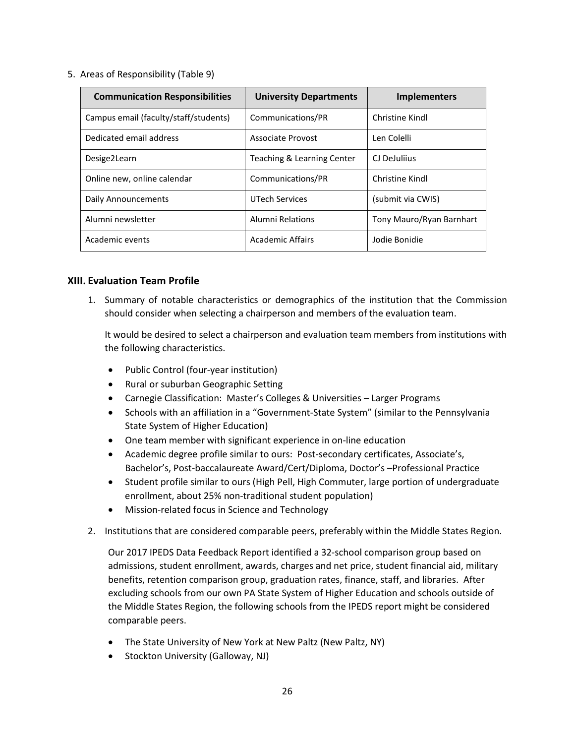5. Areas of Responsibility (Table 9)

| Communication Responsibilities | University Departments | Implementers |
|---|---|---|
| Campus email (faculty/staff/students) | Communications/PR | Christine Kindl |
| Dedicated email address | Associate Provost | Len Colelli |
| Desige2Learn | Teaching & Learning Center | CJ DeJuliius |
| Online new, online calendar | Communications/PR | Christine Kindl |
| Daily Announcements | UTech Services | (submit via CWIS) |
| Alumni newsletter | Alumni Relations | Tony Mauro/Ryan Barnhart |
| Academic events | Academic Affairs | Jodie Bonidie |

### XIII. Evaluation Team Profile

1. Summary of notable characteristics or demographics of the institution that the Commission should consider when selecting a chairperson and members of the evaluation team.

   It would be desired to select a chairperson and evaluation team members from institutions with the following characteristics.

   - Public Control (four-year institution)
   - Rural or suburban Geographic Setting
   - Carnegie Classification: Master's Colleges & Universities – Larger Programs
   - Schools with an affiliation in a "Government-State System" (similar to the Pennsylvania State System of Higher Education)
   - One team member with significant experience in on-line education
   - Academic degree profile similar to ours: Post-secondary certificates, Associate's, Bachelor's, Post-baccalaureate Award/Cert/Diploma, Doctor's –Professional Practice
   - Student profile similar to ours (High Pell, High Commuter, large portion of undergraduate enrollment, about 25% non-traditional student population)
   - Mission-related focus in Science and Technology

2. Institutions that are considered comparable peers, preferably within the Middle States Region.

   Our 2017 IPEDS Data Feedback Report identified a 32-school comparison group based on admissions, student enrollment, awards, charges and net price, student financial aid, military benefits, retention comparison group, graduation rates, finance, staff, and libraries. After excluding schools from our own PA State System of Higher Education and schools outside of the Middle States Region, the following schools from the IPEDS report might be considered comparable peers.

   - The State University of New York at New Paltz (New Paltz, NY)
   - Stockton University (Galloway, NJ)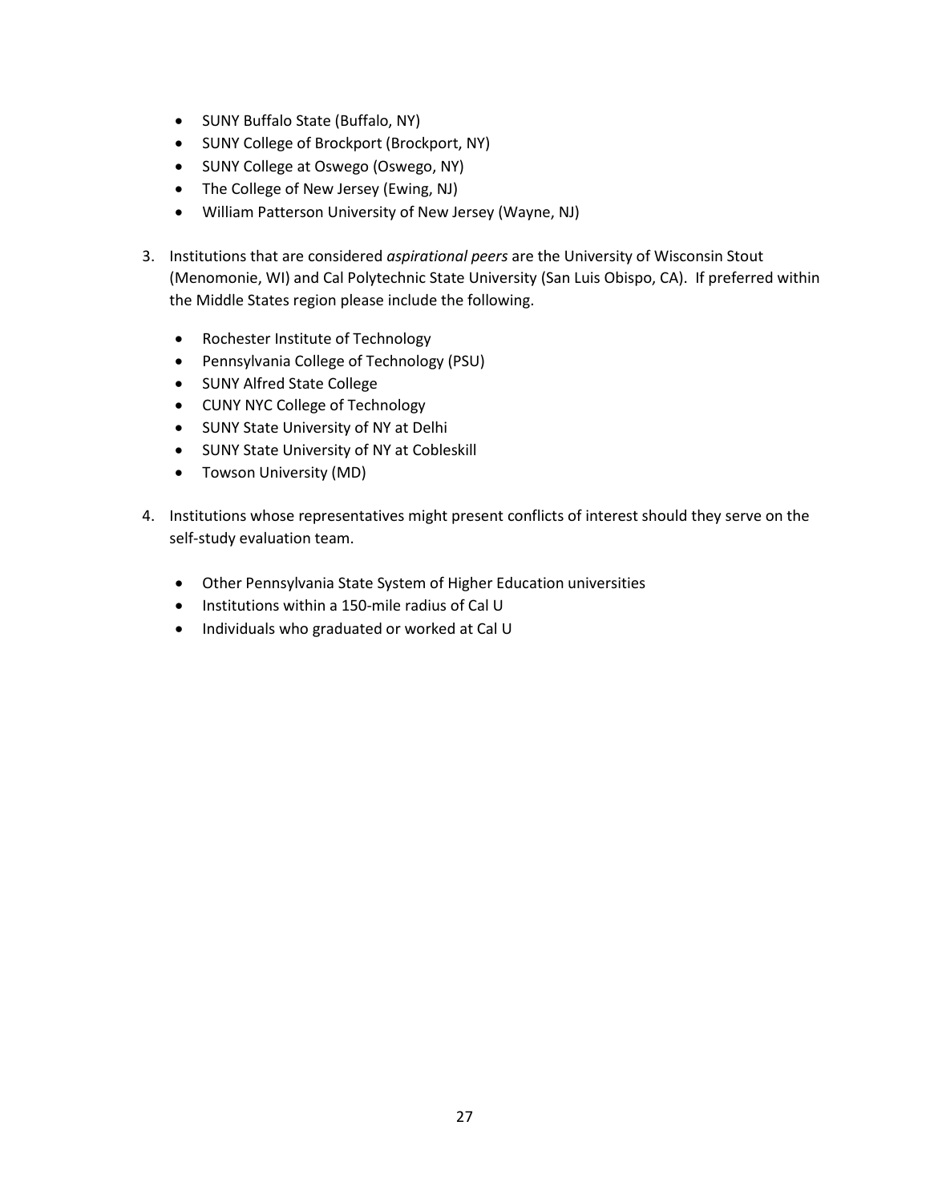- SUNY Buffalo State (Buffalo, NY)
- SUNY College of Brockport (Brockport, NY)
- SUNY College at Oswego (Oswego, NY)
- The College of New Jersey (Ewing, NJ)
- William Patterson University of New Jersey (Wayne, NJ)

3. Institutions that are considered *aspirational peers* are the University of Wisconsin Stout (Menomonie, WI) and Cal Polytechnic State University (San Luis Obispo, CA). If preferred within the Middle States region please include the following.

    - Rochester Institute of Technology
    - Pennsylvania College of Technology (PSU)
    - SUNY Alfred State College
    - CUNY NYC College of Technology
    - SUNY State University of NY at Delhi
    - SUNY State University of NY at Cobleskill
    - Towson University (MD)

4. Institutions whose representatives might present conflicts of interest should they serve on the self-study evaluation team.

    - Other Pennsylvania State System of Higher Education universities
    - Institutions within a 150-mile radius of Cal U
    - Individuals who graduated or worked at Cal U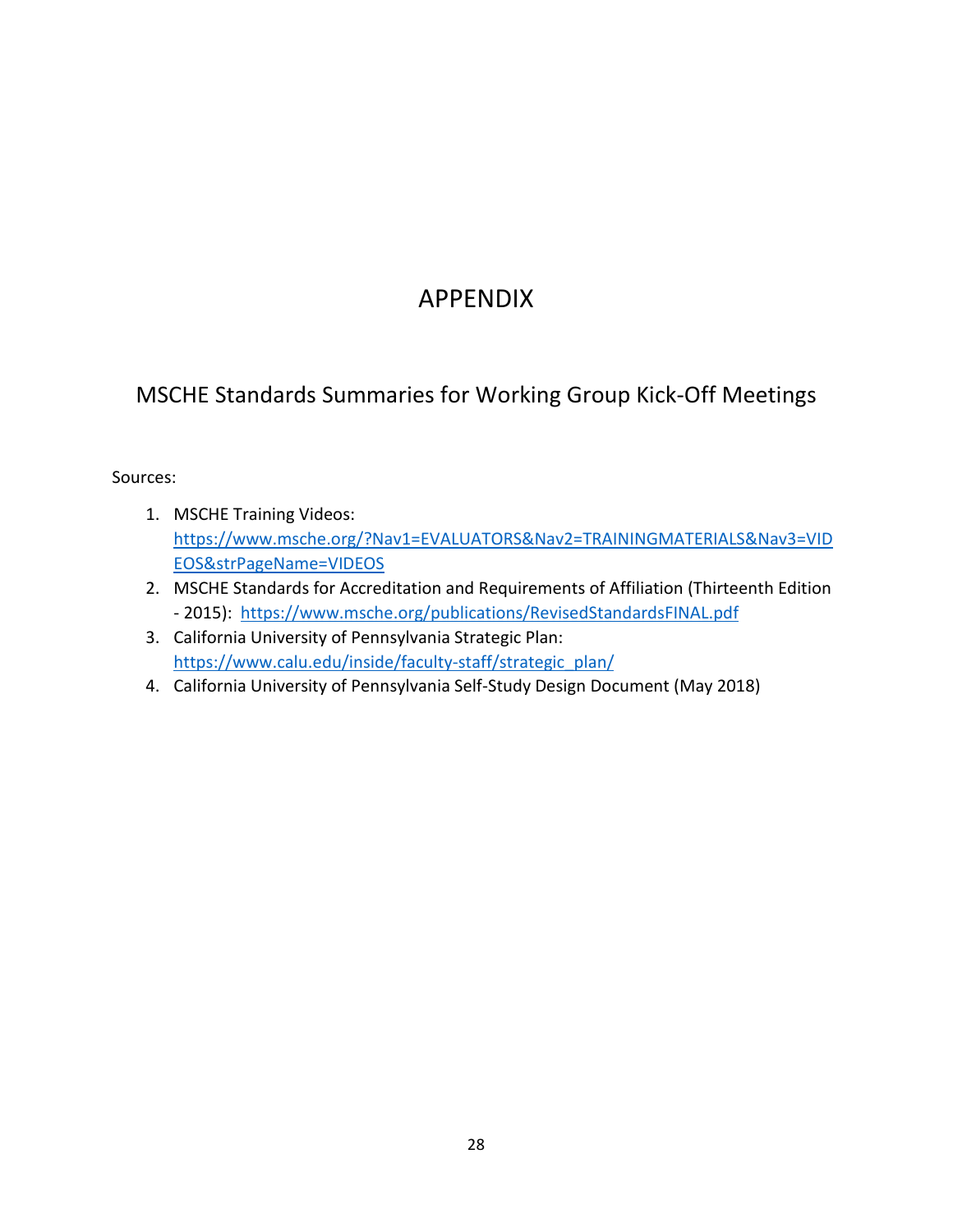# APPENDIX

## MSCHE Standards Summaries for Working Group Kick-Off Meetings

Sources:

1. MSCHE Training Videos: [https://www.msche.org/?Nav1=EVALUATORS&Nav2=TRAININGMATERIALS&Nav3=VIDEOS&strPageName=VIDEOS](https://www.msche.org/?Nav1=EVALUATORS&Nav2=TRAININGMATERIALS&Nav3=VIDEOS&strPageName=VIDEOS)
2. MSCHE Standards for Accreditation and Requirements of Affiliation (Thirteenth Edition - 2015): [https://www.msche.org/publications/RevisedStandardsFINAL.pdf](https://www.msche.org/publications/RevisedStandardsFINAL.pdf)
3. California University of Pennsylvania Strategic Plan: [https://www.calu.edu/inside/faculty-staff/strategic_plan/](https://www.calu.edu/inside/faculty-staff/strategic_plan/)
4. California University of Pennsylvania Self-Study Design Document (May 2018)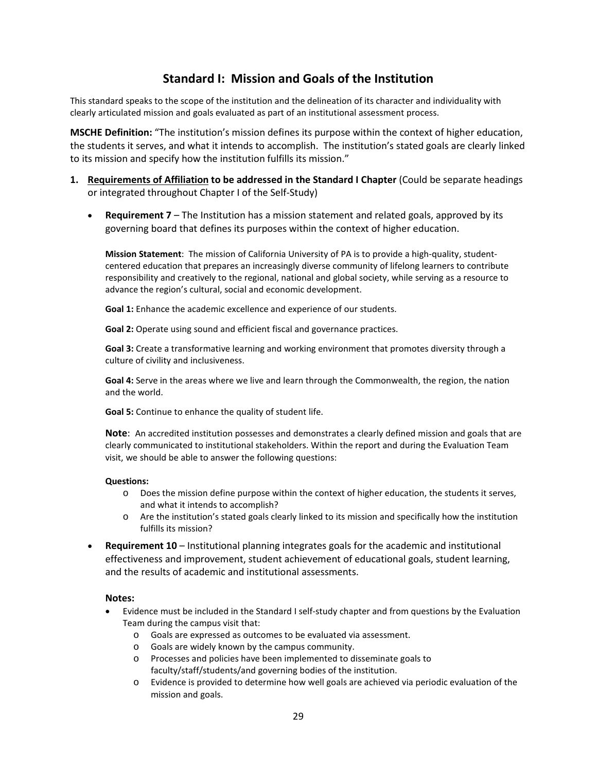# Standard I: Mission and Goals of the Institution

This standard speaks to the scope of the institution and the delineation of its character and individuality with clearly articulated mission and goals evaluated as part of an institutional assessment process.

**MSCHE Definition:** "The institution's mission defines its purpose within the context of higher education, the students it serves, and what it intends to accomplish. The institution's stated goals are clearly linked to its mission and specify how the institution fulfills its mission."

1. **Requirements of Affiliation to be addressed in the Standard I Chapter** (Could be separate headings or integrated throughout Chapter I of the Self-Study)

   - **Requirement 7** – The Institution has a mission statement and related goals, approved by its governing board that defines its purposes within the context of higher education.

     **Mission Statement**: The mission of California University of PA is to provide a high-quality, student-centered education that prepares an increasingly diverse community of lifelong learners to contribute responsibility and creatively to the regional, national and global society, while serving as a resource to advance the region's cultural, social and economic development.

     **Goal 1:** Enhance the academic excellence and experience of our students.

     **Goal 2:** Operate using sound and efficient fiscal and governance practices.

     **Goal 3:** Create a transformative learning and working environment that promotes diversity through a culture of civility and inclusiveness.

     **Goal 4:** Serve in the areas where we live and learn through the Commonwealth, the region, the nation and the world.

     **Goal 5:** Continue to enhance the quality of student life.

     **Note**: An accredited institution possesses and demonstrates a clearly defined mission and goals that are clearly communicated to institutional stakeholders. Within the report and during the Evaluation Team visit, we should be able to answer the following questions:

     **Questions:**
     - Does the mission define purpose within the context of higher education, the students it serves, and what it intends to accomplish?
     - Are the institution's stated goals clearly linked to its mission and specifically how the institution fulfills its mission?

   - **Requirement 10** – Institutional planning integrates goals for the academic and institutional effectiveness and improvement, student achievement of educational goals, student learning, and the results of academic and institutional assessments.

     **Notes:**
     - Evidence must be included in the Standard I self-study chapter and from questions by the Evaluation Team during the campus visit that:
       - Goals are expressed as outcomes to be evaluated via assessment.
       - Goals are widely known by the campus community.
       - Processes and policies have been implemented to disseminate goals to faculty/staff/students/and governing bodies of the institution.
       - Evidence is provided to determine how well goals are achieved via periodic evaluation of the mission and goals.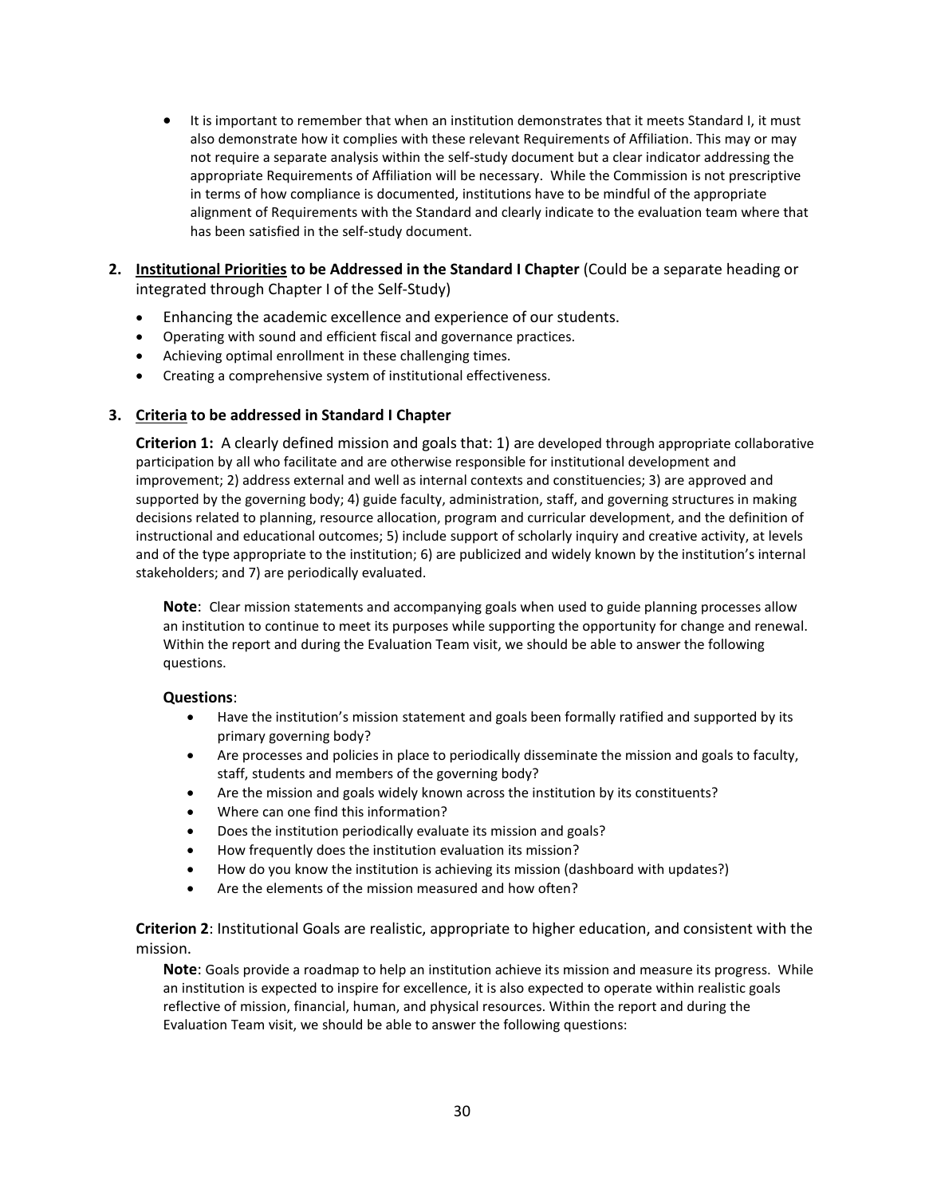- It is important to remember that when an institution demonstrates that it meets Standard I, it must also demonstrate how it complies with these relevant Requirements of Affiliation. This may or may not require a separate analysis within the self-study document but a clear indicator addressing the appropriate Requirements of Affiliation will be necessary. While the Commission is not prescriptive in terms of how compliance is documented, institutions have to be mindful of the appropriate alignment of Requirements with the Standard and clearly indicate to the evaluation team where that has been satisfied in the self-study document.

2. **<u>Institutional Priorities</u> to be Addressed in the Standard I Chapter** (Could be a separate heading or integrated through Chapter I of the Self-Study)
   - Enhancing the academic excellence and experience of our students.
   - Operating with sound and efficient fiscal and governance practices.
   - Achieving optimal enrollment in these challenging times.
   - Creating a comprehensive system of institutional effectiveness.

3. **<u>Criteria</u> to be addressed in Standard I Chapter**

**Criterion 1:** A clearly defined mission and goals that: 1) are developed through appropriate collaborative participation by all who facilitate and are otherwise responsible for institutional development and improvement; 2) address external and well as internal contexts and constituencies; 3) are approved and supported by the governing body; 4) guide faculty, administration, staff, and governing structures in making decisions related to planning, resource allocation, program and curricular development, and the definition of instructional and educational outcomes; 5) include support of scholarly inquiry and creative activity, at levels and of the type appropriate to the institution; 6) are publicized and widely known by the institution's internal stakeholders; and 7) are periodically evaluated.

**Note**: Clear mission statements and accompanying goals when used to guide planning processes allow an institution to continue to meet its purposes while supporting the opportunity for change and renewal. Within the report and during the Evaluation Team visit, we should be able to answer the following questions.

**Questions**:

- Have the institution's mission statement and goals been formally ratified and supported by its primary governing body?
- Are processes and policies in place to periodically disseminate the mission and goals to faculty, staff, students and members of the governing body?
- Are the mission and goals widely known across the institution by its constituents?
- Where can one find this information?
- Does the institution periodically evaluate its mission and goals?
- How frequently does the institution evaluation its mission?
- How do you know the institution is achieving its mission (dashboard with updates?)
- Are the elements of the mission measured and how often?

**Criterion 2**: Institutional Goals are realistic, appropriate to higher education, and consistent with the mission.

**Note**: Goals provide a roadmap to help an institution achieve its mission and measure its progress. While an institution is expected to inspire for excellence, it is also expected to operate within realistic goals reflective of mission, financial, human, and physical resources. Within the report and during the Evaluation Team visit, we should be able to answer the following questions: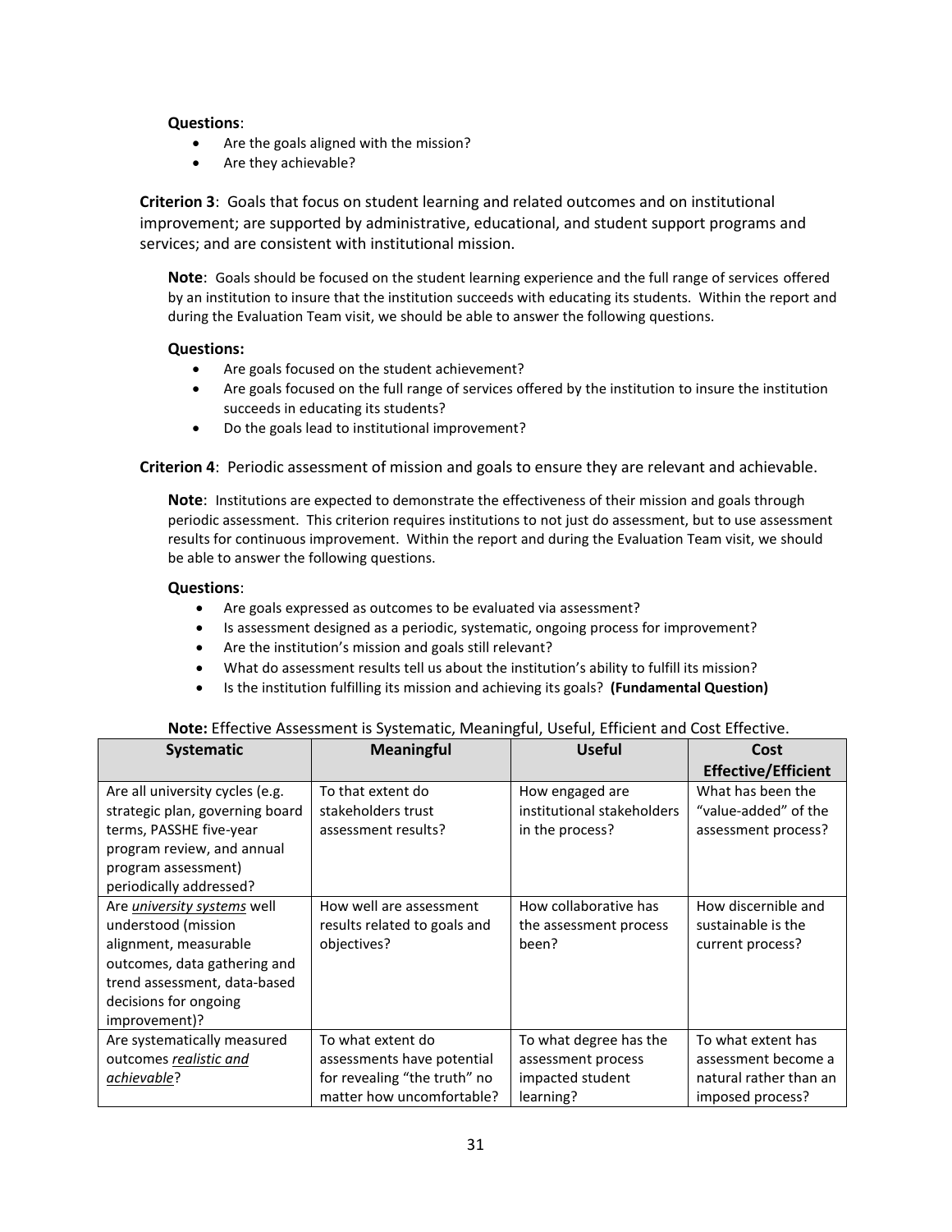**Questions**:

- Are the goals aligned with the mission?
- Are they achievable?

**Criterion 3**: Goals that focus on student learning and related outcomes and on institutional improvement; are supported by administrative, educational, and student support programs and services; and are consistent with institutional mission.

**Note**: Goals should be focused on the student learning experience and the full range of services offered by an institution to insure that the institution succeeds with educating its students. Within the report and during the Evaluation Team visit, we should be able to answer the following questions.

**Questions:**

- Are goals focused on the student achievement?
- Are goals focused on the full range of services offered by the institution to insure the institution succeeds in educating its students?
- Do the goals lead to institutional improvement?

**Criterion 4**: Periodic assessment of mission and goals to ensure they are relevant and achievable.

**Note**: Institutions are expected to demonstrate the effectiveness of their mission and goals through periodic assessment. This criterion requires institutions to not just do assessment, but to use assessment results for continuous improvement. Within the report and during the Evaluation Team visit, we should be able to answer the following questions.

**Questions**:

- Are goals expressed as outcomes to be evaluated via assessment?
- Is assessment designed as a periodic, systematic, ongoing process for improvement?
- Are the institution's mission and goals still relevant?
- What do assessment results tell us about the institution's ability to fulfill its mission?
- Is the institution fulfilling its mission and achieving its goals? **(Fundamental Question)**

**Note:** Effective Assessment is Systematic, Meaningful, Useful, Efficient and Cost Effective.

| Systematic | Meaningful | Useful | Cost Effective/Efficient |
|---|---|---|---|
| Are all university cycles (e.g. strategic plan, governing board terms, PASSHE five-year program review, and annual program assessment) periodically addressed? | To that extent do stakeholders trust assessment results? | How engaged are institutional stakeholders in the process? | What has been the "value-added" of the assessment process? |
| Are *university systems* well understood (mission alignment, measurable outcomes, data gathering and trend assessment, data-based decisions for ongoing improvement)? | How well are assessment results related to goals and objectives? | How collaborative has the assessment process been? | How discernible and sustainable is the current process? |
| Are systematically measured outcomes *realistic and achievable*? | To what extent do assessments have potential for revealing "the truth" no matter how uncomfortable? | To what degree has the assessment process impacted student learning? | To what extent has assessment become a natural rather than an imposed process? |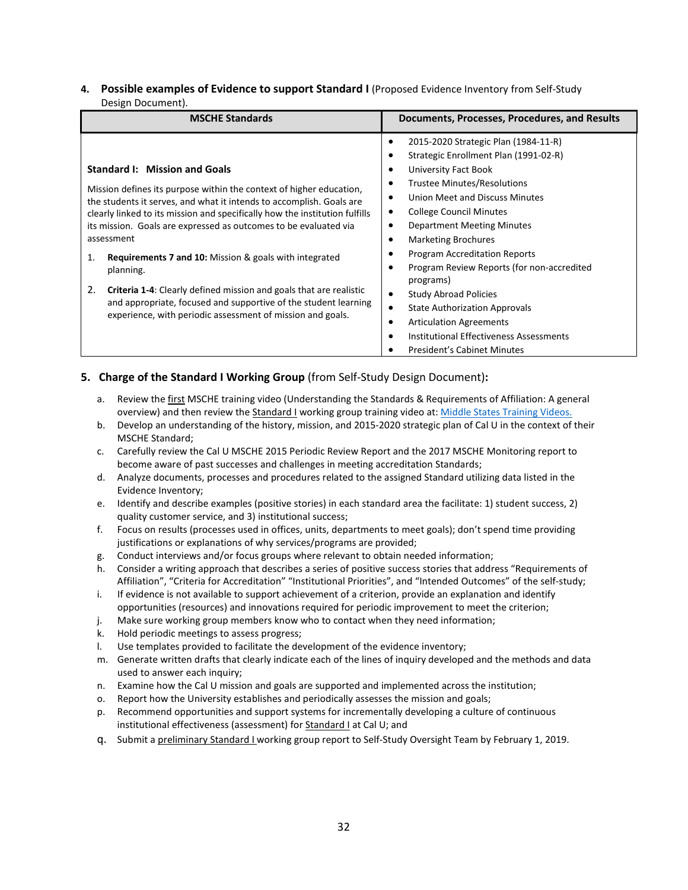**4. Possible examples of Evidence to support Standard I** (Proposed Evidence Inventory from Self-Study Design Document).

| MSCHE Standards | Documents, Processes, Procedures, and Results |
|---|---|
| **Standard I: Mission and Goals**<br><br>Mission defines its purpose within the context of higher education, the students it serves, and what it intends to accomplish. Goals are clearly linked to its mission and specifically how the institution fulfills its mission. Goals are expressed as outcomes to be evaluated via assessment<br><br>1. **Requirements 7 and 10:** Mission & goals with integrated planning.<br><br>2. **Criteria 1-4**: Clearly defined mission and goals that are realistic and appropriate, focused and supportive of the student learning experience, with periodic assessment of mission and goals. | • 2015-2020 Strategic Plan (1984-11-R)<br>• Strategic Enrollment Plan (1991-02-R)<br>• University Fact Book<br>• Trustee Minutes/Resolutions<br>• Union Meet and Discuss Minutes<br>• College Council Minutes<br>• Department Meeting Minutes<br>• Marketing Brochures<br>• Program Accreditation Reports<br>• Program Review Reports (for non-accredited programs)<br>• Study Abroad Policies<br>• State Authorization Approvals<br>• Articulation Agreements<br>• Institutional Effectiveness Assessments<br>• President's Cabinet Minutes |

**5. Charge of the Standard I Working Group** (from Self-Study Design Document)**:**

a. Review the first MSCHE training video (Understanding the Standards & Requirements of Affiliation: A general overview) and then review the Standard I working group training video at: [Middle States Training Videos.]()
b. Develop an understanding of the history, mission, and 2015-2020 strategic plan of Cal U in the context of their MSCHE Standard;
c. Carefully review the Cal U MSCHE 2015 Periodic Review Report and the 2017 MSCHE Monitoring report to become aware of past successes and challenges in meeting accreditation Standards;
d. Analyze documents, processes and procedures related to the assigned Standard utilizing data listed in the Evidence Inventory;
e. Identify and describe examples (positive stories) in each standard area the facilitate: 1) student success, 2) quality customer service, and 3) institutional success;
f. Focus on results (processes used in offices, units, departments to meet goals); don't spend time providing justifications or explanations of why services/programs are provided;
g. Conduct interviews and/or focus groups where relevant to obtain needed information;
h. Consider a writing approach that describes a series of positive success stories that address "Requirements of Affiliation", "Criteria for Accreditation" "Institutional Priorities", and "Intended Outcomes" of the self-study;
i. If evidence is not available to support achievement of a criterion, provide an explanation and identify opportunities (resources) and innovations required for periodic improvement to meet the criterion;
j. Make sure working group members know who to contact when they need information;
k. Hold periodic meetings to assess progress;
l. Use templates provided to facilitate the development of the evidence inventory;
m. Generate written drafts that clearly indicate each of the lines of inquiry developed and the methods and data used to answer each inquiry;
n. Examine how the Cal U mission and goals are supported and implemented across the institution;
o. Report how the University establishes and periodically assesses the mission and goals;
p. Recommend opportunities and support systems for incrementally developing a culture of continuous institutional effectiveness (assessment) for Standard I at Cal U; and
q. Submit a preliminary Standard I working group report to Self-Study Oversight Team by February 1, 2019.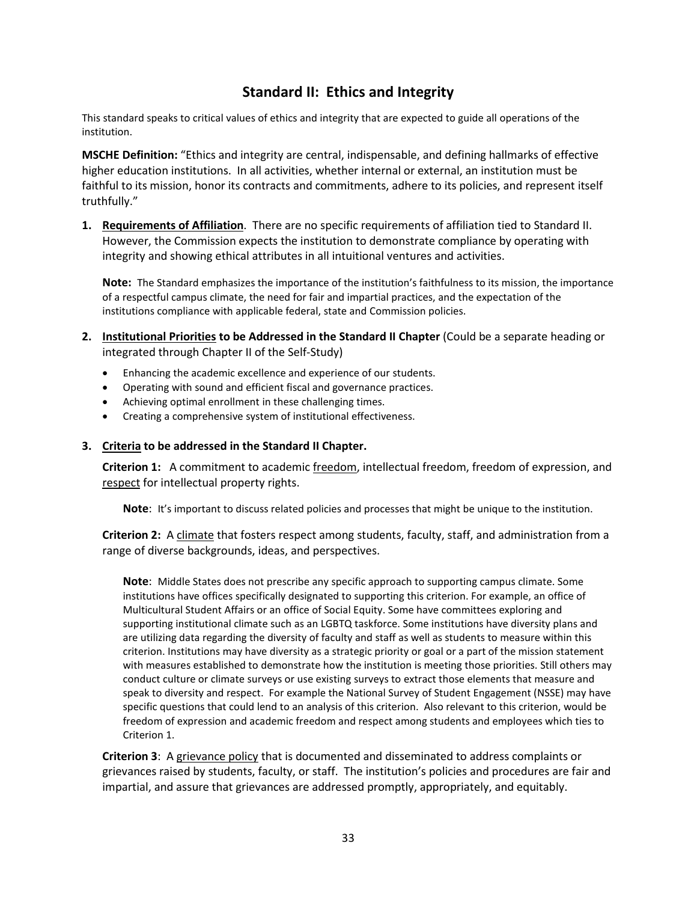## Standard II: Ethics and Integrity

This standard speaks to critical values of ethics and integrity that are expected to guide all operations of the institution.

**MSCHE Definition:** "Ethics and integrity are central, indispensable, and defining hallmarks of effective higher education institutions. In all activities, whether internal or external, an institution must be faithful to its mission, honor its contracts and commitments, adhere to its policies, and represent itself truthfully."

1. **Requirements of Affiliation**. There are no specific requirements of affiliation tied to Standard II. However, the Commission expects the institution to demonstrate compliance by operating with integrity and showing ethical attributes in all intuitional ventures and activities.

   **Note:** The Standard emphasizes the importance of the institution's faithfulness to its mission, the importance of a respectful campus climate, the need for fair and impartial practices, and the expectation of the institutions compliance with applicable federal, state and Commission policies.

2. **Institutional Priorities to be Addressed in the Standard II Chapter** (Could be a separate heading or integrated through Chapter II of the Self-Study)
   - Enhancing the academic excellence and experience of our students.
   - Operating with sound and efficient fiscal and governance practices.
   - Achieving optimal enrollment in these challenging times.
   - Creating a comprehensive system of institutional effectiveness.

3. **Criteria to be addressed in the Standard II Chapter.**

   **Criterion 1:** A commitment to academic freedom, intellectual freedom, freedom of expression, and respect for intellectual property rights.

   **Note**: It's important to discuss related policies and processes that might be unique to the institution.

   **Criterion 2:** A climate that fosters respect among students, faculty, staff, and administration from a range of diverse backgrounds, ideas, and perspectives.

   **Note**: Middle States does not prescribe any specific approach to supporting campus climate. Some institutions have offices specifically designated to supporting this criterion. For example, an office of Multicultural Student Affairs or an office of Social Equity. Some have committees exploring and supporting institutional climate such as an LGBTQ taskforce. Some institutions have diversity plans and are utilizing data regarding the diversity of faculty and staff as well as students to measure within this criterion. Institutions may have diversity as a strategic priority or goal or a part of the mission statement with measures established to demonstrate how the institution is meeting those priorities. Still others may conduct culture or climate surveys or use existing surveys to extract those elements that measure and speak to diversity and respect. For example the National Survey of Student Engagement (NSSE) may have specific questions that could lend to an analysis of this criterion. Also relevant to this criterion, would be freedom of expression and academic freedom and respect among students and employees which ties to Criterion 1.

   **Criterion 3**: A grievance policy that is documented and disseminated to address complaints or grievances raised by students, faculty, or staff. The institution's policies and procedures are fair and impartial, and assure that grievances are addressed promptly, appropriately, and equitably.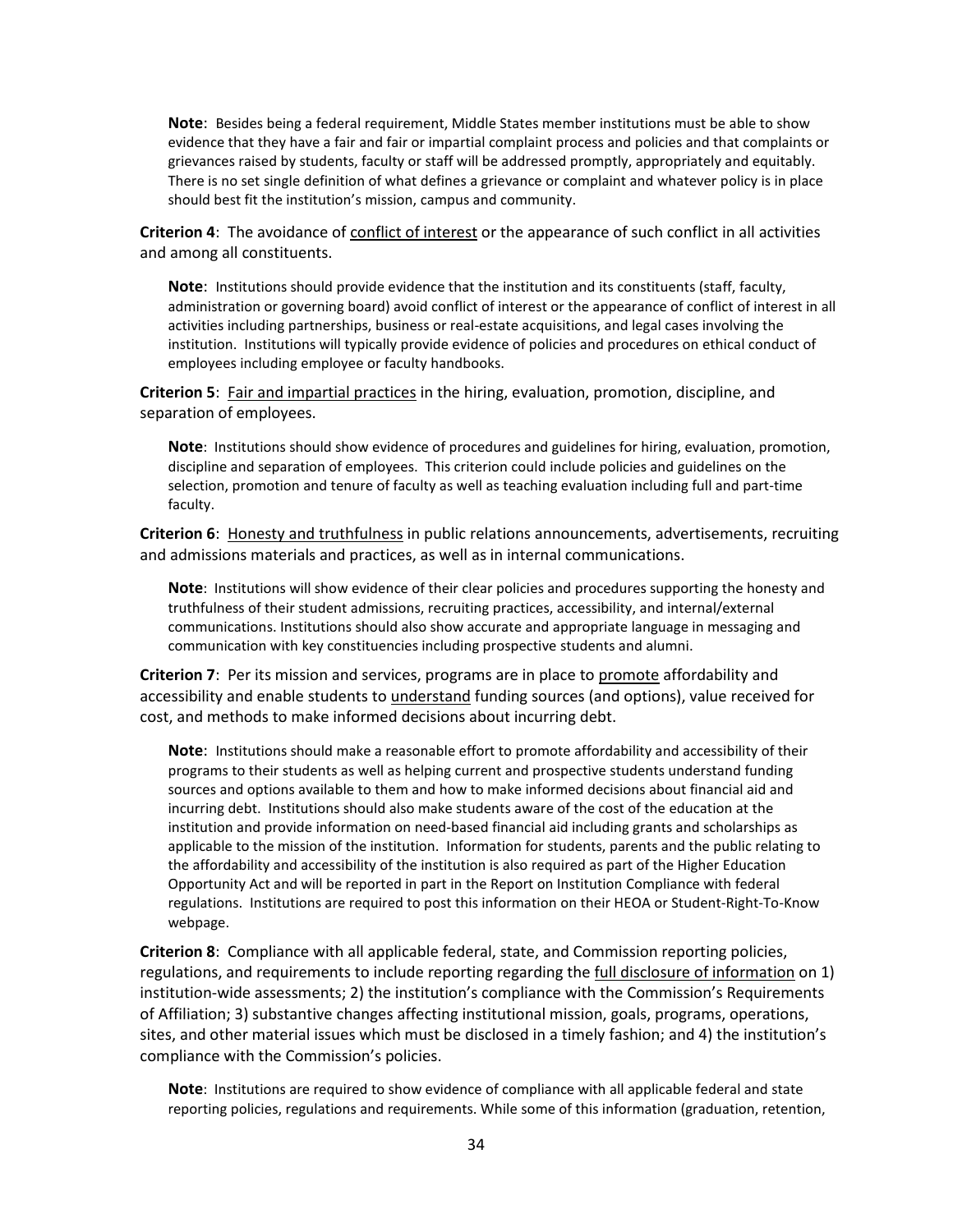**Note**: Besides being a federal requirement, Middle States member institutions must be able to show evidence that they have a fair and fair or impartial complaint process and policies and that complaints or grievances raised by students, faculty or staff will be addressed promptly, appropriately and equitably. There is no set single definition of what defines a grievance or complaint and whatever policy is in place should best fit the institution's mission, campus and community.

**Criterion 4**: The avoidance of conflict of interest or the appearance of such conflict in all activities and among all constituents.

**Note**: Institutions should provide evidence that the institution and its constituents (staff, faculty, administration or governing board) avoid conflict of interest or the appearance of conflict of interest in all activities including partnerships, business or real-estate acquisitions, and legal cases involving the institution. Institutions will typically provide evidence of policies and procedures on ethical conduct of employees including employee or faculty handbooks.

**Criterion 5**: Fair and impartial practices in the hiring, evaluation, promotion, discipline, and separation of employees.

**Note**: Institutions should show evidence of procedures and guidelines for hiring, evaluation, promotion, discipline and separation of employees. This criterion could include policies and guidelines on the selection, promotion and tenure of faculty as well as teaching evaluation including full and part-time faculty.

**Criterion 6**: Honesty and truthfulness in public relations announcements, advertisements, recruiting and admissions materials and practices, as well as in internal communications.

**Note**: Institutions will show evidence of their clear policies and procedures supporting the honesty and truthfulness of their student admissions, recruiting practices, accessibility, and internal/external communications. Institutions should also show accurate and appropriate language in messaging and communication with key constituencies including prospective students and alumni.

**Criterion 7**: Per its mission and services, programs are in place to promote affordability and accessibility and enable students to understand funding sources (and options), value received for cost, and methods to make informed decisions about incurring debt.

**Note**: Institutions should make a reasonable effort to promote affordability and accessibility of their programs to their students as well as helping current and prospective students understand funding sources and options available to them and how to make informed decisions about financial aid and incurring debt. Institutions should also make students aware of the cost of the education at the institution and provide information on need-based financial aid including grants and scholarships as applicable to the mission of the institution. Information for students, parents and the public relating to the affordability and accessibility of the institution is also required as part of the Higher Education Opportunity Act and will be reported in part in the Report on Institution Compliance with federal regulations. Institutions are required to post this information on their HEOA or Student-Right-To-Know webpage.

**Criterion 8**: Compliance with all applicable federal, state, and Commission reporting policies, regulations, and requirements to include reporting regarding the full disclosure of information on 1) institution-wide assessments; 2) the institution's compliance with the Commission's Requirements of Affiliation; 3) substantive changes affecting institutional mission, goals, programs, operations, sites, and other material issues which must be disclosed in a timely fashion; and 4) the institution's compliance with the Commission's policies.

**Note**: Institutions are required to show evidence of compliance with all applicable federal and state reporting policies, regulations and requirements. While some of this information (graduation, retention,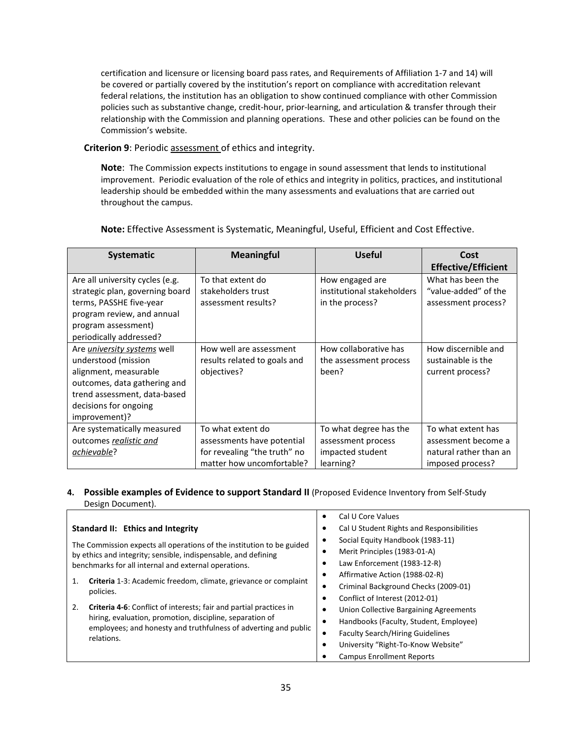certification and licensure or licensing board pass rates, and Requirements of Affiliation 1-7 and 14) will be covered or partially covered by the institution's report on compliance with accreditation relevant federal relations, the institution has an obligation to show continued compliance with other Commission policies such as substantive change, credit-hour, prior-learning, and articulation & transfer through their relationship with the Commission and planning operations. These and other policies can be found on the Commission's website.

**Criterion 9**: Periodic assessment of ethics and integrity.

**Note**: The Commission expects institutions to engage in sound assessment that lends to institutional improvement. Periodic evaluation of the role of ethics and integrity in politics, practices, and institutional leadership should be embedded within the many assessments and evaluations that are carried out throughout the campus.

**Note:** Effective Assessment is Systematic, Meaningful, Useful, Efficient and Cost Effective.

| Systematic | Meaningful | Useful | Cost Effective/Efficient |
|---|---|---|---|
| Are all university cycles (e.g. strategic plan, governing board terms, PASSHE five-year program review, and annual program assessment) periodically addressed? | To that extent do stakeholders trust assessment results? | How engaged are institutional stakeholders in the process? | What has been the "value-added" of the assessment process? |
| Are *university systems* well understood (mission alignment, measurable outcomes, data gathering and trend assessment, data-based decisions for ongoing improvement)? | How well are assessment results related to goals and objectives? | How collaborative has the assessment process been? | How discernible and sustainable is the current process? |
| Are systematically measured outcomes *realistic and achievable*? | To what extent do assessments have potential for revealing "the truth" no matter how uncomfortable? | To what degree has the assessment process impacted student learning? | To what extent has assessment become a natural rather than an imposed process? |

4. **Possible examples of Evidence to support Standard II** (Proposed Evidence Inventory from Self-Study Design Document).

| **Standard II: Ethics and Integrity**<br><br>The Commission expects all operations of the institution to be guided by ethics and integrity; sensible, indispensable, and defining benchmarks for all internal and external operations.<br><br>1. **Criteria** 1-3: Academic freedom, climate, grievance or complaint policies.<br>2. **Criteria 4-6**: Conflict of interests; fair and partial practices in hiring, evaluation, promotion, discipline, separation of employees; and honesty and truthfulness of adverting and public relations. | • Cal U Core Values<br>• Cal U Student Rights and Responsibilities<br>• Social Equity Handbook (1983-11)<br>• Merit Principles (1983-01-A)<br>• Law Enforcement (1983-12-R)<br>• Affirmative Action (1988-02-R)<br>• Criminal Background Checks (2009-01)<br>• Conflict of Interest (2012-01)<br>• Union Collective Bargaining Agreements<br>• Handbooks (Faculty, Student, Employee)<br>• Faculty Search/Hiring Guidelines<br>• University "Right-To-Know Website"<br>• Campus Enrollment Reports |
|---|---|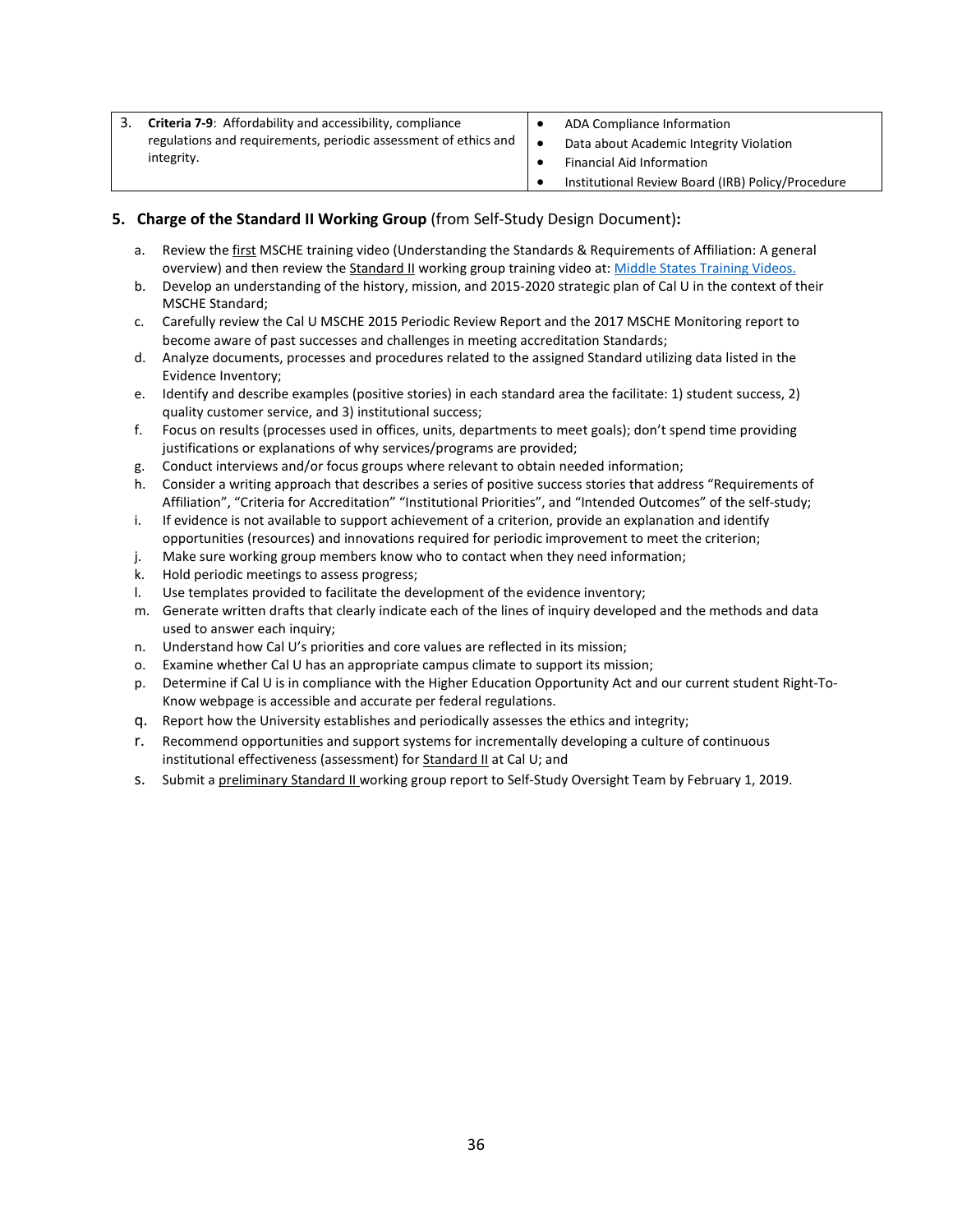| | |
|---|---|
| 3. **Criteria 7-9**: Affordability and accessibility, compliance regulations and requirements, periodic assessment of ethics and integrity. | • ADA Compliance Information<br>• Data about Academic Integrity Violation<br>• Financial Aid Information<br>• Institutional Review Board (IRB) Policy/Procedure |

**5. Charge of the Standard II Working Group** (from Self-Study Design Document)**:**

a. Review the first MSCHE training video (Understanding the Standards & Requirements of Affiliation: A general overview) and then review the Standard II working group training video at: [Middle States Training Videos.]
b. Develop an understanding of the history, mission, and 2015-2020 strategic plan of Cal U in the context of their MSCHE Standard;
c. Carefully review the Cal U MSCHE 2015 Periodic Review Report and the 2017 MSCHE Monitoring report to become aware of past successes and challenges in meeting accreditation Standards;
d. Analyze documents, processes and procedures related to the assigned Standard utilizing data listed in the Evidence Inventory;
e. Identify and describe examples (positive stories) in each standard area the facilitate: 1) student success, 2) quality customer service, and 3) institutional success;
f. Focus on results (processes used in offices, units, departments to meet goals); don't spend time providing justifications or explanations of why services/programs are provided;
g. Conduct interviews and/or focus groups where relevant to obtain needed information;
h. Consider a writing approach that describes a series of positive success stories that address "Requirements of Affiliation", "Criteria for Accreditation" "Institutional Priorities", and "Intended Outcomes" of the self-study;
i. If evidence is not available to support achievement of a criterion, provide an explanation and identify opportunities (resources) and innovations required for periodic improvement to meet the criterion;
j. Make sure working group members know who to contact when they need information;
k. Hold periodic meetings to assess progress;
l. Use templates provided to facilitate the development of the evidence inventory;
m. Generate written drafts that clearly indicate each of the lines of inquiry developed and the methods and data used to answer each inquiry;
n. Understand how Cal U's priorities and core values are reflected in its mission;
o. Examine whether Cal U has an appropriate campus climate to support its mission;
p. Determine if Cal U is in compliance with the Higher Education Opportunity Act and our current student Right-To-Know webpage is accessible and accurate per federal regulations.
q. Report how the University establishes and periodically assesses the ethics and integrity;
r. Recommend opportunities and support systems for incrementally developing a culture of continuous institutional effectiveness (assessment) for Standard II at Cal U; and
s. Submit a preliminary Standard II working group report to Self-Study Oversight Team by February 1, 2019.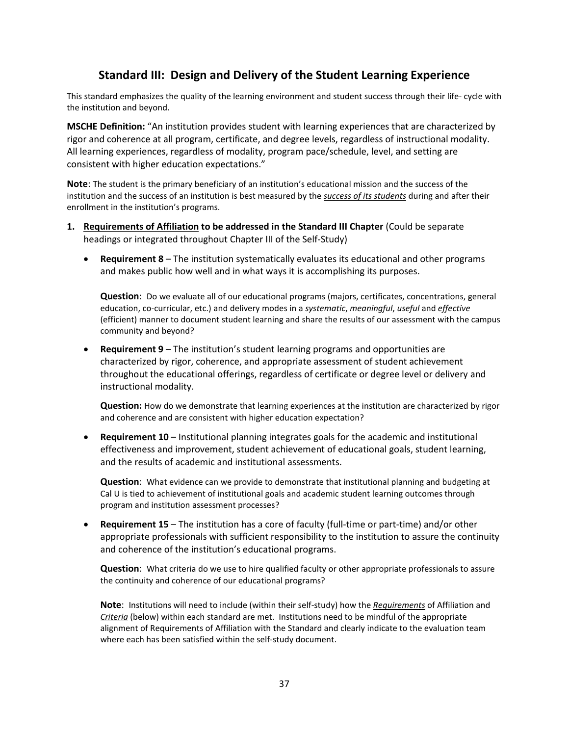## Standard III: Design and Delivery of the Student Learning Experience

This standard emphasizes the quality of the learning environment and student success through their life- cycle with the institution and beyond.

**MSCHE Definition:** "An institution provides student with learning experiences that are characterized by rigor and coherence at all program, certificate, and degree levels, regardless of instructional modality. All learning experiences, regardless of modality, program pace/schedule, level, and setting are consistent with higher education expectations."

**Note**: The student is the primary beneficiary of an institution's educational mission and the success of the institution and the success of an institution is best measured by the ***success of its students*** during and after their enrollment in the institution's programs.

1. **Requirements of Affiliation to be addressed in the Standard III Chapter** (Could be separate headings or integrated throughout Chapter III of the Self-Study)

   - **Requirement 8** – The institution systematically evaluates its educational and other programs and makes public how well and in what ways it is accomplishing its purposes.

     **Question**: Do we evaluate all of our educational programs (majors, certificates, concentrations, general education, co-curricular, etc.) and delivery modes in a *systematic*, *meaningful*, *useful* and *effective* (efficient) manner to document student learning and share the results of our assessment with the campus community and beyond?

   - **Requirement 9** – The institution's student learning programs and opportunities are characterized by rigor, coherence, and appropriate assessment of student achievement throughout the educational offerings, regardless of certificate or degree level or delivery and instructional modality.

     **Question:** How do we demonstrate that learning experiences at the institution are characterized by rigor and coherence and are consistent with higher education expectation?

   - **Requirement 10** – Institutional planning integrates goals for the academic and institutional effectiveness and improvement, student achievement of educational goals, student learning, and the results of academic and institutional assessments.

     **Question**: What evidence can we provide to demonstrate that institutional planning and budgeting at Cal U is tied to achievement of institutional goals and academic student learning outcomes through program and institution assessment processes?

   - **Requirement 15** – The institution has a core of faculty (full-time or part-time) and/or other appropriate professionals with sufficient responsibility to the institution to assure the continuity and coherence of the institution's educational programs.

     **Question**: What criteria do we use to hire qualified faculty or other appropriate professionals to assure the continuity and coherence of our educational programs?

     **Note**: Institutions will need to include (within their self-study) how the ***Requirements*** of Affiliation and ***Criteria*** (below) within each standard are met. Institutions need to be mindful of the appropriate alignment of Requirements of Affiliation with the Standard and clearly indicate to the evaluation team where each has been satisfied within the self-study document.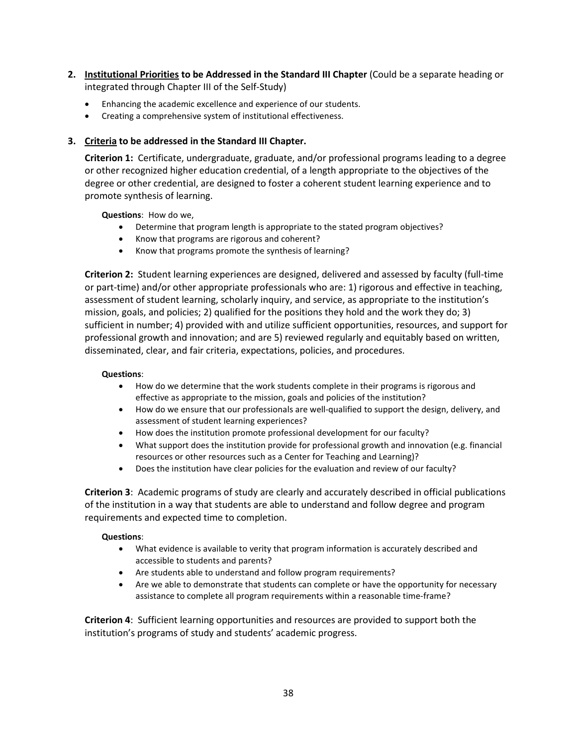2. **<u>Institutional Priorities</u> to be Addressed in the Standard III Chapter** (Could be a separate heading or integrated through Chapter III of the Self-Study)

    - Enhancing the academic excellence and experience of our students.
    - Creating a comprehensive system of institutional effectiveness.

3. **<u>Criteria</u> to be addressed in the Standard III Chapter.**

    **Criterion 1:** Certificate, undergraduate, graduate, and/or professional programs leading to a degree or other recognized higher education credential, of a length appropriate to the objectives of the degree or other credential, are designed to foster a coherent student learning experience and to promote synthesis of learning.

    **Questions**: How do we,

    - Determine that program length is appropriate to the stated program objectives?
    - Know that programs are rigorous and coherent?
    - Know that programs promote the synthesis of learning?

    **Criterion 2:** Student learning experiences are designed, delivered and assessed by faculty (full-time or part-time) and/or other appropriate professionals who are: 1) rigorous and effective in teaching, assessment of student learning, scholarly inquiry, and service, as appropriate to the institution's mission, goals, and policies; 2) qualified for the positions they hold and the work they do; 3) sufficient in number; 4) provided with and utilize sufficient opportunities, resources, and support for professional growth and innovation; and are 5) reviewed regularly and equitably based on written, disseminated, clear, and fair criteria, expectations, policies, and procedures.

    **Questions**:

    - How do we determine that the work students complete in their programs is rigorous and effective as appropriate to the mission, goals and policies of the institution?
    - How do we ensure that our professionals are well-qualified to support the design, delivery, and assessment of student learning experiences?
    - How does the institution promote professional development for our faculty?
    - What support does the institution provide for professional growth and innovation (e.g. financial resources or other resources such as a Center for Teaching and Learning)?
    - Does the institution have clear policies for the evaluation and review of our faculty?

    **Criterion 3**: Academic programs of study are clearly and accurately described in official publications of the institution in a way that students are able to understand and follow degree and program requirements and expected time to completion.

    **Questions**:

    - What evidence is available to verity that program information is accurately described and accessible to students and parents?
    - Are students able to understand and follow program requirements?
    - Are we able to demonstrate that students can complete or have the opportunity for necessary assistance to complete all program requirements within a reasonable time-frame?

    **Criterion 4**: Sufficient learning opportunities and resources are provided to support both the institution's programs of study and students' academic progress.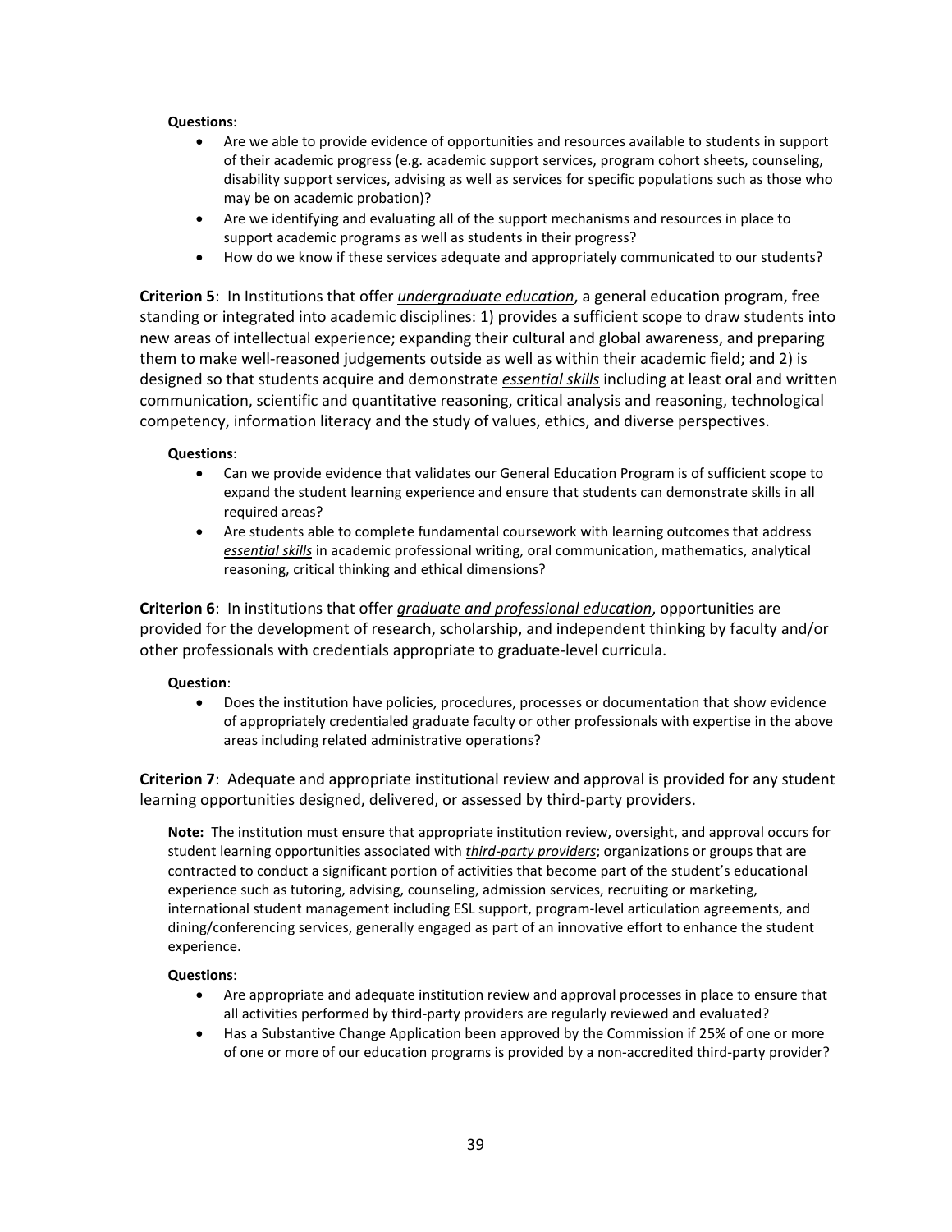**Questions**:

- Are we able to provide evidence of opportunities and resources available to students in support of their academic progress (e.g. academic support services, program cohort sheets, counseling, disability support services, advising as well as services for specific populations such as those who may be on academic probation)?
- Are we identifying and evaluating all of the support mechanisms and resources in place to support academic programs as well as students in their progress?
- How do we know if these services adequate and appropriately communicated to our students?

**Criterion 5**: In Institutions that offer ***undergraduate education***, a general education program, free standing or integrated into academic disciplines: 1) provides a sufficient scope to draw students into new areas of intellectual experience; expanding their cultural and global awareness, and preparing them to make well-reasoned judgements outside as well as within their academic field; and 2) is designed so that students acquire and demonstrate ***essential skills*** including at least oral and written communication, scientific and quantitative reasoning, critical analysis and reasoning, technological competency, information literacy and the study of values, ethics, and diverse perspectives.

**Questions**:

- Can we provide evidence that validates our General Education Program is of sufficient scope to expand the student learning experience and ensure that students can demonstrate skills in all required areas?
- Are students able to complete fundamental coursework with learning outcomes that address ***essential skills*** in academic professional writing, oral communication, mathematics, analytical reasoning, critical thinking and ethical dimensions?

**Criterion 6**: In institutions that offer ***graduate and professional education***, opportunities are provided for the development of research, scholarship, and independent thinking by faculty and/or other professionals with credentials appropriate to graduate-level curricula.

**Question**:

- Does the institution have policies, procedures, processes or documentation that show evidence of appropriately credentialed graduate faculty or other professionals with expertise in the above areas including related administrative operations?

**Criterion 7**: Adequate and appropriate institutional review and approval is provided for any student learning opportunities designed, delivered, or assessed by third-party providers.

**Note:** The institution must ensure that appropriate institution review, oversight, and approval occurs for student learning opportunities associated with ***third-party providers***; organizations or groups that are contracted to conduct a significant portion of activities that become part of the student's educational experience such as tutoring, advising, counseling, admission services, recruiting or marketing, international student management including ESL support, program-level articulation agreements, and dining/conferencing services, generally engaged as part of an innovative effort to enhance the student experience.

**Questions**:

- Are appropriate and adequate institution review and approval processes in place to ensure that all activities performed by third-party providers are regularly reviewed and evaluated?
- Has a Substantive Change Application been approved by the Commission if 25% of one or more of one or more of our education programs is provided by a non-accredited third-party provider?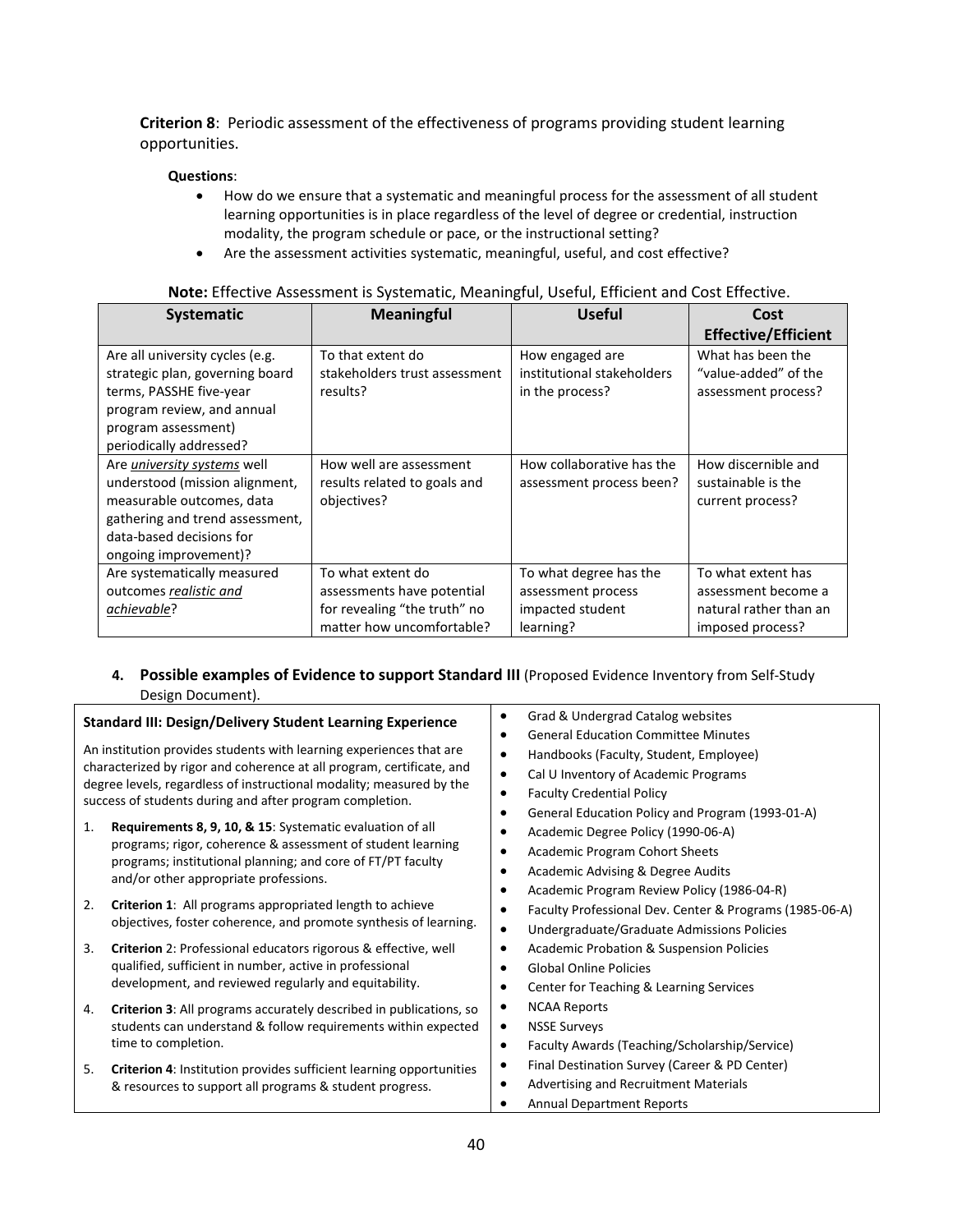**Criterion 8**: Periodic assessment of the effectiveness of programs providing student learning opportunities.

**Questions**:

- How do we ensure that a systematic and meaningful process for the assessment of all student learning opportunities is in place regardless of the level of degree or credential, instruction modality, the program schedule or pace, or the instructional setting?
- Are the assessment activities systematic, meaningful, useful, and cost effective?

**Note:** Effective Assessment is Systematic, Meaningful, Useful, Efficient and Cost Effective.

| Systematic | Meaningful | Useful | Cost Effective/Efficient |
|---|---|---|---|
| Are all university cycles (e.g. strategic plan, governing board terms, PASSHE five-year program review, and annual program assessment) periodically addressed? | To that extent do stakeholders trust assessment results? | How engaged are institutional stakeholders in the process? | What has been the "value-added" of the assessment process? |
| Are *university systems* well understood (mission alignment, measurable outcomes, data gathering and trend assessment, data-based decisions for ongoing improvement)? | How well are assessment results related to goals and objectives? | How collaborative has the assessment process been? | How discernible and sustainable is the current process? |
| Are systematically measured outcomes *realistic and achievable*? | To what extent do assessments have potential for revealing "the truth" no matter how uncomfortable? | To what degree has the assessment process impacted student learning? | To what extent has assessment become a natural rather than an imposed process? |

4. **Possible examples of Evidence to support Standard III** (Proposed Evidence Inventory from Self-Study Design Document).

**Standard III: Design/Delivery Student Learning Experience**

An institution provides students with learning experiences that are characterized by rigor and coherence at all program, certificate, and degree levels, regardless of instructional modality; measured by the success of students during and after program completion.

1. **Requirements 8, 9, 10, & 15**: Systematic evaluation of all programs; rigor, coherence & assessment of student learning programs; institutional planning; and core of FT/PT faculty and/or other appropriate professions.
2. **Criterion 1**: All programs appropriated length to achieve objectives, foster coherence, and promote synthesis of learning.
3. **Criterion 2**: Professional educators rigorous & effective, well qualified, sufficient in number, active in professional development, and reviewed regularly and equitability.
4. **Criterion 3**: All programs accurately described in publications, so students can understand & follow requirements within expected time to completion.
5. **Criterion 4**: Institution provides sufficient learning opportunities & resources to support all programs & student progress.

- Grad & Undergrad Catalog websites
- General Education Committee Minutes
- Handbooks (Faculty, Student, Employee)
- Cal U Inventory of Academic Programs
- Faculty Credential Policy
- General Education Policy and Program (1993-01-A)
- Academic Degree Policy (1990-06-A)
- Academic Program Cohort Sheets
- Academic Advising & Degree Audits
- Academic Program Review Policy (1986-04-R)
- Faculty Professional Dev. Center & Programs (1985-06-A)
- Undergraduate/Graduate Admissions Policies
- Academic Probation & Suspension Policies
- Global Online Policies
- Center for Teaching & Learning Services
- NCAA Reports
- NSSE Surveys
- Faculty Awards (Teaching/Scholarship/Service)
- Final Destination Survey (Career & PD Center)
- Advertising and Recruitment Materials
- Annual Department Reports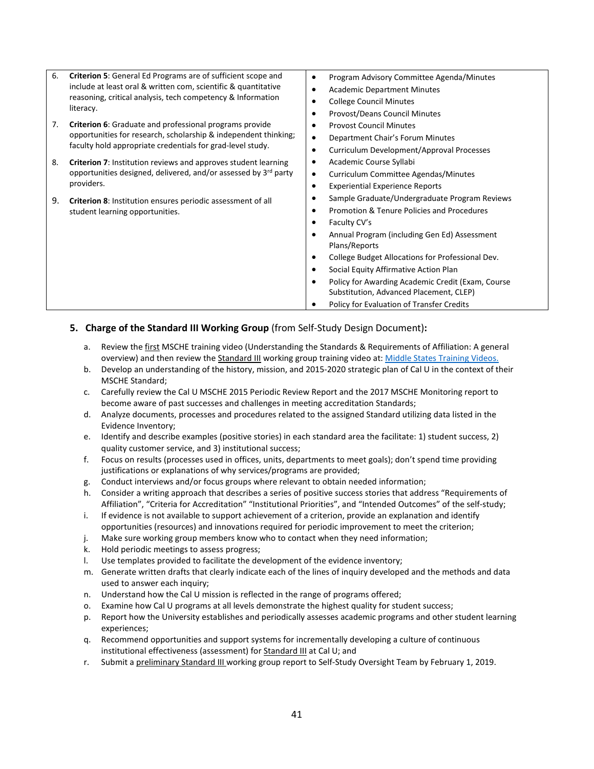| | |
|---|---|
| 6. **Criterion 5**: General Ed Programs are of sufficient scope and include at least oral & written com, scientific & quantitative reasoning, critical analysis, tech competency & Information literacy.<br>7. **Criterion 6**: Graduate and professional programs provide opportunities for research, scholarship & independent thinking; faculty hold appropriate credentials for grad-level study.<br>8. **Criterion 7**: Institution reviews and approves student learning opportunities designed, delivered, and/or assessed by 3rd party providers.<br>9. **Criterion 8**: Institution ensures periodic assessment of all student learning opportunities. | • Program Advisory Committee Agenda/Minutes<br>• Academic Department Minutes<br>• College Council Minutes<br>• Provost/Deans Council Minutes<br>• Provost Council Minutes<br>• Department Chair's Forum Minutes<br>• Curriculum Development/Approval Processes<br>• Academic Course Syllabi<br>• Curriculum Committee Agendas/Minutes<br>• Experiential Experience Reports<br>• Sample Graduate/Undergraduate Program Reviews<br>• Promotion & Tenure Policies and Procedures<br>• Faculty CV's<br>• Annual Program (including Gen Ed) Assessment Plans/Reports<br>• College Budget Allocations for Professional Dev.<br>• Social Equity Affirmative Action Plan<br>• Policy for Awarding Academic Credit (Exam, Course Substitution, Advanced Placement, CLEP)<br>• Policy for Evaluation of Transfer Credits |

### 5. Charge of the Standard III Working Group (from Self-Study Design Document):

a. Review the first MSCHE training video (Understanding the Standards & Requirements of Affiliation: A general overview) and then review the Standard III working group training video at: Middle States Training Videos.
b. Develop an understanding of the history, mission, and 2015-2020 strategic plan of Cal U in the context of their MSCHE Standard;
c. Carefully review the Cal U MSCHE 2015 Periodic Review Report and the 2017 MSCHE Monitoring report to become aware of past successes and challenges in meeting accreditation Standards;
d. Analyze documents, processes and procedures related to the assigned Standard utilizing data listed in the Evidence Inventory;
e. Identify and describe examples (positive stories) in each standard area the facilitate: 1) student success, 2) quality customer service, and 3) institutional success;
f. Focus on results (processes used in offices, units, departments to meet goals); don't spend time providing justifications or explanations of why services/programs are provided;
g. Conduct interviews and/or focus groups where relevant to obtain needed information;
h. Consider a writing approach that describes a series of positive success stories that address "Requirements of Affiliation", "Criteria for Accreditation" "Institutional Priorities", and "Intended Outcomes" of the self-study;
i. If evidence is not available to support achievement of a criterion, provide an explanation and identify opportunities (resources) and innovations required for periodic improvement to meet the criterion;
j. Make sure working group members know who to contact when they need information;
k. Hold periodic meetings to assess progress;
l. Use templates provided to facilitate the development of the evidence inventory;
m. Generate written drafts that clearly indicate each of the lines of inquiry developed and the methods and data used to answer each inquiry;
n. Understand how the Cal U mission is reflected in the range of programs offered;
o. Examine how Cal U programs at all levels demonstrate the highest quality for student success;
p. Report how the University establishes and periodically assesses academic programs and other student learning experiences;
q. Recommend opportunities and support systems for incrementally developing a culture of continuous institutional effectiveness (assessment) for Standard III at Cal U; and
r. Submit a preliminary Standard III working group report to Self-Study Oversight Team by February 1, 2019.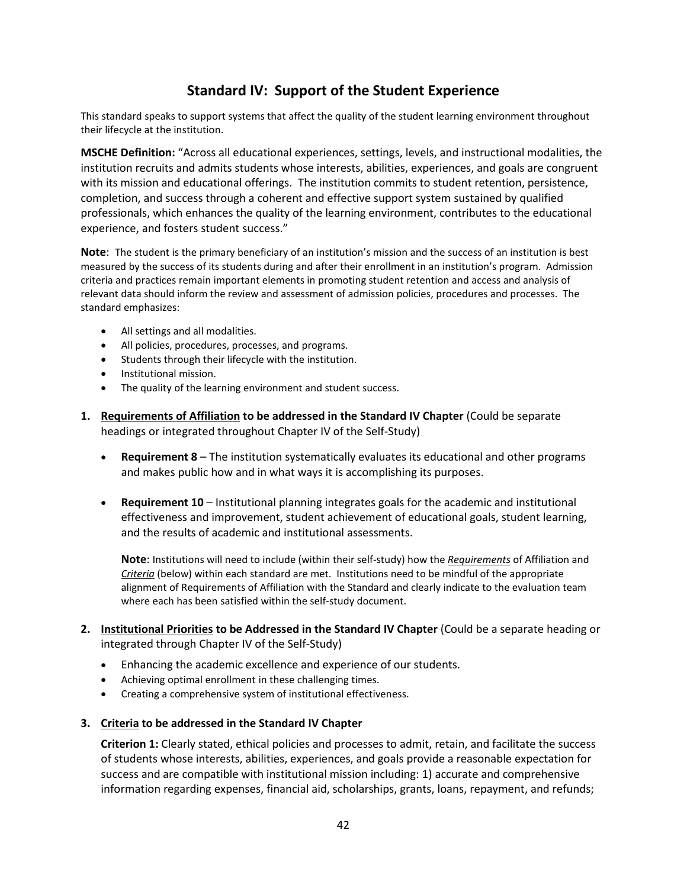## Standard IV: Support of the Student Experience

This standard speaks to support systems that affect the quality of the student learning environment throughout their lifecycle at the institution.

**MSCHE Definition:** "Across all educational experiences, settings, levels, and instructional modalities, the institution recruits and admits students whose interests, abilities, experiences, and goals are congruent with its mission and educational offerings. The institution commits to student retention, persistence, completion, and success through a coherent and effective support system sustained by qualified professionals, which enhances the quality of the learning environment, contributes to the educational experience, and fosters student success."

**Note**: The student is the primary beneficiary of an institution's mission and the success of an institution is best measured by the success of its students during and after their enrollment in an institution's program. Admission criteria and practices remain important elements in promoting student retention and access and analysis of relevant data should inform the review and assessment of admission policies, procedures and processes. The standard emphasizes:

- All settings and all modalities.
- All policies, procedures, processes, and programs.
- Students through their lifecycle with the institution.
- Institutional mission.
- The quality of the learning environment and student success.

1. **<u>Requirements of Affiliation</u> to be addressed in the Standard IV Chapter** (Could be separate headings or integrated throughout Chapter IV of the Self-Study)

   - **Requirement 8** – The institution systematically evaluates its educational and other programs and makes public how and in what ways it is accomplishing its purposes.

   - **Requirement 10** – Institutional planning integrates goals for the academic and institutional effectiveness and improvement, student achievement of educational goals, student learning, and the results of academic and institutional assessments.

     **Note**: Institutions will need to include (within their self-study) how the ***<u>Requirements</u>*** of Affiliation and ***<u>Criteria</u>*** (below) within each standard are met. Institutions need to be mindful of the appropriate alignment of Requirements of Affiliation with the Standard and clearly indicate to the evaluation team where each has been satisfied within the self-study document.

2. **<u>Institutional Priorities</u> to be Addressed in the Standard IV Chapter** (Could be a separate heading or integrated through Chapter IV of the Self-Study)

   - Enhancing the academic excellence and experience of our students.
   - Achieving optimal enrollment in these challenging times.
   - Creating a comprehensive system of institutional effectiveness.

3. **<u>Criteria</u> to be addressed in the Standard IV Chapter**

   **Criterion 1:** Clearly stated, ethical policies and processes to admit, retain, and facilitate the success of students whose interests, abilities, experiences, and goals provide a reasonable expectation for success and are compatible with institutional mission including: 1) accurate and comprehensive information regarding expenses, financial aid, scholarships, grants, loans, repayment, and refunds;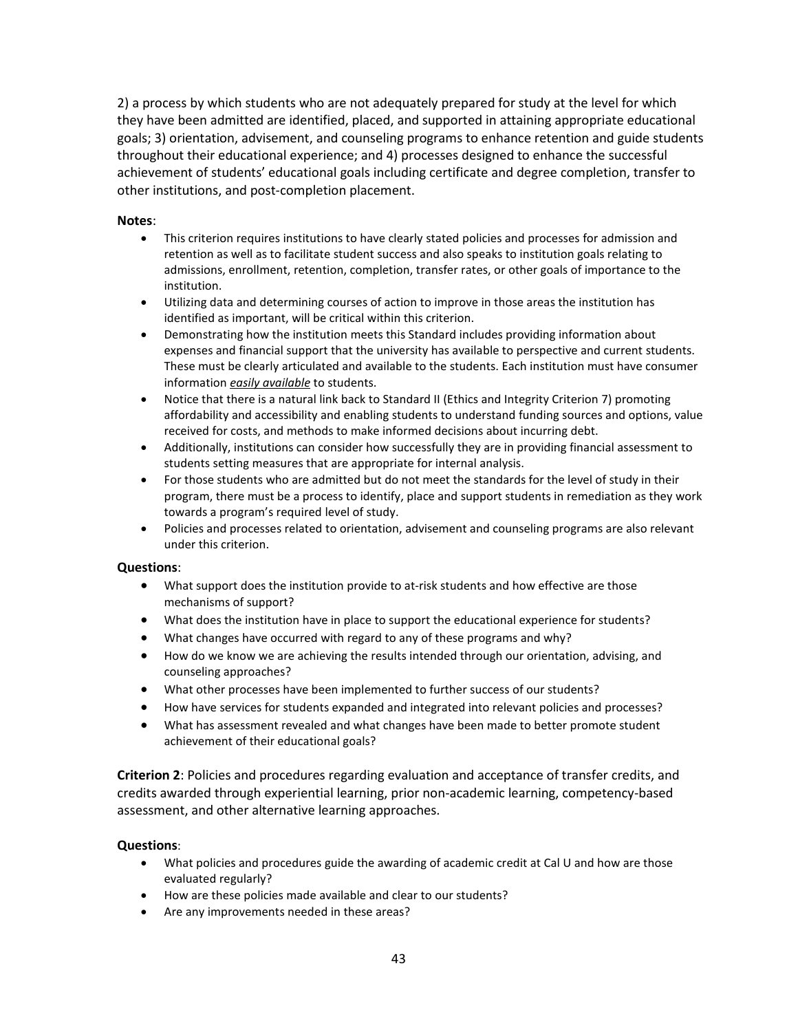2) a process by which students who are not adequately prepared for study at the level for which they have been admitted are identified, placed, and supported in attaining appropriate educational goals; 3) orientation, advisement, and counseling programs to enhance retention and guide students throughout their educational experience; and 4) processes designed to enhance the successful achievement of students' educational goals including certificate and degree completion, transfer to other institutions, and post-completion placement.

**Notes**:

- This criterion requires institutions to have clearly stated policies and processes for admission and retention as well as to facilitate student success and also speaks to institution goals relating to admissions, enrollment, retention, completion, transfer rates, or other goals of importance to the institution.
- Utilizing data and determining courses of action to improve in those areas the institution has identified as important, will be critical within this criterion.
- Demonstrating how the institution meets this Standard includes providing information about expenses and financial support that the university has available to perspective and current students. These must be clearly articulated and available to the students. Each institution must have consumer information ***easily available*** to students.
- Notice that there is a natural link back to Standard II (Ethics and Integrity Criterion 7) promoting affordability and accessibility and enabling students to understand funding sources and options, value received for costs, and methods to make informed decisions about incurring debt.
- Additionally, institutions can consider how successfully they are in providing financial assessment to students setting measures that are appropriate for internal analysis.
- For those students who are admitted but do not meet the standards for the level of study in their program, there must be a process to identify, place and support students in remediation as they work towards a program's required level of study.
- Policies and processes related to orientation, advisement and counseling programs are also relevant under this criterion.

**Questions**:

- What support does the institution provide to at-risk students and how effective are those mechanisms of support?
- What does the institution have in place to support the educational experience for students?
- What changes have occurred with regard to any of these programs and why?
- How do we know we are achieving the results intended through our orientation, advising, and counseling approaches?
- What other processes have been implemented to further success of our students?
- How have services for students expanded and integrated into relevant policies and processes?
- What has assessment revealed and what changes have been made to better promote student achievement of their educational goals?

**Criterion 2**: Policies and procedures regarding evaluation and acceptance of transfer credits, and credits awarded through experiential learning, prior non-academic learning, competency-based assessment, and other alternative learning approaches.

**Questions**:

- What policies and procedures guide the awarding of academic credit at Cal U and how are those evaluated regularly?
- How are these policies made available and clear to our students?
- Are any improvements needed in these areas?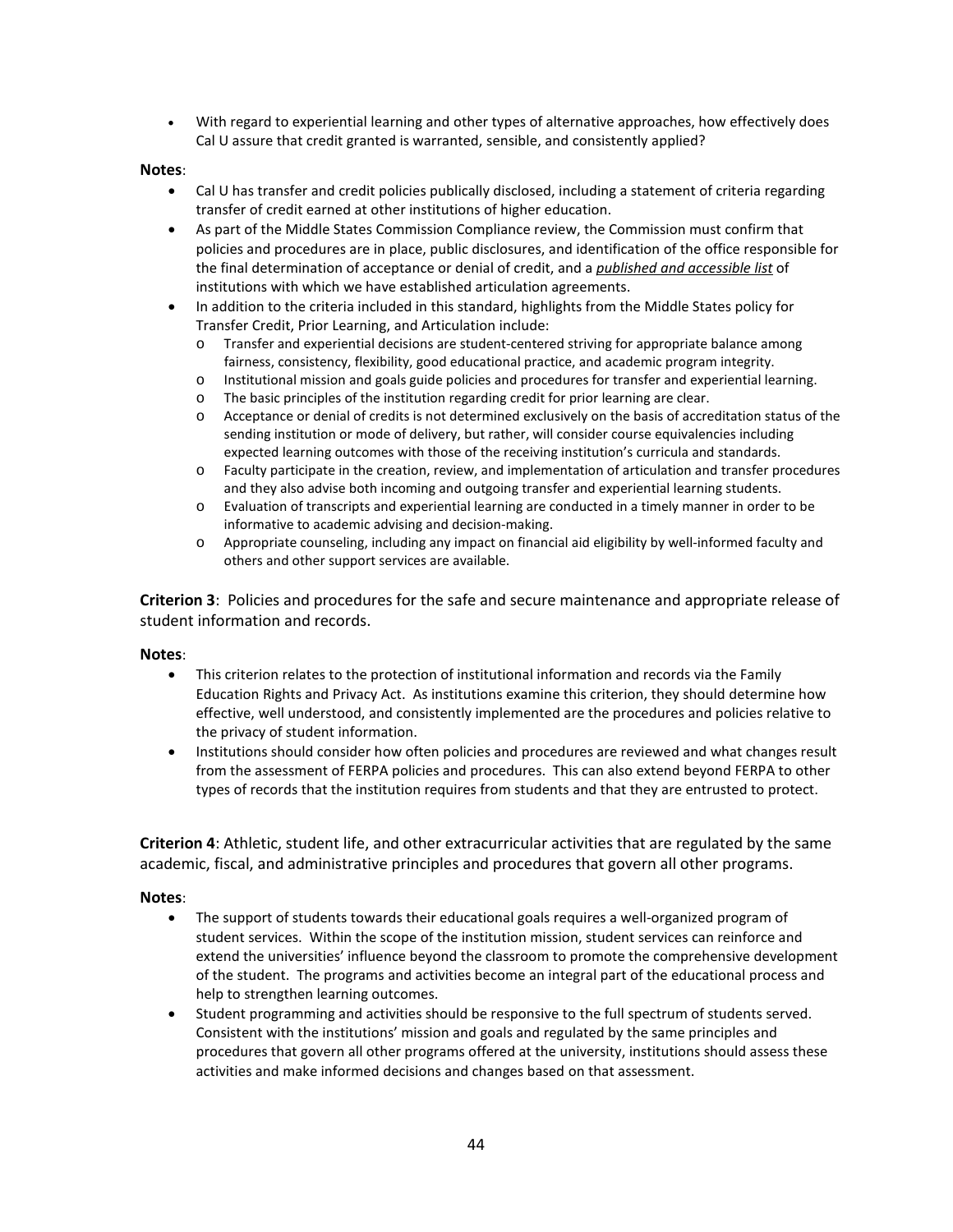- With regard to experiential learning and other types of alternative approaches, how effectively does Cal U assure that credit granted is warranted, sensible, and consistently applied?

**Notes**:

- Cal U has transfer and credit policies publically disclosed, including a statement of criteria regarding transfer of credit earned at other institutions of higher education.
- As part of the Middle States Commission Compliance review, the Commission must confirm that policies and procedures are in place, public disclosures, and identification of the office responsible for the final determination of acceptance or denial of credit, and a ***published and accessible list*** of institutions with which we have established articulation agreements.
- In addition to the criteria included in this standard, highlights from the Middle States policy for Transfer Credit, Prior Learning, and Articulation include:
  - Transfer and experiential decisions are student-centered striving for appropriate balance among fairness, consistency, flexibility, good educational practice, and academic program integrity.
  - Institutional mission and goals guide policies and procedures for transfer and experiential learning.
  - The basic principles of the institution regarding credit for prior learning are clear.
  - Acceptance or denial of credits is not determined exclusively on the basis of accreditation status of the sending institution or mode of delivery, but rather, will consider course equivalencies including expected learning outcomes with those of the receiving institution's curricula and standards.
  - Faculty participate in the creation, review, and implementation of articulation and transfer procedures and they also advise both incoming and outgoing transfer and experiential learning students.
  - Evaluation of transcripts and experiential learning are conducted in a timely manner in order to be informative to academic advising and decision-making.
  - Appropriate counseling, including any impact on financial aid eligibility by well-informed faculty and others and other support services are available.

**Criterion 3**: Policies and procedures for the safe and secure maintenance and appropriate release of student information and records.

**Notes**:

- This criterion relates to the protection of institutional information and records via the Family Education Rights and Privacy Act. As institutions examine this criterion, they should determine how effective, well understood, and consistently implemented are the procedures and policies relative to the privacy of student information.
- Institutions should consider how often policies and procedures are reviewed and what changes result from the assessment of FERPA policies and procedures. This can also extend beyond FERPA to other types of records that the institution requires from students and that they are entrusted to protect.

**Criterion 4**: Athletic, student life, and other extracurricular activities that are regulated by the same academic, fiscal, and administrative principles and procedures that govern all other programs.

**Notes**:

- The support of students towards their educational goals requires a well-organized program of student services. Within the scope of the institution mission, student services can reinforce and extend the universities' influence beyond the classroom to promote the comprehensive development of the student. The programs and activities become an integral part of the educational process and help to strengthen learning outcomes.
- Student programming and activities should be responsive to the full spectrum of students served. Consistent with the institutions' mission and goals and regulated by the same principles and procedures that govern all other programs offered at the university, institutions should assess these activities and make informed decisions and changes based on that assessment.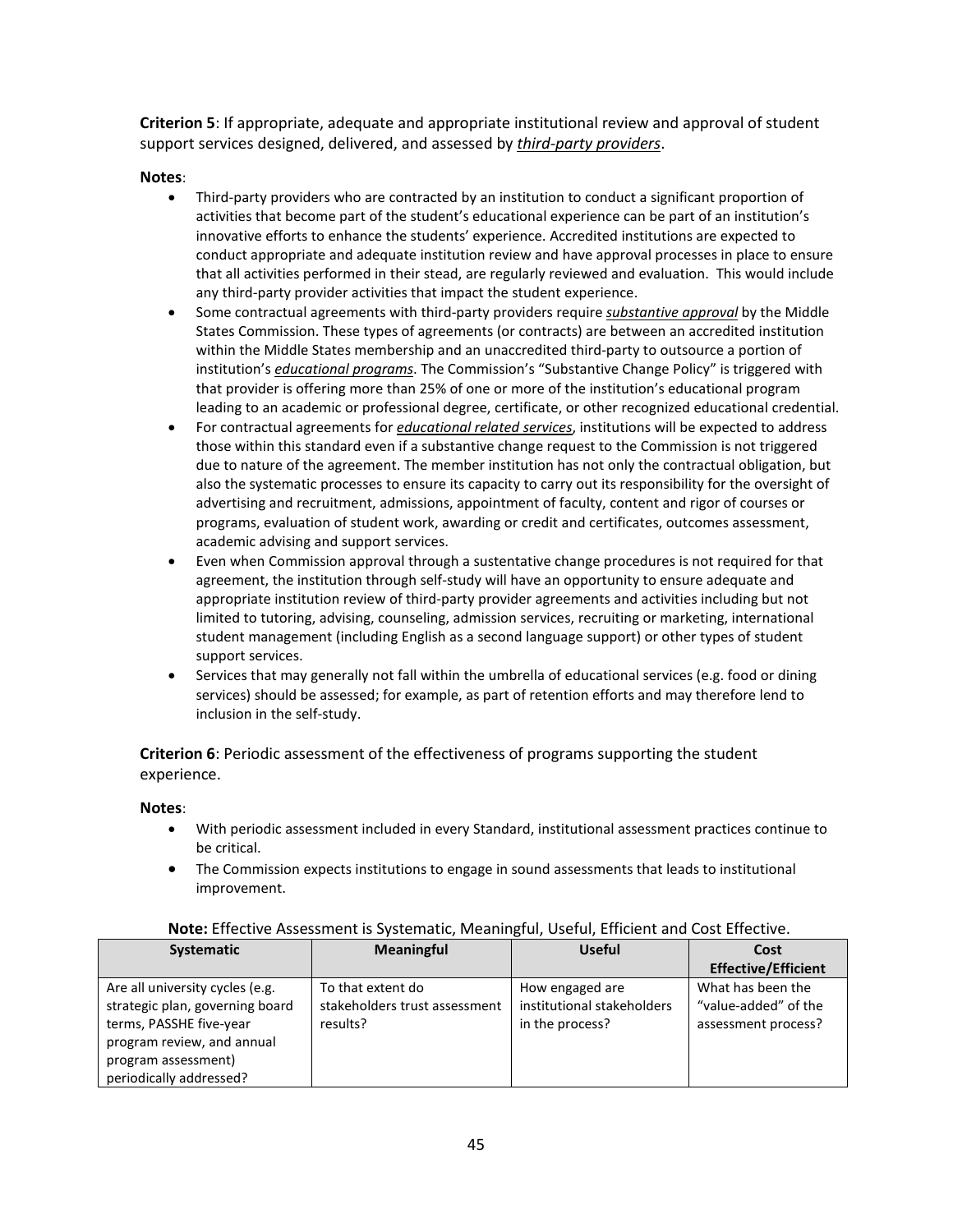**Criterion 5**: If appropriate, adequate and appropriate institutional review and approval of student support services designed, delivered, and assessed by ***third-party providers***.

**Notes**:

- Third-party providers who are contracted by an institution to conduct a significant proportion of activities that become part of the student's educational experience can be part of an institution's innovative efforts to enhance the students' experience. Accredited institutions are expected to conduct appropriate and adequate institution review and have approval processes in place to ensure that all activities performed in their stead, are regularly reviewed and evaluation. This would include any third-party provider activities that impact the student experience.
- Some contractual agreements with third-party providers require ***substantive approval*** by the Middle States Commission. These types of agreements (or contracts) are between an accredited institution within the Middle States membership and an unaccredited third-party to outsource a portion of institution's ***educational programs***. The Commission's "Substantive Change Policy" is triggered with that provider is offering more than 25% of one or more of the institution's educational program leading to an academic or professional degree, certificate, or other recognized educational credential.
- For contractual agreements for ***educational related services***, institutions will be expected to address those within this standard even if a substantive change request to the Commission is not triggered due to nature of the agreement. The member institution has not only the contractual obligation, but also the systematic processes to ensure its capacity to carry out its responsibility for the oversight of advertising and recruitment, admissions, appointment of faculty, content and rigor of courses or programs, evaluation of student work, awarding or credit and certificates, outcomes assessment, academic advising and support services.
- Even when Commission approval through a sustentative change procedures is not required for that agreement, the institution through self-study will have an opportunity to ensure adequate and appropriate institution review of third-party provider agreements and activities including but not limited to tutoring, advising, counseling, admission services, recruiting or marketing, international student management (including English as a second language support) or other types of student support services.
- Services that may generally not fall within the umbrella of educational services (e.g. food or dining services) should be assessed; for example, as part of retention efforts and may therefore lend to inclusion in the self-study.

**Criterion 6**: Periodic assessment of the effectiveness of programs supporting the student experience.

**Notes**:

- With periodic assessment included in every Standard, institutional assessment practices continue to be critical.
- The Commission expects institutions to engage in sound assessments that leads to institutional improvement.

**Note:** Effective Assessment is Systematic, Meaningful, Useful, Efficient and Cost Effective.

| Systematic | Meaningful | Useful | Cost Effective/Efficient |
|---|---|---|---|
| Are all university cycles (e.g. strategic plan, governing board terms, PASSHE five-year program review, and annual program assessment) periodically addressed? | To that extent do stakeholders trust assessment results? | How engaged are institutional stakeholders in the process? | What has been the "value-added" of the assessment process? |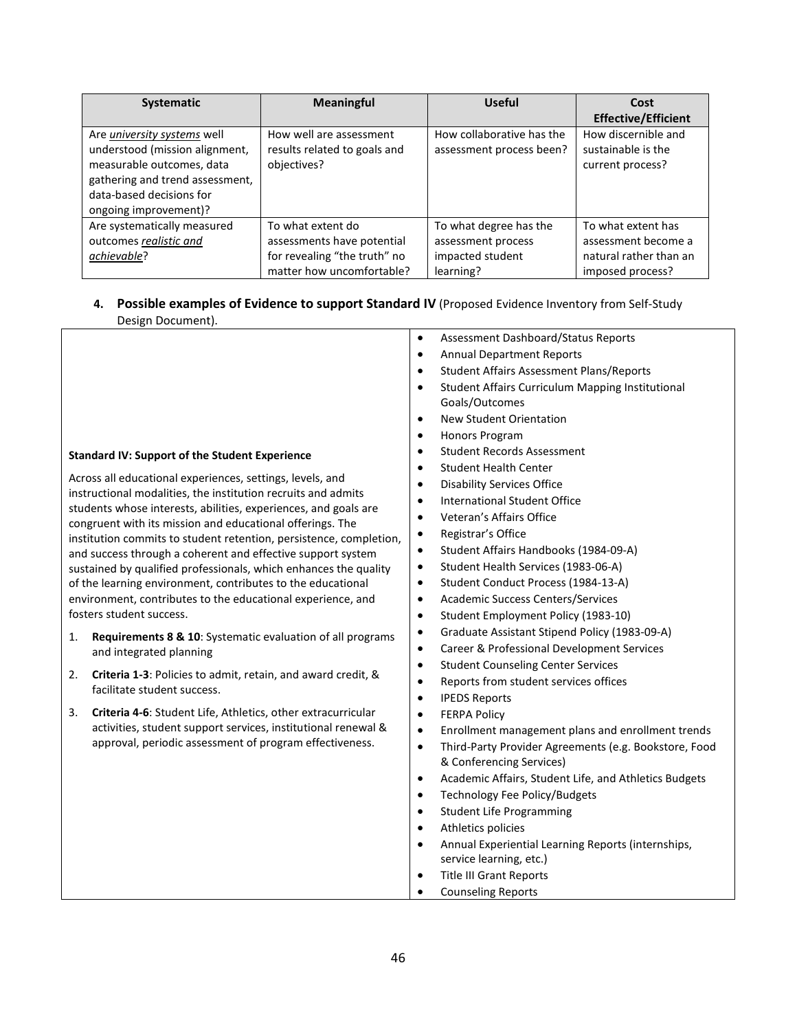| Systematic | Meaningful | Useful | Cost Effective/Efficient |
|---|---|---|---|
| Are *__university systems__* well understood (mission alignment, measurable outcomes, data gathering and trend assessment, data-based decisions for ongoing improvement)? | How well are assessment results related to goals and objectives? | How collaborative has the assessment process been? | How discernible and sustainable is the current process? |
| Are systematically measured outcomes *__realistic and achievable__*? | To what extent do assessments have potential for revealing "the truth" no matter how uncomfortable? | To what degree has the assessment process impacted student learning? | To what extent has assessment become a natural rather than an imposed process? |

4. **Possible examples of Evidence to support Standard IV** (Proposed Evidence Inventory from Self-Study Design Document).

| | |
|---|---|
| **Standard IV: Support of the Student Experience**<br><br>Across all educational experiences, settings, levels, and instructional modalities, the institution recruits and admits students whose interests, abilities, experiences, and goals are congruent with its mission and educational offerings. The institution commits to student retention, persistence, completion, and success through a coherent and effective support system sustained by qualified professionals, which enhances the quality of the learning environment, contributes to the educational environment, contributes to the educational experience, and fosters student success.<br><br>1. **Requirements 8 & 10**: Systematic evaluation of all programs and integrated planning<br>2. **Criteria 1-3**: Policies to admit, retain, and award credit, & facilitate student success.<br>3. **Criteria 4-6**: Student Life, Athletics, other extracurricular activities, student support services, institutional renewal & approval, periodic assessment of program effectiveness. | • Assessment Dashboard/Status Reports<br>• Annual Department Reports<br>• Student Affairs Assessment Plans/Reports<br>• Student Affairs Curriculum Mapping Institutional Goals/Outcomes<br>• New Student Orientation<br>• Honors Program<br>• Student Records Assessment<br>• Student Health Center<br>• Disability Services Office<br>• International Student Office<br>• Veteran's Affairs Office<br>• Registrar's Office<br>• Student Affairs Handbooks (1984-09-A)<br>• Student Health Services (1983-06-A)<br>• Student Conduct Process (1984-13-A)<br>• Academic Success Centers/Services<br>• Student Employment Policy (1983-10)<br>• Graduate Assistant Stipend Policy (1983-09-A)<br>• Career & Professional Development Services<br>• Student Counseling Center Services<br>• Reports from student services offices<br>• IPEDS Reports<br>• FERPA Policy<br>• Enrollment management plans and enrollment trends<br>• Third-Party Provider Agreements (e.g. Bookstore, Food & Conferencing Services)<br>• Academic Affairs, Student Life, and Athletics Budgets<br>• Technology Fee Policy/Budgets<br>• Student Life Programming<br>• Athletics policies<br>• Annual Experiential Learning Reports (internships, service learning, etc.)<br>• Title III Grant Reports<br>• Counseling Reports |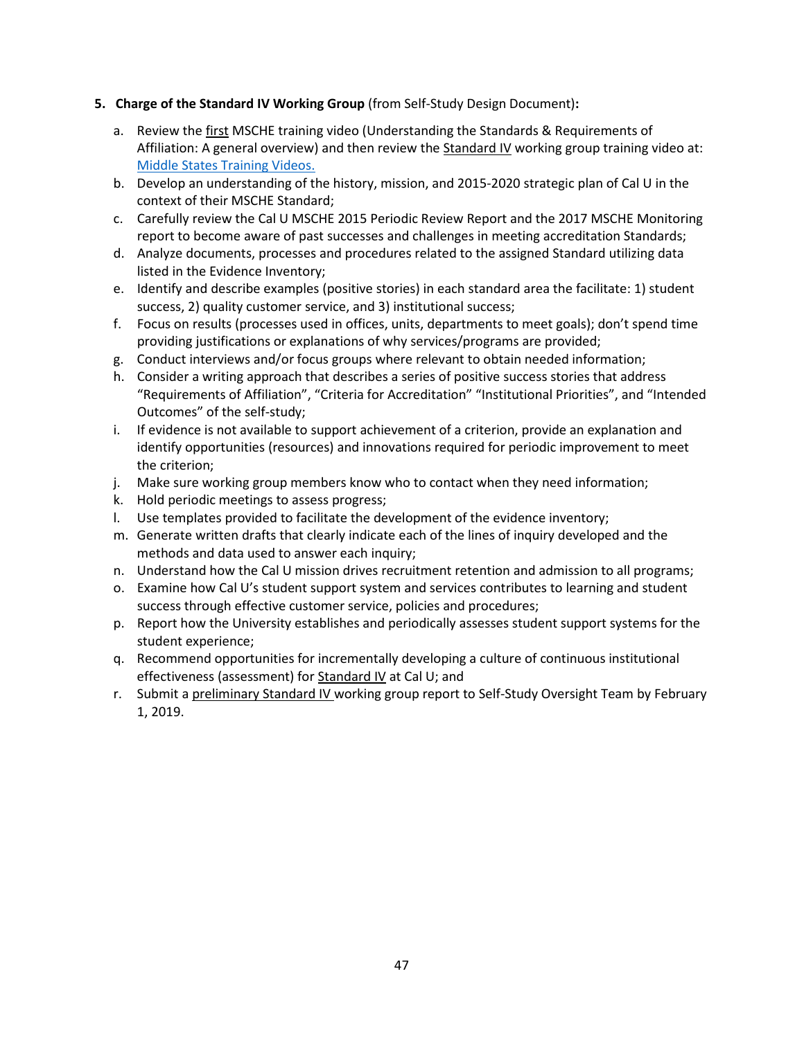5. **Charge of the Standard IV Working Group** (from Self-Study Design Document)**:**

   a. Review the first MSCHE training video (Understanding the Standards & Requirements of Affiliation: A general overview) and then review the Standard IV working group training video at: [Middle States Training Videos.](#)
   b. Develop an understanding of the history, mission, and 2015-2020 strategic plan of Cal U in the context of their MSCHE Standard;
   c. Carefully review the Cal U MSCHE 2015 Periodic Review Report and the 2017 MSCHE Monitoring report to become aware of past successes and challenges in meeting accreditation Standards;
   d. Analyze documents, processes and procedures related to the assigned Standard utilizing data listed in the Evidence Inventory;
   e. Identify and describe examples (positive stories) in each standard area the facilitate: 1) student success, 2) quality customer service, and 3) institutional success;
   f. Focus on results (processes used in offices, units, departments to meet goals); don't spend time providing justifications or explanations of why services/programs are provided;
   g. Conduct interviews and/or focus groups where relevant to obtain needed information;
   h. Consider a writing approach that describes a series of positive success stories that address "Requirements of Affiliation", "Criteria for Accreditation" "Institutional Priorities", and "Intended Outcomes" of the self-study;
   i. If evidence is not available to support achievement of a criterion, provide an explanation and identify opportunities (resources) and innovations required for periodic improvement to meet the criterion;
   j. Make sure working group members know who to contact when they need information;
   k. Hold periodic meetings to assess progress;
   l. Use templates provided to facilitate the development of the evidence inventory;
   m. Generate written drafts that clearly indicate each of the lines of inquiry developed and the methods and data used to answer each inquiry;
   n. Understand how the Cal U mission drives recruitment retention and admission to all programs;
   o. Examine how Cal U's student support system and services contributes to learning and student success through effective customer service, policies and procedures;
   p. Report how the University establishes and periodically assesses student support systems for the student experience;
   q. Recommend opportunities for incrementally developing a culture of continuous institutional effectiveness (assessment) for Standard IV at Cal U; and
   r. Submit a preliminary Standard IV working group report to Self-Study Oversight Team by February 1, 2019.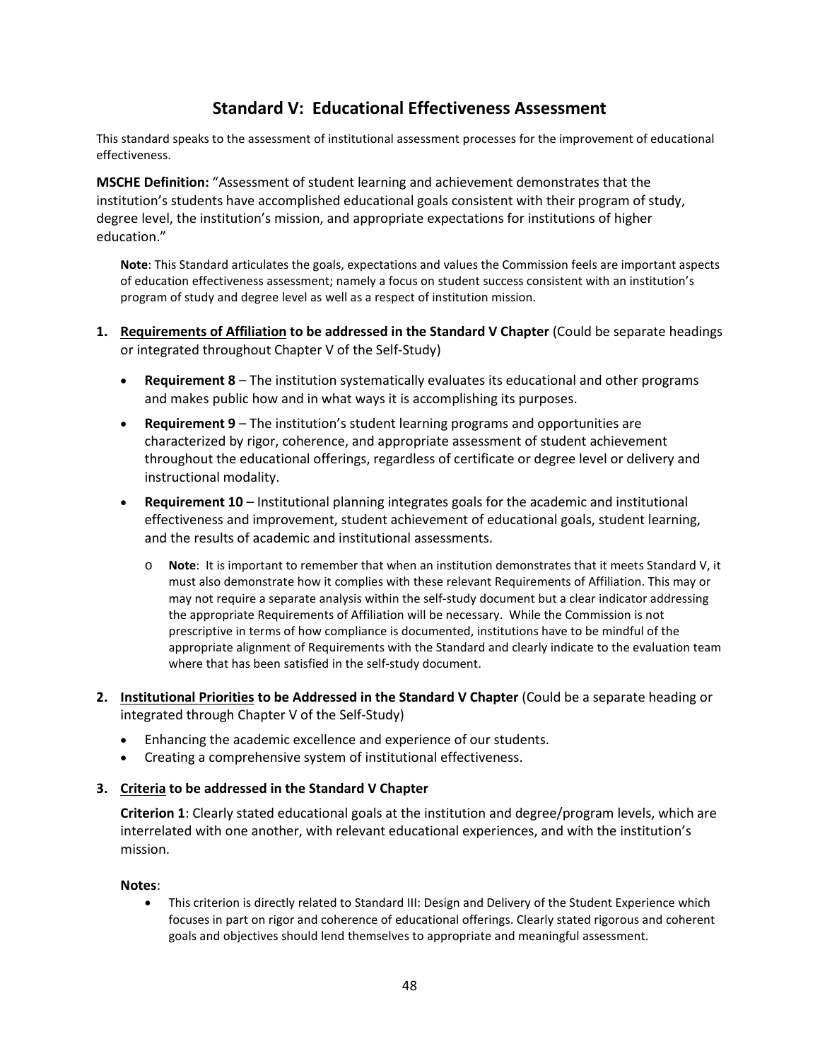# Standard V: Educational Effectiveness Assessment

This standard speaks to the assessment of institutional assessment processes for the improvement of educational effectiveness.

**MSCHE Definition:** "Assessment of student learning and achievement demonstrates that the institution's students have accomplished educational goals consistent with their program of study, degree level, the institution's mission, and appropriate expectations for institutions of higher education."

> **Note**: This Standard articulates the goals, expectations and values the Commission feels are important aspects of education effectiveness assessment; namely a focus on student success consistent with an institution's program of study and degree level as well as a respect of institution mission.

1. **Requirements of Affiliation to be addressed in the Standard V Chapter** (Could be separate headings or integrated throughout Chapter V of the Self-Study)
   - **Requirement 8** – The institution systematically evaluates its educational and other programs and makes public how and in what ways it is accomplishing its purposes.
   - **Requirement 9** – The institution's student learning programs and opportunities are characterized by rigor, coherence, and appropriate assessment of student achievement throughout the educational offerings, regardless of certificate or degree level or delivery and instructional modality.
   - **Requirement 10** – Institutional planning integrates goals for the academic and institutional effectiveness and improvement, student achievement of educational goals, student learning, and the results of academic and institutional assessments.
     - **Note**: It is important to remember that when an institution demonstrates that it meets Standard V, it must also demonstrate how it complies with these relevant Requirements of Affiliation. This may or may not require a separate analysis within the self-study document but a clear indicator addressing the appropriate Requirements of Affiliation will be necessary. While the Commission is not prescriptive in terms of how compliance is documented, institutions have to be mindful of the appropriate alignment of Requirements with the Standard and clearly indicate to the evaluation team where that has been satisfied in the self-study document.

2. **Institutional Priorities to be Addressed in the Standard V Chapter** (Could be a separate heading or integrated through Chapter V of the Self-Study)
   - Enhancing the academic excellence and experience of our students.
   - Creating a comprehensive system of institutional effectiveness.

3. **Criteria to be addressed in the Standard V Chapter**

   **Criterion 1**: Clearly stated educational goals at the institution and degree/program levels, which are interrelated with one another, with relevant educational experiences, and with the institution's mission.

   **Notes**:
   - This criterion is directly related to Standard III: Design and Delivery of the Student Experience which focuses in part on rigor and coherence of educational offerings. Clearly stated rigorous and coherent goals and objectives should lend themselves to appropriate and meaningful assessment.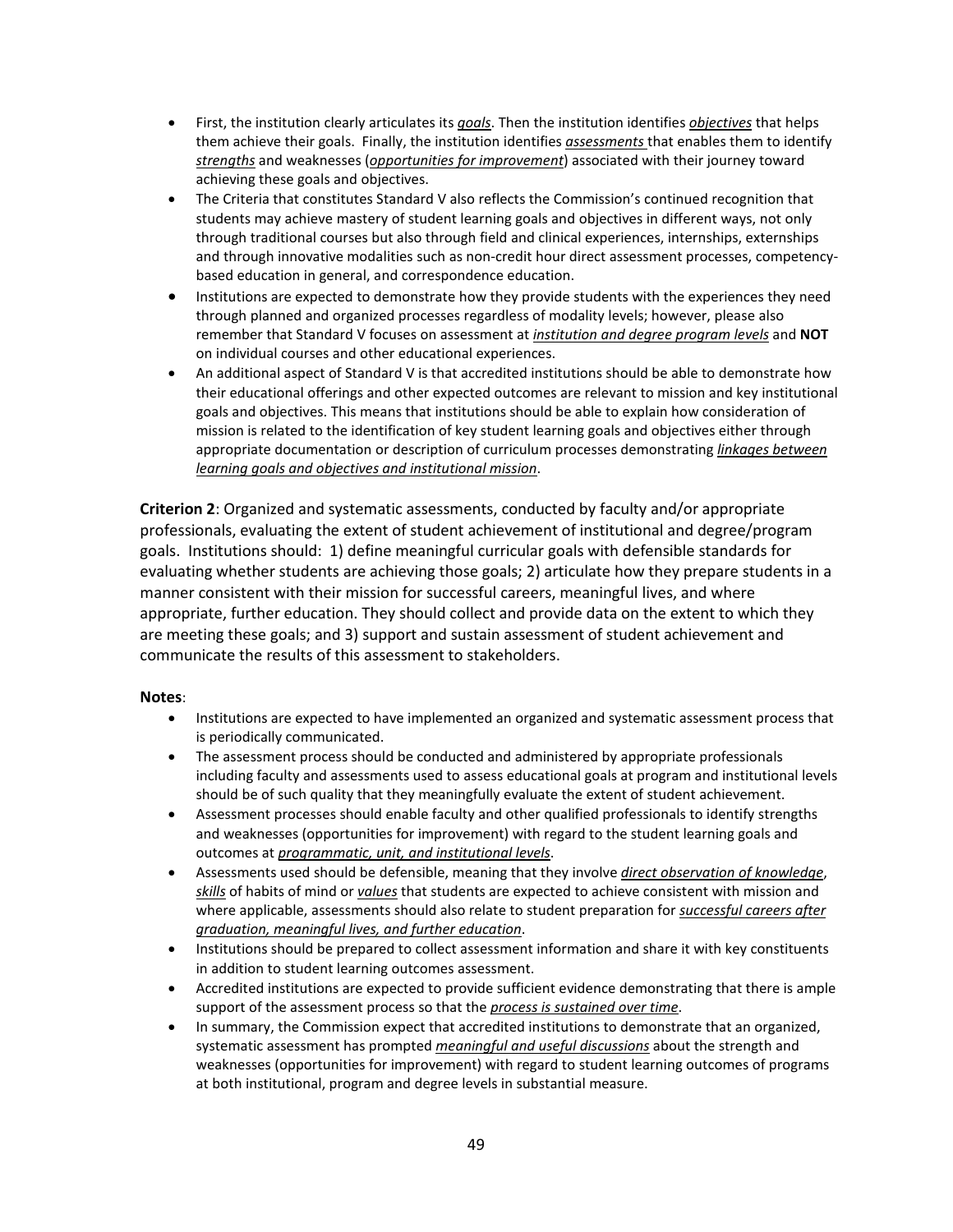- First, the institution clearly articulates its ***goals***. Then the institution identifies ***objectives*** that helps them achieve their goals. Finally, the institution identifies ***assessments*** that enables them to identify ***strengths*** and weaknesses (***opportunities for improvement***) associated with their journey toward achieving these goals and objectives.
- The Criteria that constitutes Standard V also reflects the Commission's continued recognition that students may achieve mastery of student learning goals and objectives in different ways, not only through traditional courses but also through field and clinical experiences, internships, externships and through innovative modalities such as non-credit hour direct assessment processes, competency-based education in general, and correspondence education.
- Institutions are expected to demonstrate how they provide students with the experiences they need through planned and organized processes regardless of modality levels; however, please also remember that Standard V focuses on assessment at ***institution and degree program levels*** and **NOT** on individual courses and other educational experiences.
- An additional aspect of Standard V is that accredited institutions should be able to demonstrate how their educational offerings and other expected outcomes are relevant to mission and key institutional goals and objectives. This means that institutions should be able to explain how consideration of mission is related to the identification of key student learning goals and objectives either through appropriate documentation or description of curriculum processes demonstrating ***linkages between learning goals and objectives and institutional mission***.

**Criterion 2**: Organized and systematic assessments, conducted by faculty and/or appropriate professionals, evaluating the extent of student achievement of institutional and degree/program goals. Institutions should: 1) define meaningful curricular goals with defensible standards for evaluating whether students are achieving those goals; 2) articulate how they prepare students in a manner consistent with their mission for successful careers, meaningful lives, and where appropriate, further education. They should collect and provide data on the extent to which they are meeting these goals; and 3) support and sustain assessment of student achievement and communicate the results of this assessment to stakeholders.

**Notes**:

- Institutions are expected to have implemented an organized and systematic assessment process that is periodically communicated.
- The assessment process should be conducted and administered by appropriate professionals including faculty and assessments used to assess educational goals at program and institutional levels should be of such quality that they meaningfully evaluate the extent of student achievement.
- Assessment processes should enable faculty and other qualified professionals to identify strengths and weaknesses (opportunities for improvement) with regard to the student learning goals and outcomes at ***programmatic, unit, and institutional levels***.
- Assessments used should be defensible, meaning that they involve ***direct observation of knowledge***, ***skills*** of habits of mind or ***values*** that students are expected to achieve consistent with mission and where applicable, assessments should also relate to student preparation for ***successful careers after graduation, meaningful lives, and further education***.
- Institutions should be prepared to collect assessment information and share it with key constituents in addition to student learning outcomes assessment.
- Accredited institutions are expected to provide sufficient evidence demonstrating that there is ample support of the assessment process so that the ***process is sustained over time***.
- In summary, the Commission expect that accredited institutions to demonstrate that an organized, systematic assessment has prompted ***meaningful and useful discussions*** about the strength and weaknesses (opportunities for improvement) with regard to student learning outcomes of programs at both institutional, program and degree levels in substantial measure.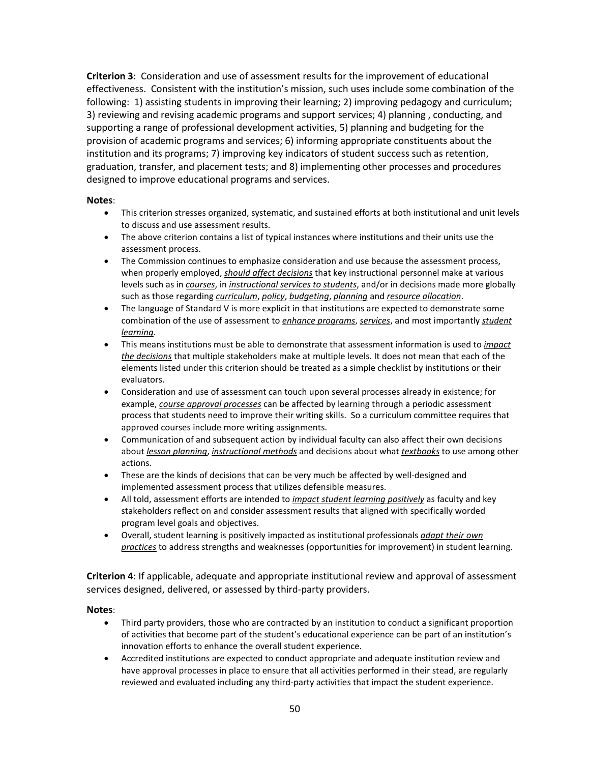**Criterion 3**: Consideration and use of assessment results for the improvement of educational effectiveness. Consistent with the institution's mission, such uses include some combination of the following: 1) assisting students in improving their learning; 2) improving pedagogy and curriculum; 3) reviewing and revising academic programs and support services; 4) planning , conducting, and supporting a range of professional development activities, 5) planning and budgeting for the provision of academic programs and services; 6) informing appropriate constituents about the institution and its programs; 7) improving key indicators of student success such as retention, graduation, transfer, and placement tests; and 8) implementing other processes and procedures designed to improve educational programs and services.

**Notes**:

- This criterion stresses organized, systematic, and sustained efforts at both institutional and unit levels to discuss and use assessment results.
- The above criterion contains a list of typical instances where institutions and their units use the assessment process.
- The Commission continues to emphasize consideration and use because the assessment process, when properly employed, <u>*should affect decisions*</u> that key instructional personnel make at various levels such as in <u>*courses*</u>, in <u>*instructional services to students*</u>, and/or in decisions made more globally such as those regarding <u>*curriculum*</u>, <u>*policy*</u>, <u>*budgeting*</u>, <u>*planning*</u> and <u>*resource allocation*</u>.
- The language of Standard V is more explicit in that institutions are expected to demonstrate some combination of the use of assessment to <u>*enhance programs*</u>, <u>*services*</u>, and most importantly <u>*student learning*</u>.
- This means institutions must be able to demonstrate that assessment information is used to <u>*impact the decisions*</u> that multiple stakeholders make at multiple levels. It does not mean that each of the elements listed under this criterion should be treated as a simple checklist by institutions or their evaluators.
- Consideration and use of assessment can touch upon several processes already in existence; for example, <u>*course approval processes*</u> can be affected by learning through a periodic assessment process that students need to improve their writing skills. So a curriculum committee requires that approved courses include more writing assignments.
- Communication of and subsequent action by individual faculty can also affect their own decisions about <u>*lesson planning*</u>, <u>*instructional methods*</u> and decisions about what <u>*textbooks*</u> to use among other actions.
- These are the kinds of decisions that can be very much be affected by well-designed and implemented assessment process that utilizes defensible measures.
- All told, assessment efforts are intended to <u>*impact student learning positively*</u> as faculty and key stakeholders reflect on and consider assessment results that aligned with specifically worded program level goals and objectives.
- Overall, student learning is positively impacted as institutional professionals <u>*adapt their own practices*</u> to address strengths and weaknesses (opportunities for improvement) in student learning.

**Criterion 4**: If applicable, adequate and appropriate institutional review and approval of assessment services designed, delivered, or assessed by third-party providers.

**Notes**:

- Third party providers, those who are contracted by an institution to conduct a significant proportion of activities that become part of the student's educational experience can be part of an institution's innovation efforts to enhance the overall student experience.
- Accredited institutions are expected to conduct appropriate and adequate institution review and have approval processes in place to ensure that all activities performed in their stead, are regularly reviewed and evaluated including any third-party activities that impact the student experience.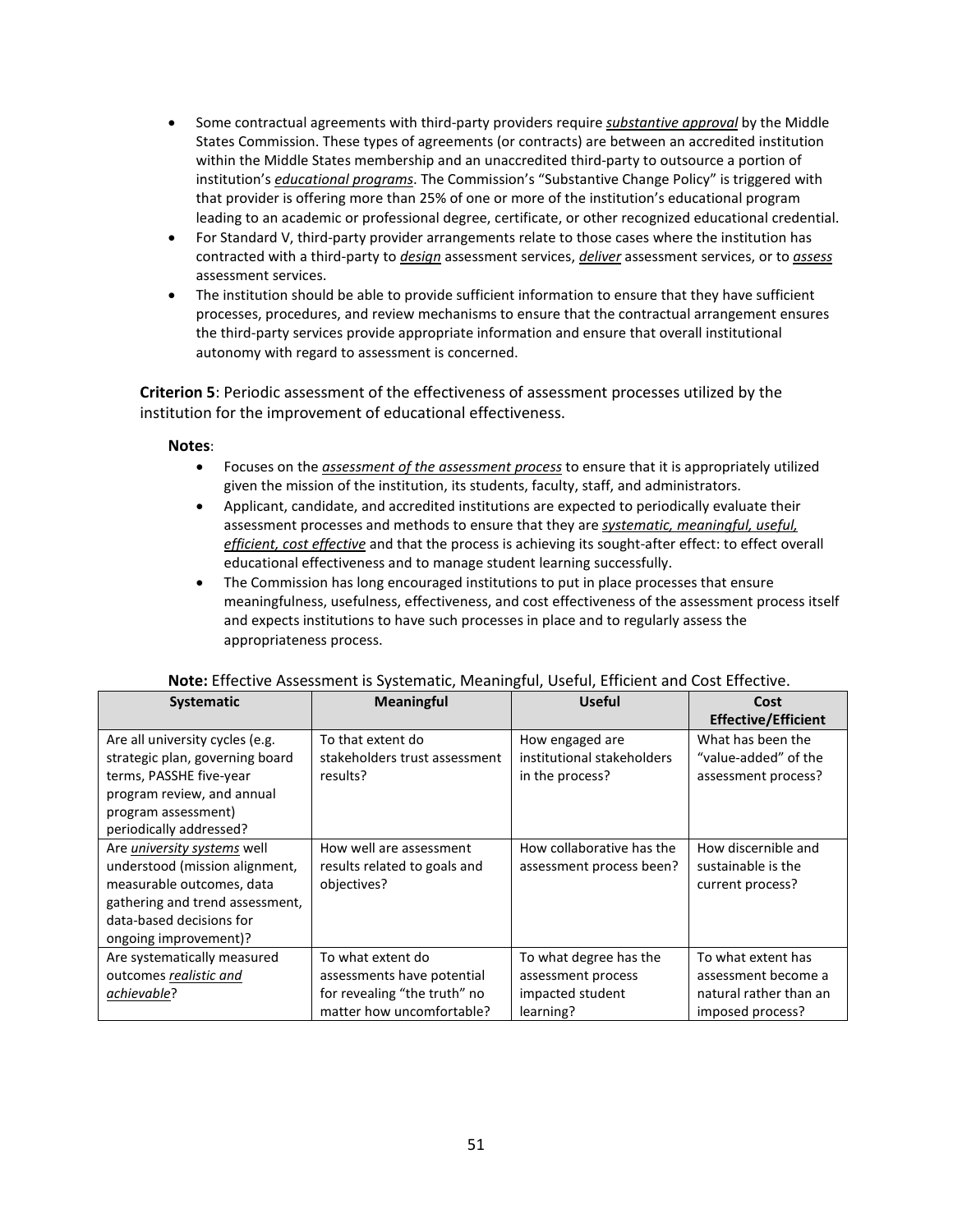- Some contractual agreements with third-party providers require ***substantive approval*** by the Middle States Commission. These types of agreements (or contracts) are between an accredited institution within the Middle States membership and an unaccredited third-party to outsource a portion of institution's ***educational programs***. The Commission's "Substantive Change Policy" is triggered with that provider is offering more than 25% of one or more of the institution's educational program leading to an academic or professional degree, certificate, or other recognized educational credential.
- For Standard V, third-party provider arrangements relate to those cases where the institution has contracted with a third-party to ***design*** assessment services, ***deliver*** assessment services, or to ***assess*** assessment services.
- The institution should be able to provide sufficient information to ensure that they have sufficient processes, procedures, and review mechanisms to ensure that the contractual arrangement ensures the third-party services provide appropriate information and ensure that overall institutional autonomy with regard to assessment is concerned.

**Criterion 5**: Periodic assessment of the effectiveness of assessment processes utilized by the institution for the improvement of educational effectiveness.

**Notes**:

- Focuses on the ***assessment of the assessment process*** to ensure that it is appropriately utilized given the mission of the institution, its students, faculty, staff, and administrators.
- Applicant, candidate, and accredited institutions are expected to periodically evaluate their assessment processes and methods to ensure that they are ***systematic, meaningful, useful, efficient, cost effective*** and that the process is achieving its sought-after effect: to effect overall educational effectiveness and to manage student learning successfully.
- The Commission has long encouraged institutions to put in place processes that ensure meaningfulness, usefulness, effectiveness, and cost effectiveness of the assessment process itself and expects institutions to have such processes in place and to regularly assess the appropriateness process.

**Note:** Effective Assessment is Systematic, Meaningful, Useful, Efficient and Cost Effective.

| Systematic | Meaningful | Useful | Cost Effective/Efficient |
|---|---|---|---|
| Are all university cycles (e.g. strategic plan, governing board terms, PASSHE five-year program review, and annual program assessment) periodically addressed? | To that extent do stakeholders trust assessment results? | How engaged are institutional stakeholders in the process? | What has been the "value-added" of the assessment process? |
| Are ***university systems*** well understood (mission alignment, measurable outcomes, data gathering and trend assessment, data-based decisions for ongoing improvement)? | How well are assessment results related to goals and objectives? | How collaborative has the assessment process been? | How discernible and sustainable is the current process? |
| Are systematically measured outcomes ***realistic and achievable***? | To what extent do assessments have potential for revealing "the truth" no matter how uncomfortable? | To what degree has the assessment process impacted student learning? | To what extent has assessment become a natural rather than an imposed process? |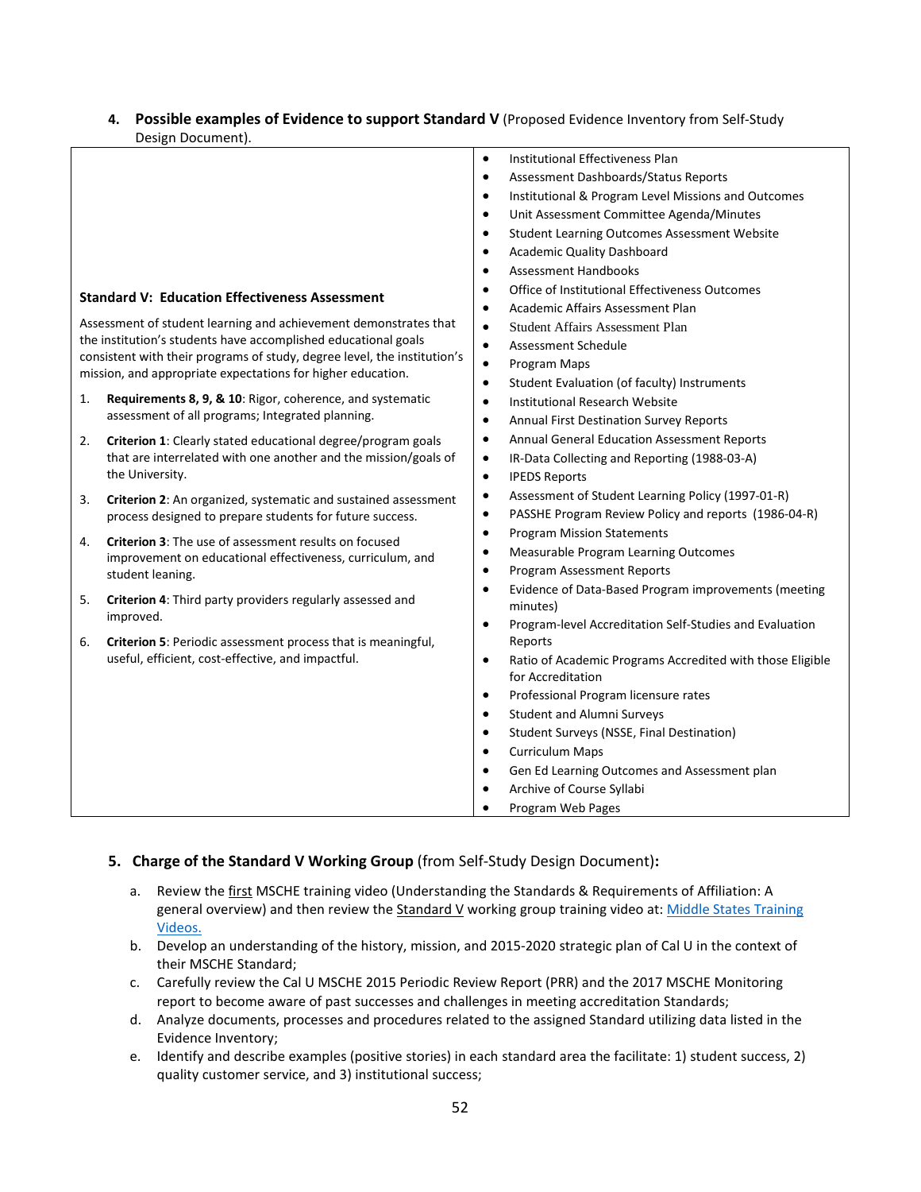4. **Possible examples of Evidence to support Standard V** (Proposed Evidence Inventory from Self-Study Design Document).

| Standard V | Evidence |
|---|---|
| **Standard V: Education Effectiveness Assessment**<br><br>Assessment of student learning and achievement demonstrates that the institution's students have accomplished educational goals consistent with their programs of study, degree level, the institution's mission, and appropriate expectations for higher education.<br><br>1. **Requirements 8, 9, & 10**: Rigor, coherence, and systematic assessment of all programs; Integrated planning.<br>2. **Criterion 1**: Clearly stated educational degree/program goals that are interrelated with one another and the mission/goals of the University.<br>3. **Criterion 2**: An organized, systematic and sustained assessment process designed to prepare students for future success.<br>4. **Criterion 3**: The use of assessment results on focused improvement on educational effectiveness, curriculum, and student leaning.<br>5. **Criterion 4**: Third party providers regularly assessed and improved.<br>6. **Criterion 5**: Periodic assessment process that is meaningful, useful, efficient, cost-effective, and impactful. | • Institutional Effectiveness Plan<br>• Assessment Dashboards/Status Reports<br>• Institutional & Program Level Missions and Outcomes<br>• Unit Assessment Committee Agenda/Minutes<br>• Student Learning Outcomes Assessment Website<br>• Academic Quality Dashboard<br>• Assessment Handbooks<br>• Office of Institutional Effectiveness Outcomes<br>• Academic Affairs Assessment Plan<br>• Student Affairs Assessment Plan<br>• Assessment Schedule<br>• Program Maps<br>• Student Evaluation (of faculty) Instruments<br>• Institutional Research Website<br>• Annual First Destination Survey Reports<br>• Annual General Education Assessment Reports<br>• IR-Data Collecting and Reporting (1988-03-A)<br>• IPEDS Reports<br>• Assessment of Student Learning Policy (1997-01-R)<br>• PASSHE Program Review Policy and reports (1986-04-R)<br>• Program Mission Statements<br>• Measurable Program Learning Outcomes<br>• Program Assessment Reports<br>• Evidence of Data-Based Program improvements (meeting minutes)<br>• Program-level Accreditation Self-Studies and Evaluation Reports<br>• Ratio of Academic Programs Accredited with those Eligible for Accreditation<br>• Professional Program licensure rates<br>• Student and Alumni Surveys<br>• Student Surveys (NSSE, Final Destination)<br>• Curriculum Maps<br>• Gen Ed Learning Outcomes and Assessment plan<br>• Archive of Course Syllabi<br>• Program Web Pages |

5. **Charge of the Standard V Working Group** (from Self-Study Design Document)**:**

   a. Review the first MSCHE training video (Understanding the Standards & Requirements of Affiliation: A general overview) and then review the Standard V working group training video at: [Middle States Training Videos.]()
   b. Develop an understanding of the history, mission, and 2015-2020 strategic plan of Cal U in the context of their MSCHE Standard;
   c. Carefully review the Cal U MSCHE 2015 Periodic Review Report (PRR) and the 2017 MSCHE Monitoring report to become aware of past successes and challenges in meeting accreditation Standards;
   d. Analyze documents, processes and procedures related to the assigned Standard utilizing data listed in the Evidence Inventory;
   e. Identify and describe examples (positive stories) in each standard area the facilitate: 1) student success, 2) quality customer service, and 3) institutional success;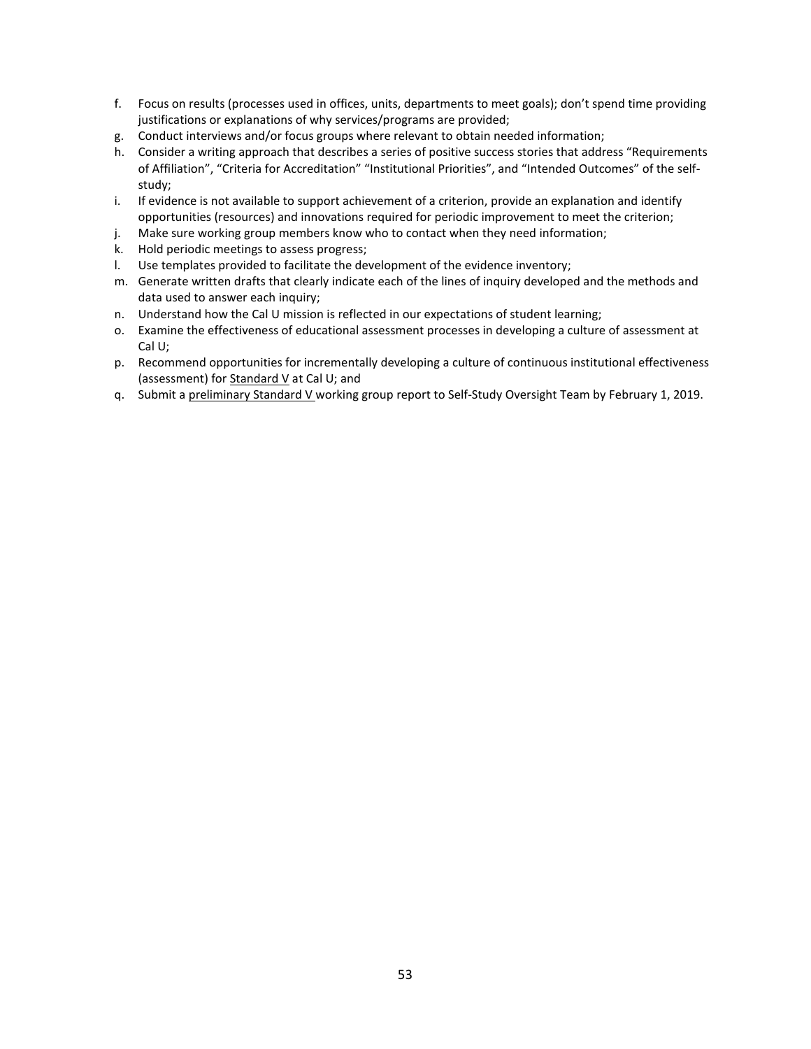f. Focus on results (processes used in offices, units, departments to meet goals); don't spend time providing justifications or explanations of why services/programs are provided;
g. Conduct interviews and/or focus groups where relevant to obtain needed information;
h. Consider a writing approach that describes a series of positive success stories that address "Requirements of Affiliation", "Criteria for Accreditation" "Institutional Priorities", and "Intended Outcomes" of the self-study;
i. If evidence is not available to support achievement of a criterion, provide an explanation and identify opportunities (resources) and innovations required for periodic improvement to meet the criterion;
j. Make sure working group members know who to contact when they need information;
k. Hold periodic meetings to assess progress;
l. Use templates provided to facilitate the development of the evidence inventory;
m. Generate written drafts that clearly indicate each of the lines of inquiry developed and the methods and data used to answer each inquiry;
n. Understand how the Cal U mission is reflected in our expectations of student learning;
o. Examine the effectiveness of educational assessment processes in developing a culture of assessment at Cal U;
p. Recommend opportunities for incrementally developing a culture of continuous institutional effectiveness (assessment) for <u>Standard V</u> at Cal U; and
q. Submit a <u>preliminary Standard V</u> working group report to Self-Study Oversight Team by February 1, 2019.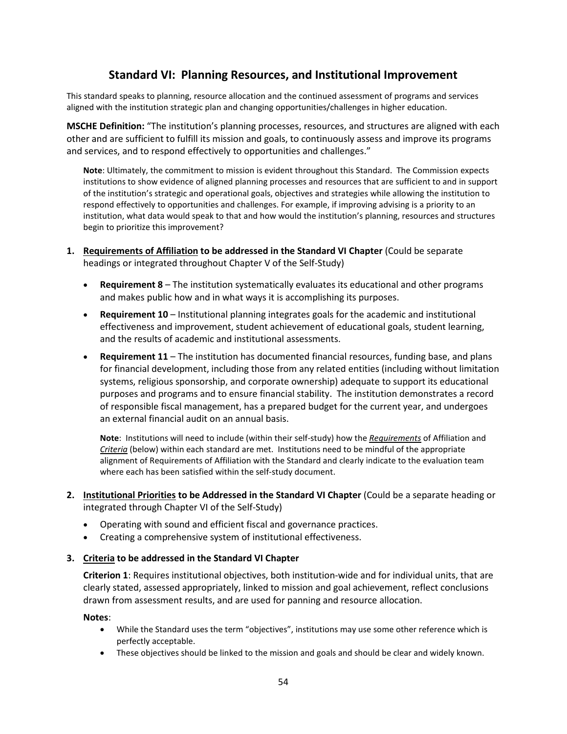## Standard VI: Planning Resources, and Institutional Improvement

This standard speaks to planning, resource allocation and the continued assessment of programs and services aligned with the institution strategic plan and changing opportunities/challenges in higher education.

**MSCHE Definition:** "The institution's planning processes, resources, and structures are aligned with each other and are sufficient to fulfill its mission and goals, to continuously assess and improve its programs and services, and to respond effectively to opportunities and challenges."

> **Note**: Ultimately, the commitment to mission is evident throughout this Standard. The Commission expects institutions to show evidence of aligned planning processes and resources that are sufficient to and in support of the institution's strategic and operational goals, objectives and strategies while allowing the institution to respond effectively to opportunities and challenges. For example, if improving advising is a priority to an institution, what data would speak to that and how would the institution's planning, resources and structures begin to prioritize this improvement?

1. **Requirements of Affiliation to be addressed in the Standard VI Chapter** (Could be separate headings or integrated throughout Chapter V of the Self-Study)

   - **Requirement 8** – The institution systematically evaluates its educational and other programs and makes public how and in what ways it is accomplishing its purposes.
   - **Requirement 10** – Institutional planning integrates goals for the academic and institutional effectiveness and improvement, student achievement of educational goals, student learning, and the results of academic and institutional assessments.
   - **Requirement 11** – The institution has documented financial resources, funding base, and plans for financial development, including those from any related entities (including without limitation systems, religious sponsorship, and corporate ownership) adequate to support its educational purposes and programs and to ensure financial stability. The institution demonstrates a record of responsible fiscal management, has a prepared budget for the current year, and undergoes an external financial audit on an annual basis.

   **Note**: Institutions will need to include (within their self-study) how the ***Requirements*** of Affiliation and ***Criteria*** (below) within each standard are met. Institutions need to be mindful of the appropriate alignment of Requirements of Affiliation with the Standard and clearly indicate to the evaluation team where each has been satisfied within the self-study document.

2. **Institutional Priorities to be Addressed in the Standard VI Chapter** (Could be a separate heading or integrated through Chapter VI of the Self-Study)

   - Operating with sound and efficient fiscal and governance practices.
   - Creating a comprehensive system of institutional effectiveness.

3. **Criteria to be addressed in the Standard VI Chapter**

   **Criterion 1**: Requires institutional objectives, both institution-wide and for individual units, that are clearly stated, assessed appropriately, linked to mission and goal achievement, reflect conclusions drawn from assessment results, and are used for panning and resource allocation.

   **Notes**:
   - While the Standard uses the term "objectives", institutions may use some other reference which is perfectly acceptable.
   - These objectives should be linked to the mission and goals and should be clear and widely known.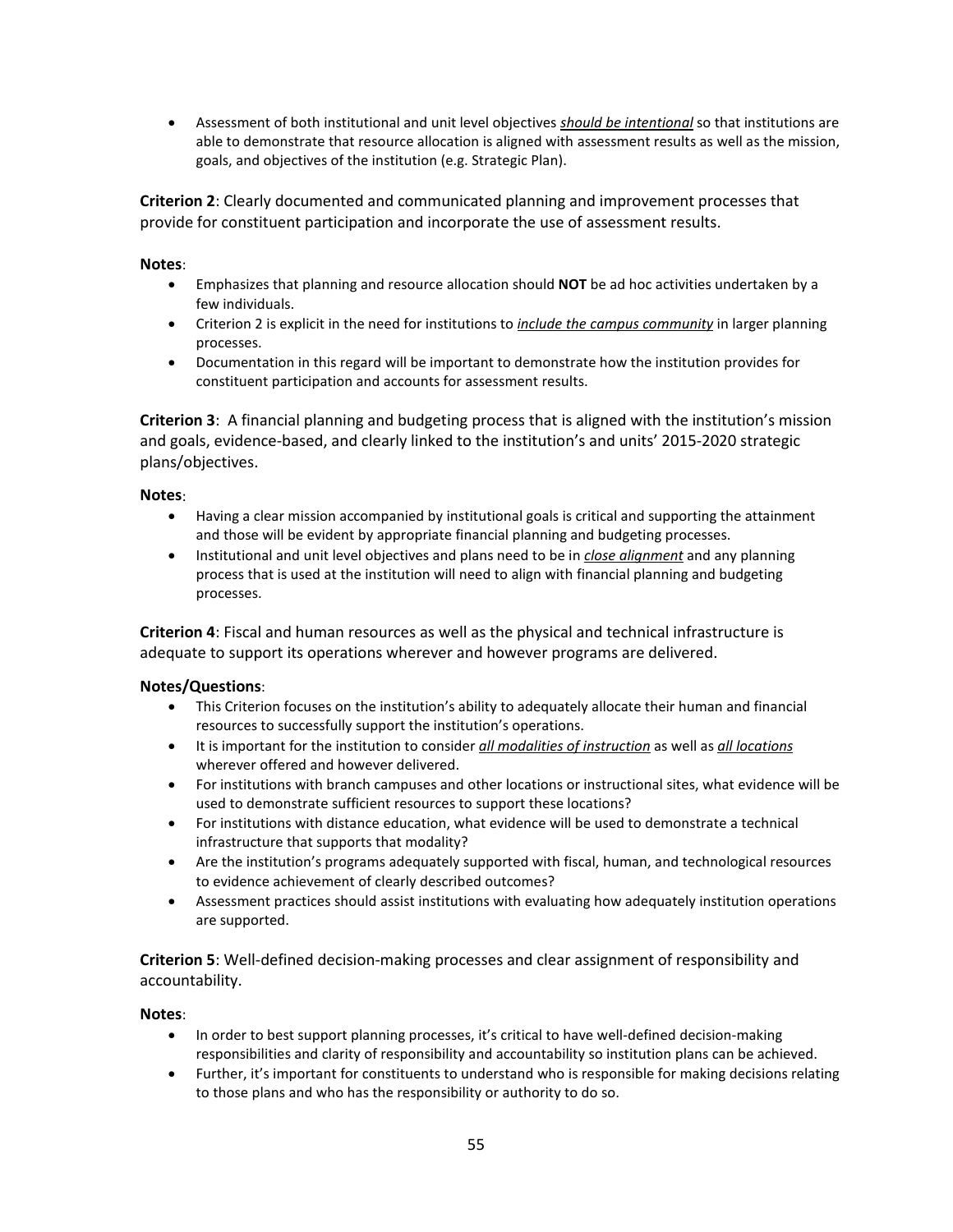- Assessment of both institutional and unit level objectives ***should be intentional*** so that institutions are able to demonstrate that resource allocation is aligned with assessment results as well as the mission, goals, and objectives of the institution (e.g. Strategic Plan).

**Criterion 2**: Clearly documented and communicated planning and improvement processes that provide for constituent participation and incorporate the use of assessment results.

**Notes**:

- Emphasizes that planning and resource allocation should **NOT** be ad hoc activities undertaken by a few individuals.
- Criterion 2 is explicit in the need for institutions to ***include the campus community*** in larger planning processes.
- Documentation in this regard will be important to demonstrate how the institution provides for constituent participation and accounts for assessment results.

**Criterion 3**: A financial planning and budgeting process that is aligned with the institution's mission and goals, evidence-based, and clearly linked to the institution's and units' 2015-2020 strategic plans/objectives.

**Notes**:

- Having a clear mission accompanied by institutional goals is critical and supporting the attainment and those will be evident by appropriate financial planning and budgeting processes.
- Institutional and unit level objectives and plans need to be in ***close alignment*** and any planning process that is used at the institution will need to align with financial planning and budgeting processes.

**Criterion 4**: Fiscal and human resources as well as the physical and technical infrastructure is adequate to support its operations wherever and however programs are delivered.

**Notes/Questions**:

- This Criterion focuses on the institution's ability to adequately allocate their human and financial resources to successfully support the institution's operations.
- It is important for the institution to consider ***all modalities of instruction*** as well as ***all locations*** wherever offered and however delivered.
- For institutions with branch campuses and other locations or instructional sites, what evidence will be used to demonstrate sufficient resources to support these locations?
- For institutions with distance education, what evidence will be used to demonstrate a technical infrastructure that supports that modality?
- Are the institution's programs adequately supported with fiscal, human, and technological resources to evidence achievement of clearly described outcomes?
- Assessment practices should assist institutions with evaluating how adequately institution operations are supported.

**Criterion 5**: Well-defined decision-making processes and clear assignment of responsibility and accountability.

**Notes**:

- In order to best support planning processes, it's critical to have well-defined decision-making responsibilities and clarity of responsibility and accountability so institution plans can be achieved.
- Further, it's important for constituents to understand who is responsible for making decisions relating to those plans and who has the responsibility or authority to do so.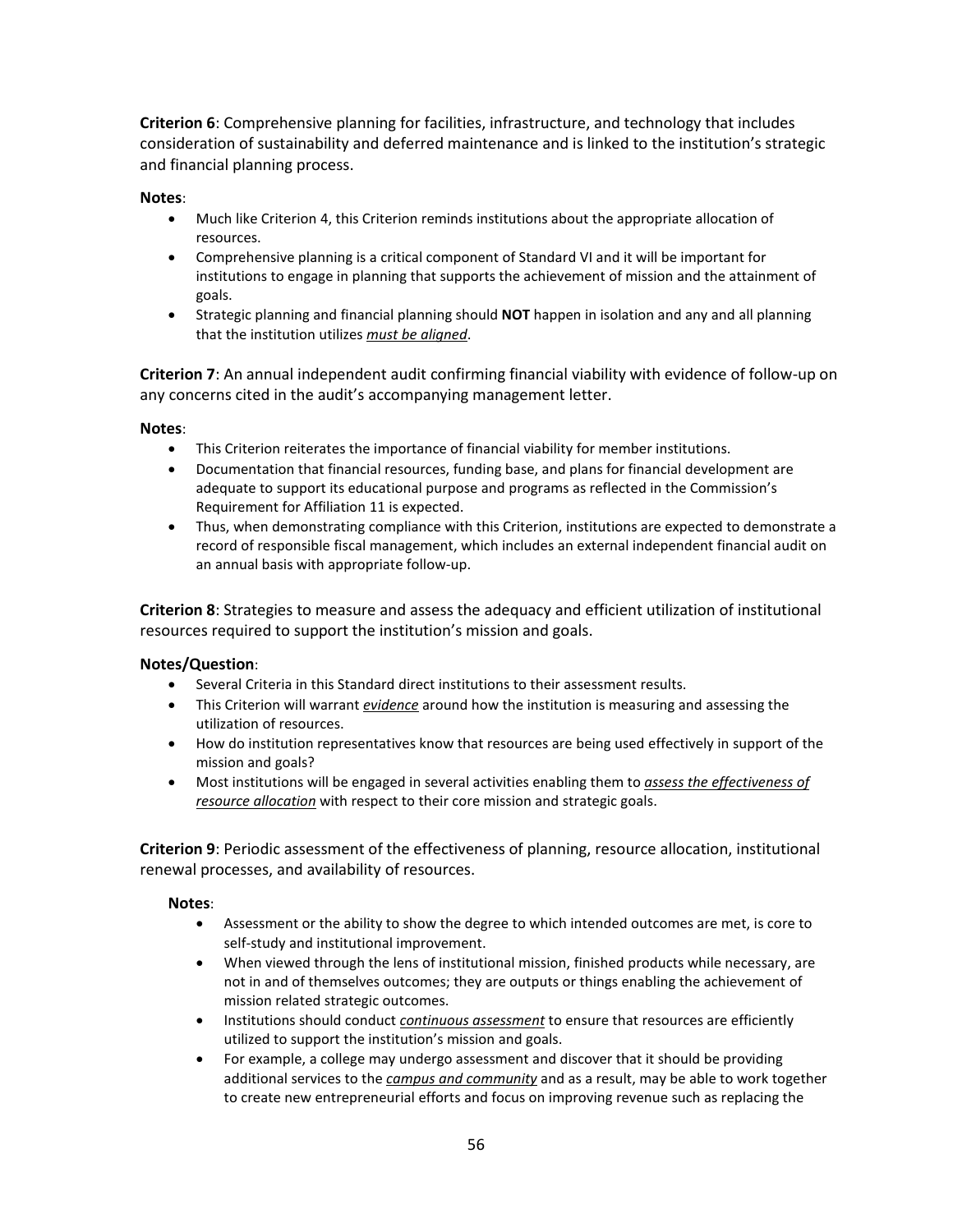**Criterion 6**: Comprehensive planning for facilities, infrastructure, and technology that includes consideration of sustainability and deferred maintenance and is linked to the institution's strategic and financial planning process.

**Notes**:

- Much like Criterion 4, this Criterion reminds institutions about the appropriate allocation of resources.
- Comprehensive planning is a critical component of Standard VI and it will be important for institutions to engage in planning that supports the achievement of mission and the attainment of goals.
- Strategic planning and financial planning should **NOT** happen in isolation and any and all planning that the institution utilizes *must be aligned*.

**Criterion 7**: An annual independent audit confirming financial viability with evidence of follow-up on any concerns cited in the audit's accompanying management letter.

**Notes**:

- This Criterion reiterates the importance of financial viability for member institutions.
- Documentation that financial resources, funding base, and plans for financial development are adequate to support its educational purpose and programs as reflected in the Commission's Requirement for Affiliation 11 is expected.
- Thus, when demonstrating compliance with this Criterion, institutions are expected to demonstrate a record of responsible fiscal management, which includes an external independent financial audit on an annual basis with appropriate follow-up.

**Criterion 8**: Strategies to measure and assess the adequacy and efficient utilization of institutional resources required to support the institution's mission and goals.

**Notes/Question**:

- Several Criteria in this Standard direct institutions to their assessment results.
- This Criterion will warrant *evidence* around how the institution is measuring and assessing the utilization of resources.
- How do institution representatives know that resources are being used effectively in support of the mission and goals?
- Most institutions will be engaged in several activities enabling them to *assess the effectiveness of resource allocation* with respect to their core mission and strategic goals.

**Criterion 9**: Periodic assessment of the effectiveness of planning, resource allocation, institutional renewal processes, and availability of resources.

**Notes**:

- Assessment or the ability to show the degree to which intended outcomes are met, is core to self-study and institutional improvement.
- When viewed through the lens of institutional mission, finished products while necessary, are not in and of themselves outcomes; they are outputs or things enabling the achievement of mission related strategic outcomes.
- Institutions should conduct *continuous assessment* to ensure that resources are efficiently utilized to support the institution's mission and goals.
- For example, a college may undergo assessment and discover that it should be providing additional services to the *campus and community* and as a result, may be able to work together to create new entrepreneurial efforts and focus on improving revenue such as replacing the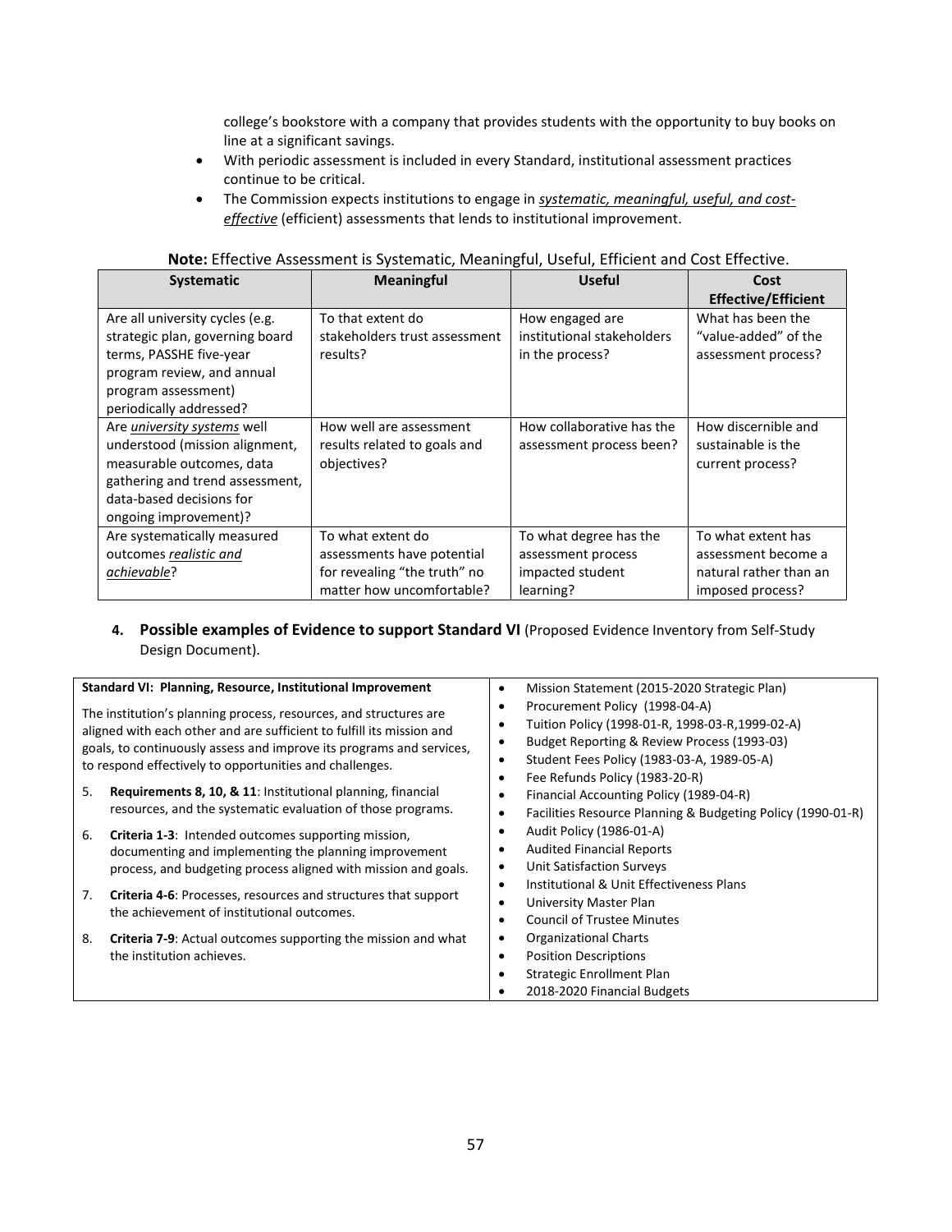college's bookstore with a company that provides students with the opportunity to buy books on line at a significant savings.

- With periodic assessment is included in every Standard, institutional assessment practices continue to be critical.
- The Commission expects institutions to engage in ***systematic, meaningful, useful, and cost-effective*** (efficient) assessments that lends to institutional improvement.

**Note:** Effective Assessment is Systematic, Meaningful, Useful, Efficient and Cost Effective.

| Systematic | Meaningful | Useful | Cost Effective/Efficient |
|---|---|---|---|
| Are all university cycles (e.g. strategic plan, governing board terms, PASSHE five-year program review, and annual program assessment) periodically addressed? | To that extent do stakeholders trust assessment results? | How engaged are institutional stakeholders in the process? | What has been the "value-added" of the assessment process? |
| Are *university systems* well understood (mission alignment, measurable outcomes, data gathering and trend assessment, data-based decisions for ongoing improvement)? | How well are assessment results related to goals and objectives? | How collaborative has the assessment process been? | How discernible and sustainable is the current process? |
| Are systematically measured outcomes *realistic and achievable*? | To what extent do assessments have potential for revealing "the truth" no matter how uncomfortable? | To what degree has the assessment process impacted student learning? | To what extent has assessment become a natural rather than an imposed process? |

4. **Possible examples of Evidence to support Standard VI** (Proposed Evidence Inventory from Self-Study Design Document).

| Standard VI: Planning, Resource, Institutional Improvement | |
|---|---|
| The institution's planning process, resources, and structures are aligned with each other and are sufficient to fulfill its mission and goals, to continuously assess and improve its programs and services, to respond effectively to opportunities and challenges.<br><br>5. **Requirements 8, 10, & 11**: Institutional planning, financial resources, and the systematic evaluation of those programs.<br>6. **Criteria 1-3**: Intended outcomes supporting mission, documenting and implementing the planning improvement process, and budgeting process aligned with mission and goals.<br>7. **Criteria 4-6**: Processes, resources and structures that support the achievement of institutional outcomes.<br>8. **Criteria 7-9**: Actual outcomes supporting the mission and what the institution achieves. | • Mission Statement (2015-2020 Strategic Plan)<br>• Procurement Policy (1998-04-A)<br>• Tuition Policy (1998-01-R, 1998-03-R,1999-02-A)<br>• Budget Reporting & Review Process (1993-03)<br>• Student Fees Policy (1983-03-A, 1989-05-A)<br>• Fee Refunds Policy (1983-20-R)<br>• Financial Accounting Policy (1989-04-R)<br>• Facilities Resource Planning & Budgeting Policy (1990-01-R)<br>• Audit Policy (1986-01-A)<br>• Audited Financial Reports<br>• Unit Satisfaction Surveys<br>• Institutional & Unit Effectiveness Plans<br>• University Master Plan<br>• Council of Trustee Minutes<br>• Organizational Charts<br>• Position Descriptions<br>• Strategic Enrollment Plan<br>• 2018-2020 Financial Budgets |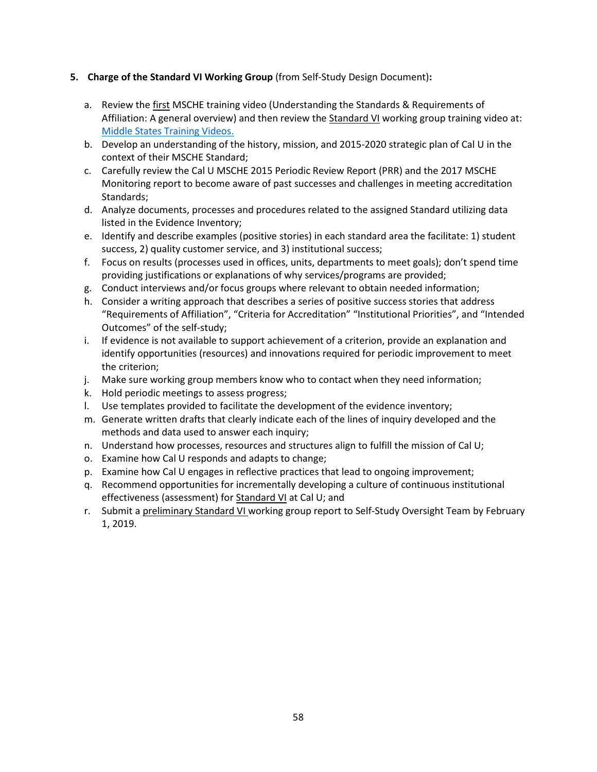5. **Charge of the Standard VI Working Group** (from Self-Study Design Document)**:**

   a. Review the first MSCHE training video (Understanding the Standards & Requirements of Affiliation: A general overview) and then review the Standard VI working group training video at: [Middle States Training Videos.](Middle States Training Videos.)
   b. Develop an understanding of the history, mission, and 2015-2020 strategic plan of Cal U in the context of their MSCHE Standard;
   c. Carefully review the Cal U MSCHE 2015 Periodic Review Report (PRR) and the 2017 MSCHE Monitoring report to become aware of past successes and challenges in meeting accreditation Standards;
   d. Analyze documents, processes and procedures related to the assigned Standard utilizing data listed in the Evidence Inventory;
   e. Identify and describe examples (positive stories) in each standard area the facilitate: 1) student success, 2) quality customer service, and 3) institutional success;
   f. Focus on results (processes used in offices, units, departments to meet goals); don't spend time providing justifications or explanations of why services/programs are provided;
   g. Conduct interviews and/or focus groups where relevant to obtain needed information;
   h. Consider a writing approach that describes a series of positive success stories that address "Requirements of Affiliation", "Criteria for Accreditation" "Institutional Priorities", and "Intended Outcomes" of the self-study;
   i. If evidence is not available to support achievement of a criterion, provide an explanation and identify opportunities (resources) and innovations required for periodic improvement to meet the criterion;
   j. Make sure working group members know who to contact when they need information;
   k. Hold periodic meetings to assess progress;
   l. Use templates provided to facilitate the development of the evidence inventory;
   m. Generate written drafts that clearly indicate each of the lines of inquiry developed and the methods and data used to answer each inquiry;
   n. Understand how processes, resources and structures align to fulfill the mission of Cal U;
   o. Examine how Cal U responds and adapts to change;
   p. Examine how Cal U engages in reflective practices that lead to ongoing improvement;
   q. Recommend opportunities for incrementally developing a culture of continuous institutional effectiveness (assessment) for Standard VI at Cal U; and
   r. Submit a preliminary Standard VI working group report to Self-Study Oversight Team by February 1, 2019.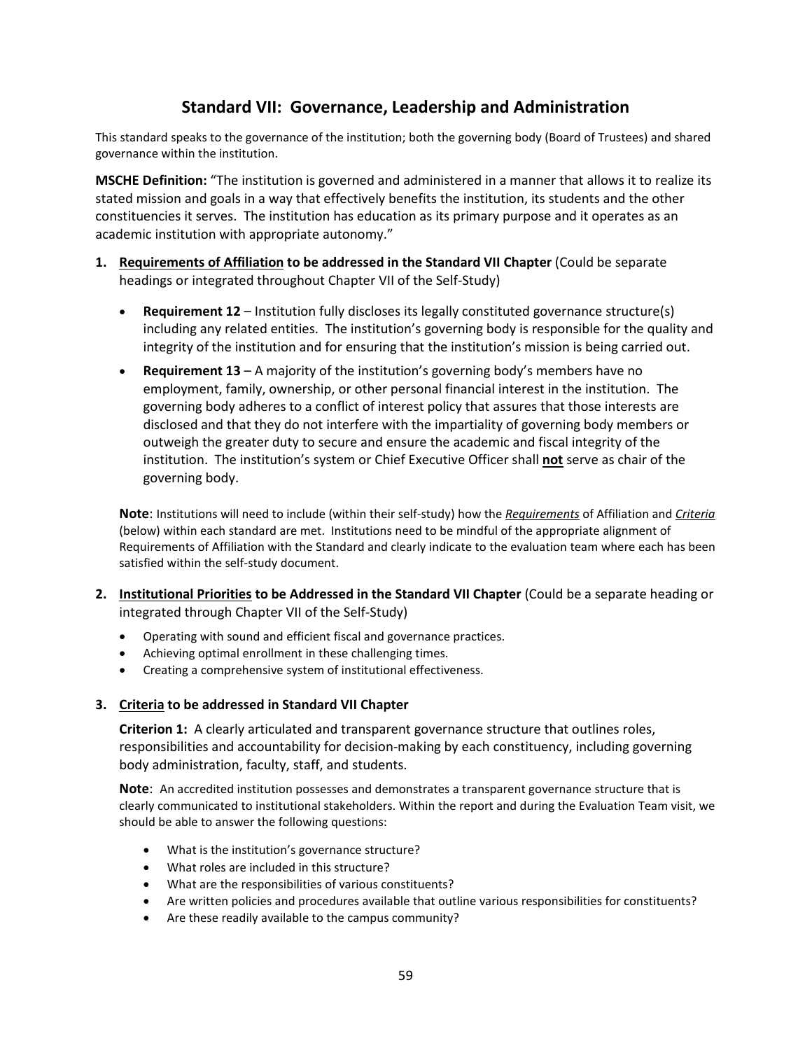# Standard VII: Governance, Leadership and Administration

This standard speaks to the governance of the institution; both the governing body (Board of Trustees) and shared governance within the institution.

**MSCHE Definition:** "The institution is governed and administered in a manner that allows it to realize its stated mission and goals in a way that effectively benefits the institution, its students and the other constituencies it serves. The institution has education as its primary purpose and it operates as an academic institution with appropriate autonomy."

1. **Requirements of Affiliation to be addressed in the Standard VII Chapter** (Could be separate headings or integrated throughout Chapter VII of the Self-Study)

   - **Requirement 12** – Institution fully discloses its legally constituted governance structure(s) including any related entities. The institution's governing body is responsible for the quality and integrity of the institution and for ensuring that the institution's mission is being carried out.
   - **Requirement 13** – A majority of the institution's governing body's members have no employment, family, ownership, or other personal financial interest in the institution. The governing body adheres to a conflict of interest policy that assures that those interests are disclosed and that they do not interfere with the impartiality of governing body members or outweigh the greater duty to secure and ensure the academic and fiscal integrity of the institution. The institution's system or Chief Executive Officer shall **not** serve as chair of the governing body.

   **Note**: Institutions will need to include (within their self-study) how the ***Requirements*** of Affiliation and ***Criteria*** (below) within each standard are met. Institutions need to be mindful of the appropriate alignment of Requirements of Affiliation with the Standard and clearly indicate to the evaluation team where each has been satisfied within the self-study document.

2. **Institutional Priorities to be Addressed in the Standard VII Chapter** (Could be a separate heading or integrated through Chapter VII of the Self-Study)

   - Operating with sound and efficient fiscal and governance practices.
   - Achieving optimal enrollment in these challenging times.
   - Creating a comprehensive system of institutional effectiveness.

3. **Criteria to be addressed in Standard VII Chapter**

   **Criterion 1:** A clearly articulated and transparent governance structure that outlines roles, responsibilities and accountability for decision-making by each constituency, including governing body administration, faculty, staff, and students.

   **Note**: An accredited institution possesses and demonstrates a transparent governance structure that is clearly communicated to institutional stakeholders. Within the report and during the Evaluation Team visit, we should be able to answer the following questions:

   - What is the institution's governance structure?
   - What roles are included in this structure?
   - What are the responsibilities of various constituents?
   - Are written policies and procedures available that outline various responsibilities for constituents?
   - Are these readily available to the campus community?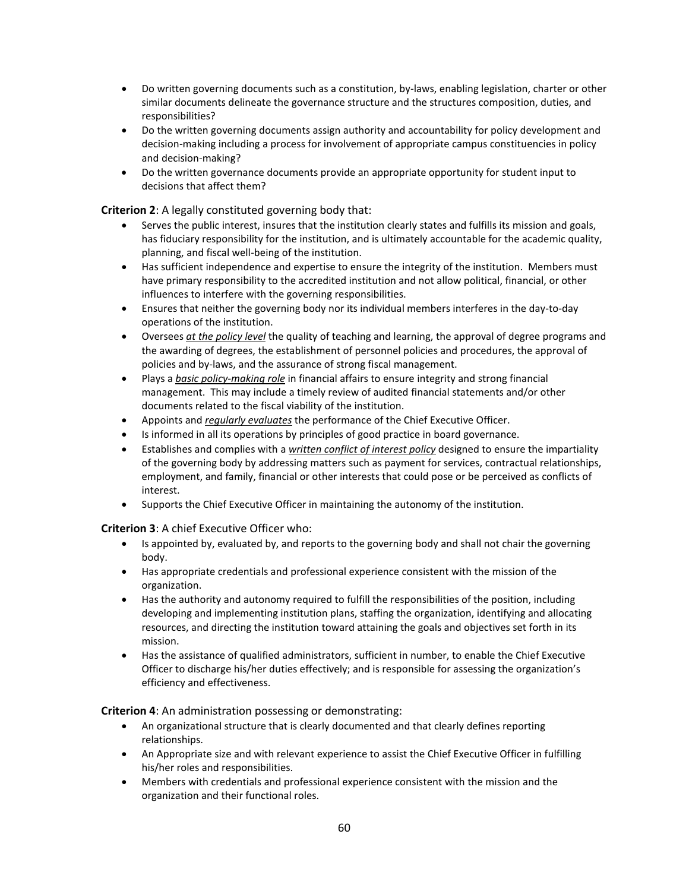- Do written governing documents such as a constitution, by-laws, enabling legislation, charter or other similar documents delineate the governance structure and the structures composition, duties, and responsibilities?
- Do the written governing documents assign authority and accountability for policy development and decision-making including a process for involvement of appropriate campus constituencies in policy and decision-making?
- Do the written governance documents provide an appropriate opportunity for student input to decisions that affect them?

**Criterion 2**: A legally constituted governing body that:

- Serves the public interest, insures that the institution clearly states and fulfills its mission and goals, has fiduciary responsibility for the institution, and is ultimately accountable for the academic quality, planning, and fiscal well-being of the institution.
- Has sufficient independence and expertise to ensure the integrity of the institution. Members must have primary responsibility to the accredited institution and not allow political, financial, or other influences to interfere with the governing responsibilities.
- Ensures that neither the governing body nor its individual members interferes in the day-to-day operations of the institution.
- Oversees <u>*at the policy level*</u> the quality of teaching and learning, the approval of degree programs and the awarding of degrees, the establishment of personnel policies and procedures, the approval of policies and by-laws, and the assurance of strong fiscal management.
- Plays a <u>*basic policy-making role*</u> in financial affairs to ensure integrity and strong financial management. This may include a timely review of audited financial statements and/or other documents related to the fiscal viability of the institution.
- Appoints and <u>*regularly evaluates*</u> the performance of the Chief Executive Officer.
- Is informed in all its operations by principles of good practice in board governance.
- Establishes and complies with a <u>*written conflict of interest policy*</u> designed to ensure the impartiality of the governing body by addressing matters such as payment for services, contractual relationships, employment, and family, financial or other interests that could pose or be perceived as conflicts of interest.
- Supports the Chief Executive Officer in maintaining the autonomy of the institution.

**Criterion 3**: A chief Executive Officer who:

- Is appointed by, evaluated by, and reports to the governing body and shall not chair the governing body.
- Has appropriate credentials and professional experience consistent with the mission of the organization.
- Has the authority and autonomy required to fulfill the responsibilities of the position, including developing and implementing institution plans, staffing the organization, identifying and allocating resources, and directing the institution toward attaining the goals and objectives set forth in its mission.
- Has the assistance of qualified administrators, sufficient in number, to enable the Chief Executive Officer to discharge his/her duties effectively; and is responsible for assessing the organization's efficiency and effectiveness.

**Criterion 4**: An administration possessing or demonstrating:

- An organizational structure that is clearly documented and that clearly defines reporting relationships.
- An Appropriate size and with relevant experience to assist the Chief Executive Officer in fulfilling his/her roles and responsibilities.
- Members with credentials and professional experience consistent with the mission and the organization and their functional roles.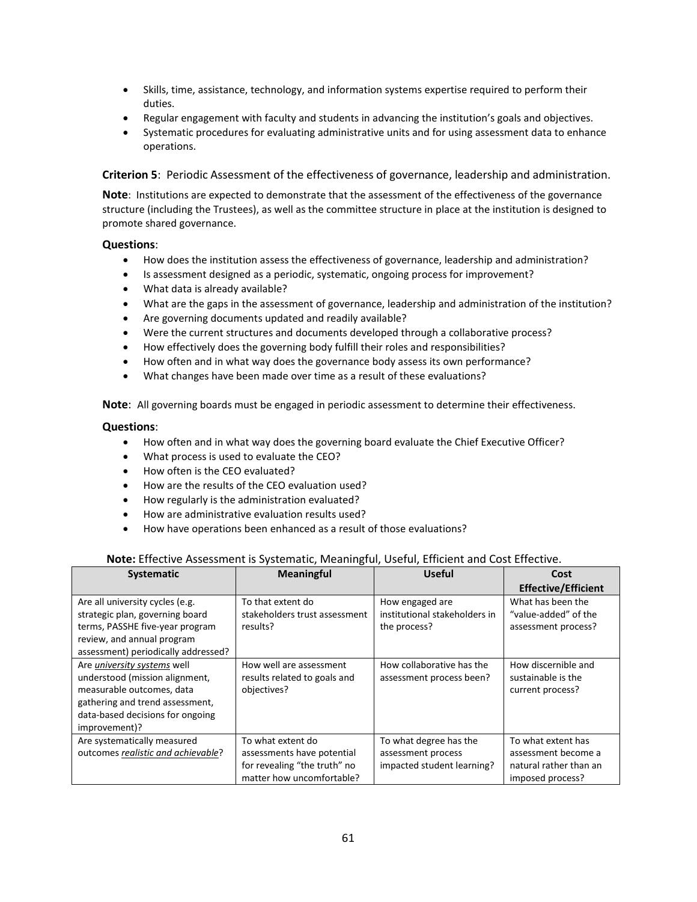- Skills, time, assistance, technology, and information systems expertise required to perform their duties.
- Regular engagement with faculty and students in advancing the institution's goals and objectives.
- Systematic procedures for evaluating administrative units and for using assessment data to enhance operations.

**Criterion 5**: Periodic Assessment of the effectiveness of governance, leadership and administration.

**Note**: Institutions are expected to demonstrate that the assessment of the effectiveness of the governance structure (including the Trustees), as well as the committee structure in place at the institution is designed to promote shared governance.

**Questions**:

- How does the institution assess the effectiveness of governance, leadership and administration?
- Is assessment designed as a periodic, systematic, ongoing process for improvement?
- What data is already available?
- What are the gaps in the assessment of governance, leadership and administration of the institution?
- Are governing documents updated and readily available?
- Were the current structures and documents developed through a collaborative process?
- How effectively does the governing body fulfill their roles and responsibilities?
- How often and in what way does the governance body assess its own performance?
- What changes have been made over time as a result of these evaluations?

**Note**: All governing boards must be engaged in periodic assessment to determine their effectiveness.

**Questions**:

- How often and in what way does the governing board evaluate the Chief Executive Officer?
- What process is used to evaluate the CEO?
- How often is the CEO evaluated?
- How are the results of the CEO evaluation used?
- How regularly is the administration evaluated?
- How are administrative evaluation results used?
- How have operations been enhanced as a result of those evaluations?

**Note:** Effective Assessment is Systematic, Meaningful, Useful, Efficient and Cost Effective.

| Systematic | Meaningful | Useful | Cost Effective/Efficient |
|---|---|---|---|
| Are all university cycles (e.g. strategic plan, governing board terms, PASSHE five-year program review, and annual program assessment) periodically addressed? | To that extent do stakeholders trust assessment results? | How engaged are institutional stakeholders in the process? | What has been the "value-added" of the assessment process? |
| Are ***university systems*** well understood (mission alignment, measurable outcomes, data gathering and trend assessment, data-based decisions for ongoing improvement)? | How well are assessment results related to goals and objectives? | How collaborative has the assessment process been? | How discernible and sustainable is the current process? |
| Are systematically measured outcomes *realistic and achievable*? | To what extent do assessments have potential for revealing "the truth" no matter how uncomfortable? | To what degree has the assessment process impacted student learning? | To what extent has assessment become a natural rather than an imposed process? |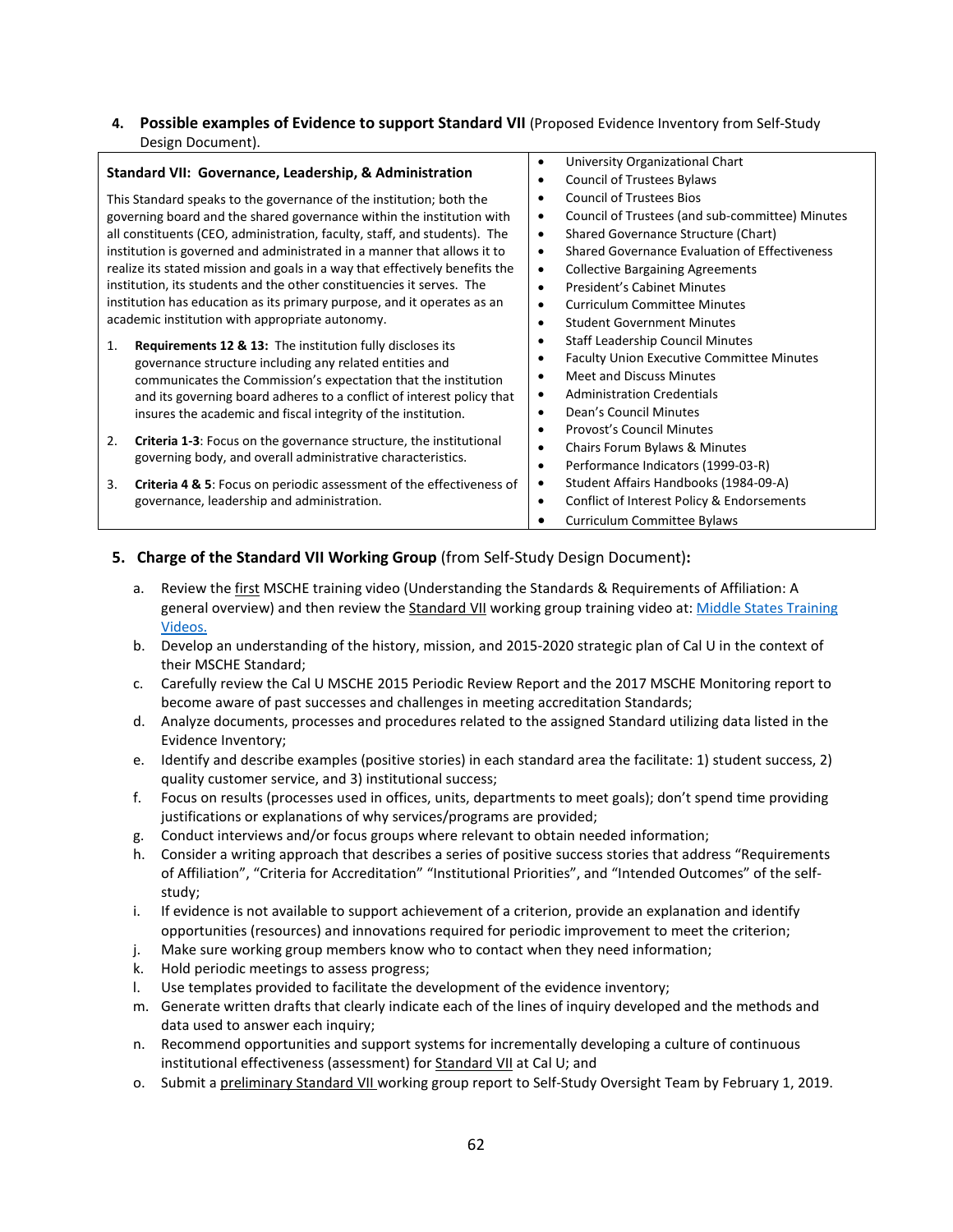4. **Possible examples of Evidence to support Standard VII** (Proposed Evidence Inventory from Self-Study Design Document).

| | |
|---|---|
| **Standard VII: Governance, Leadership, & Administration**<br><br>This Standard speaks to the governance of the institution; both the governing board and the shared governance within the institution with all constituents (CEO, administration, faculty, staff, and students). The institution is governed and administrated in a manner that allows it to realize its stated mission and goals in a way that effectively benefits the institution, its students and the other constituencies it serves. The institution has education as its primary purpose, and it operates as an academic institution with appropriate autonomy.<br><br>1. **Requirements 12 & 13:** The institution fully discloses its governance structure including any related entities and communicates the Commission's expectation that the institution and its governing board adheres to a conflict of interest policy that insures the academic and fiscal integrity of the institution.<br>2. **Criteria 1-3**: Focus on the governance structure, the institutional governing body, and overall administrative characteristics.<br>3. **Criteria 4 & 5**: Focus on periodic assessment of the effectiveness of governance, leadership and administration. | • University Organizational Chart<br>• Council of Trustees Bylaws<br>• Council of Trustees Bios<br>• Council of Trustees (and sub-committee) Minutes<br>• Shared Governance Structure (Chart)<br>• Shared Governance Evaluation of Effectiveness<br>• Collective Bargaining Agreements<br>• President's Cabinet Minutes<br>• Curriculum Committee Minutes<br>• Student Government Minutes<br>• Staff Leadership Council Minutes<br>• Faculty Union Executive Committee Minutes<br>• Meet and Discuss Minutes<br>• Administration Credentials<br>• Dean's Council Minutes<br>• Provost's Council Minutes<br>• Chairs Forum Bylaws & Minutes<br>• Performance Indicators (1999-03-R)<br>• Student Affairs Handbooks (1984-09-A)<br>• Conflict of Interest Policy & Endorsements<br>• Curriculum Committee Bylaws |

5. **Charge of the Standard VII Working Group** (from Self-Study Design Document)**:**

a. Review the first MSCHE training video (Understanding the Standards & Requirements of Affiliation: A general overview) and then review the Standard VII working group training video at: Middle States Training Videos.
b. Develop an understanding of the history, mission, and 2015-2020 strategic plan of Cal U in the context of their MSCHE Standard;
c. Carefully review the Cal U MSCHE 2015 Periodic Review Report and the 2017 MSCHE Monitoring report to become aware of past successes and challenges in meeting accreditation Standards;
d. Analyze documents, processes and procedures related to the assigned Standard utilizing data listed in the Evidence Inventory;
e. Identify and describe examples (positive stories) in each standard area the facilitate: 1) student success, 2) quality customer service, and 3) institutional success;
f. Focus on results (processes used in offices, units, departments to meet goals); don't spend time providing justifications or explanations of why services/programs are provided;
g. Conduct interviews and/or focus groups where relevant to obtain needed information;
h. Consider a writing approach that describes a series of positive success stories that address "Requirements of Affiliation", "Criteria for Accreditation" "Institutional Priorities", and "Intended Outcomes" of the self-study;
i. If evidence is not available to support achievement of a criterion, provide an explanation and identify opportunities (resources) and innovations required for periodic improvement to meet the criterion;
j. Make sure working group members know who to contact when they need information;
k. Hold periodic meetings to assess progress;
l. Use templates provided to facilitate the development of the evidence inventory;
m. Generate written drafts that clearly indicate each of the lines of inquiry developed and the methods and data used to answer each inquiry;
n. Recommend opportunities and support systems for incrementally developing a culture of continuous institutional effectiveness (assessment) for Standard VII at Cal U; and
o. Submit a preliminary Standard VII working group report to Self-Study Oversight Team by February 1, 2019.